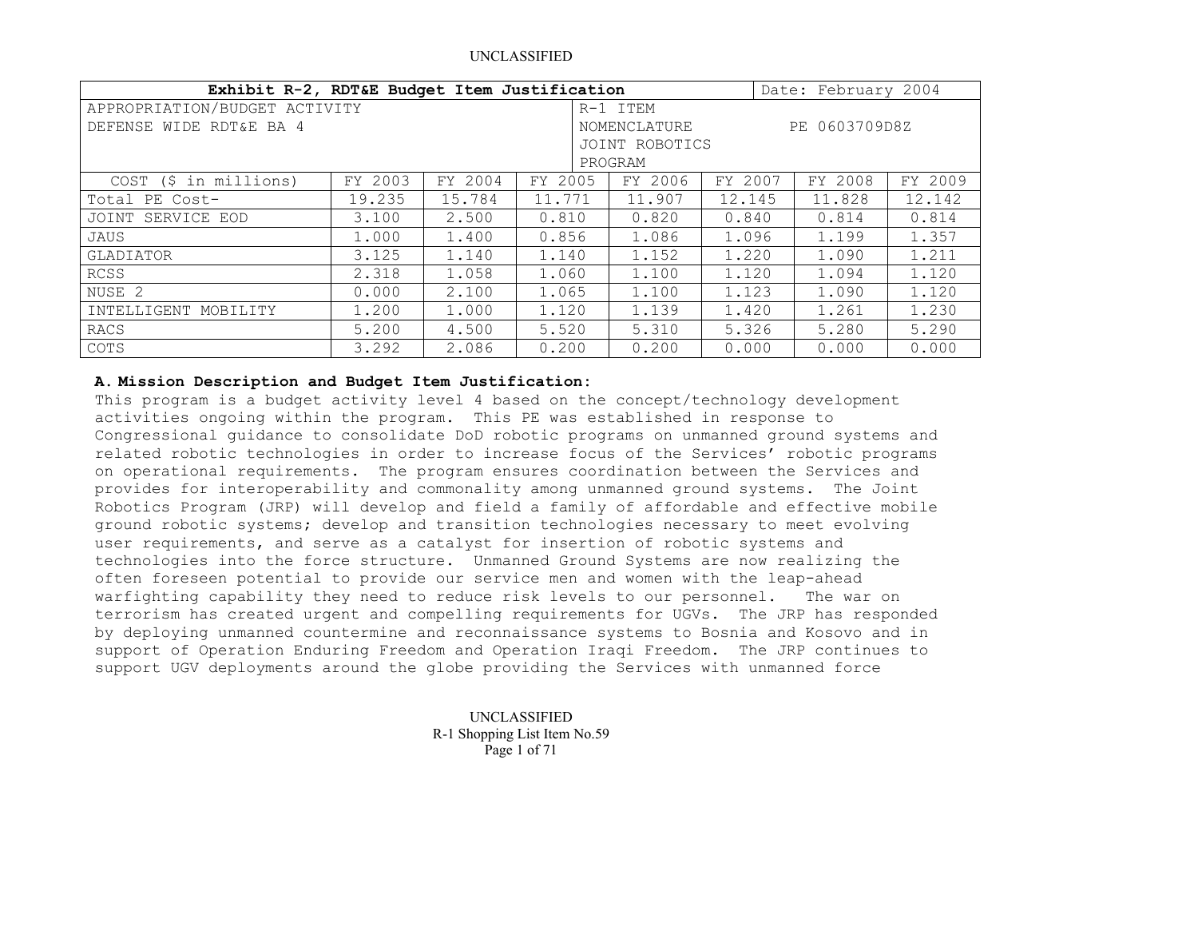| Exhibit R-2, RDT&E Budget Item Justification | | | | | | | Date: February 2004 |
|---|---|---|---|---|---|---|---|
| APPROPRIATION/BUDGET ACTIVITY<br>DEFENSE WIDE RDT&E BA 4 | | | | R-1 ITEM NOMENCLATURE<br>JOINT ROBOTICS PROGRAM | | | PE 0603709D8Z |
| COST ($ in millions) | FY 2003 | FY 2004 | FY 2005 | FY 2006 | FY 2007 | FY 2008 | FY 2009 |
| Total PE Cost- | 19.235 | 15.784 | 11.771 | 11.907 | 12.145 | 11.828 | 12.142 |
| JOINT SERVICE EOD | 3.100 | 2.500 | 0.810 | 0.820 | 0.840 | 0.814 | 0.814 |
| JAUS | 1.000 | 1.400 | 0.856 | 1.086 | 1.096 | 1.199 | 1.357 |
| GLADIATOR | 3.125 | 1.140 | 1.140 | 1.152 | 1.220 | 1.090 | 1.211 |
| RCSS | 2.318 | 1.058 | 1.060 | 1.100 | 1.120 | 1.094 | 1.120 |
| NUSE 2 | 0.000 | 2.100 | 1.065 | 1.100 | 1.123 | 1.090 | 1.120 |
| INTELLIGENT MOBILITY | 1.200 | 1.000 | 1.120 | 1.139 | 1.420 | 1.261 | 1.230 |
| RACS | 5.200 | 4.500 | 5.520 | 5.310 | 5.326 | 5.280 | 5.290 |
| COTS | 3.292 | 2.086 | 0.200 | 0.200 | 0.000 | 0.000 | 0.000 |

**A. Mission Description and Budget Item Justification:**

This program is a budget activity level 4 based on the concept/technology development activities ongoing within the program. This PE was established in response to Congressional guidance to consolidate DoD robotic programs on unmanned ground systems and related robotic technologies in order to increase focus of the Services' robotic programs on operational requirements. The program ensures coordination between the Services and provides for interoperability and commonality among unmanned ground systems. The Joint Robotics Program (JRP) will develop and field a family of affordable and effective mobile ground robotic systems; develop and transition technologies necessary to meet evolving user requirements, and serve as a catalyst for insertion of robotic systems and technologies into the force structure. Unmanned Ground Systems are now realizing the often foreseen potential to provide our service men and women with the leap-ahead warfighting capability they need to reduce risk levels to our personnel. The war on terrorism has created urgent and compelling requirements for UGVs. The JRP has responded by deploying unmanned countermine and reconnaissance systems to Bosnia and Kosovo and in support of Operation Enduring Freedom and Operation Iraqi Freedom. The JRP continues to support UGV deployments around the globe providing the Services with unmanned force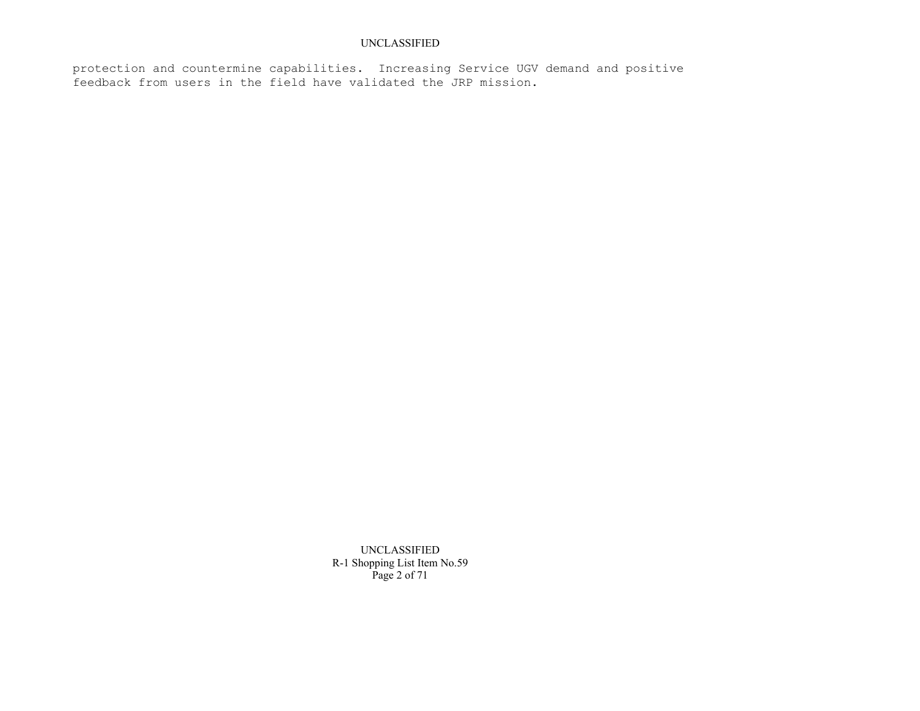protection and countermine capabilities. Increasing Service UGV demand and positive feedback from users in the field have validated the JRP mission.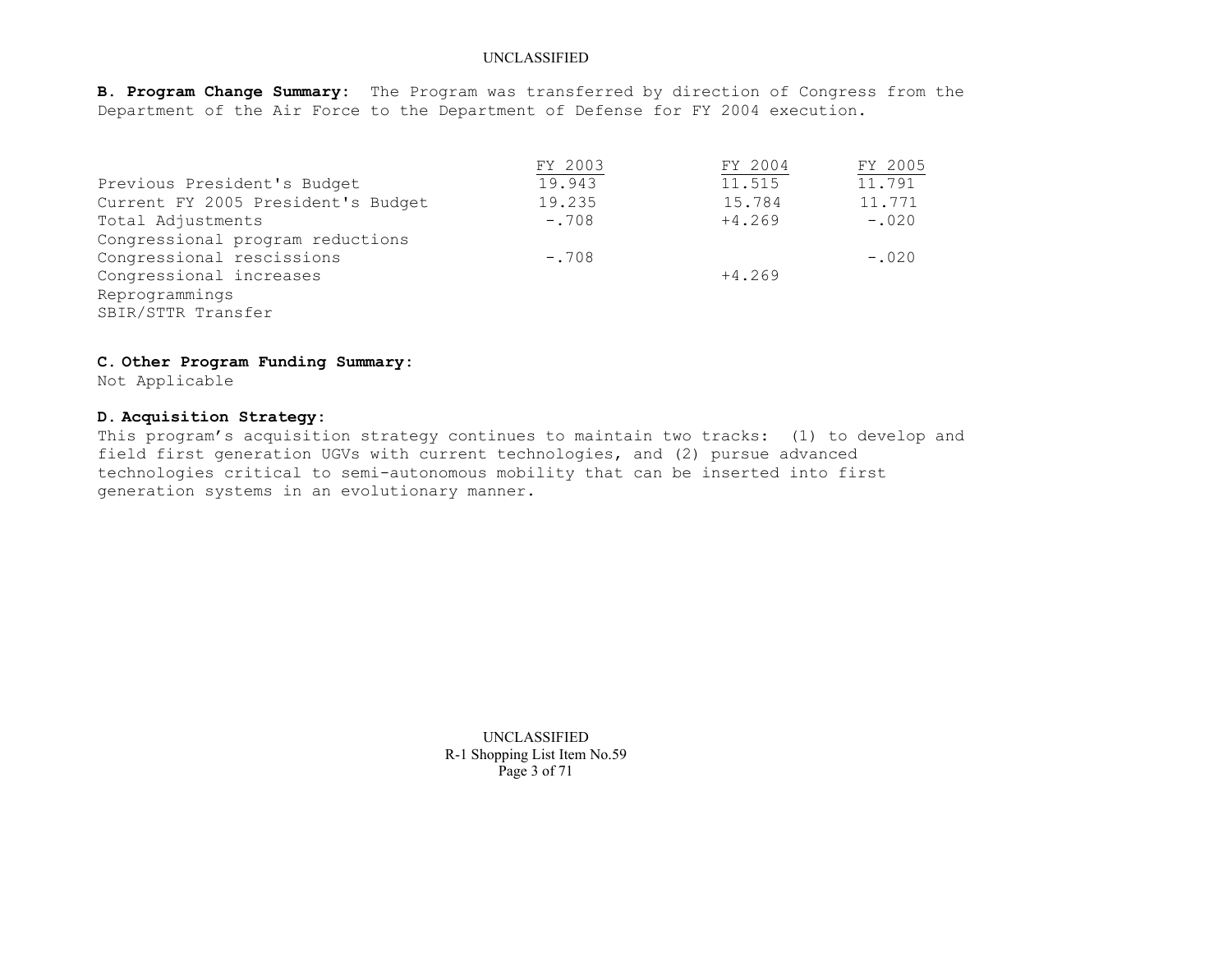**B. Program Change Summary:** The Program was transferred by direction of Congress from the Department of the Air Force to the Department of Defense for FY 2004 execution.

| | FY 2003 | FY 2004 | FY 2005 |
|---|---|---|---|
| Previous President's Budget | 19.943 | 11.515 | 11.791 |
| Current FY 2005 President's Budget | 19.235 | 15.784 | 11.771 |
| Total Adjustments | -.708 | +4.269 | -.020 |
| Congressional program reductions | | | |
| Congressional rescissions | -.708 | | -.020 |
| Congressional increases | | +4.269 | |
| Reprogrammings | | | |
| SBIR/STTR Transfer | | | |

**C. Other Program Funding Summary:**
Not Applicable

**D. Acquisition Strategy:**
This program's acquisition strategy continues to maintain two tracks: (1) to develop and field first generation UGVs with current technologies, and (2) pursue advanced technologies critical to semi-autonomous mobility that can be inserted into first generation systems in an evolutionary manner.

R-1 Shopping List Item No.59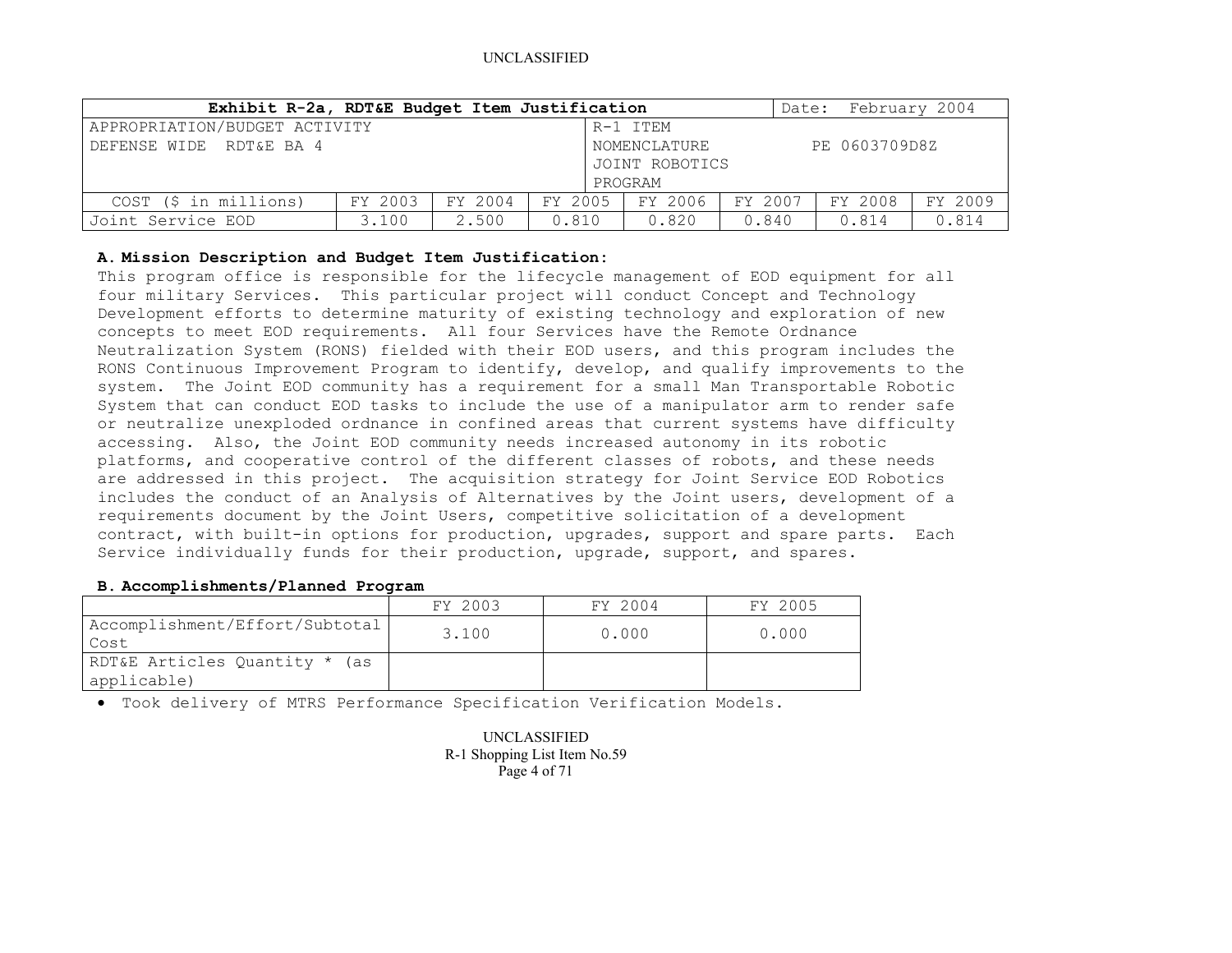UNCLASSIFIED

| Exhibit R-2a, RDT&E Budget Item Justification | | | | | | | Date: February 2004 |
|---|---|---|---|---|---|---|---|
| APPROPRIATION/BUDGET ACTIVITY<br>DEFENSE WIDE RDT&E BA 4 | | | | R-1 ITEM NOMENCLATURE<br>JOINT ROBOTICS PROGRAM | | | PE 0603709D8Z |
| COST ($ in millions) | FY 2003 | FY 2004 | FY 2005 | FY 2006 | FY 2007 | FY 2008 | FY 2009 |
| Joint Service EOD | 3.100 | 2.500 | 0.810 | 0.820 | 0.840 | 0.814 | 0.814 |

**A. Mission Description and Budget Item Justification:**

This program office is responsible for the lifecycle management of EOD equipment for all four military Services. This particular project will conduct Concept and Technology Development efforts to determine maturity of existing technology and exploration of new concepts to meet EOD requirements. All four Services have the Remote Ordnance Neutralization System (RONS) fielded with their EOD users, and this program includes the RONS Continuous Improvement Program to identify, develop, and qualify improvements to the system. The Joint EOD community has a requirement for a small Man Transportable Robotic System that can conduct EOD tasks to include the use of a manipulator arm to render safe or neutralize unexploded ordnance in confined areas that current systems have difficulty accessing. Also, the Joint EOD community needs increased autonomy in its robotic platforms, and cooperative control of the different classes of robots, and these needs are addressed in this project. The acquisition strategy for Joint Service EOD Robotics includes the conduct of an Analysis of Alternatives by the Joint users, development of a requirements document by the Joint Users, competitive solicitation of a development contract, with built-in options for production, upgrades, support and spare parts. Each Service individually funds for their production, upgrade, support, and spares.

**B. Accomplishments/Planned Program**

| | FY 2003 | FY 2004 | FY 2005 |
|---|---|---|---|
| Accomplishment/Effort/Subtotal Cost | 3.100 | 0.000 | 0.000 |
| RDT&E Articles Quantity * (as applicable) | | | |

- Took delivery of MTRS Performance Specification Verification Models.

UNCLASSIFIED
R-1 Shopping List Item No.59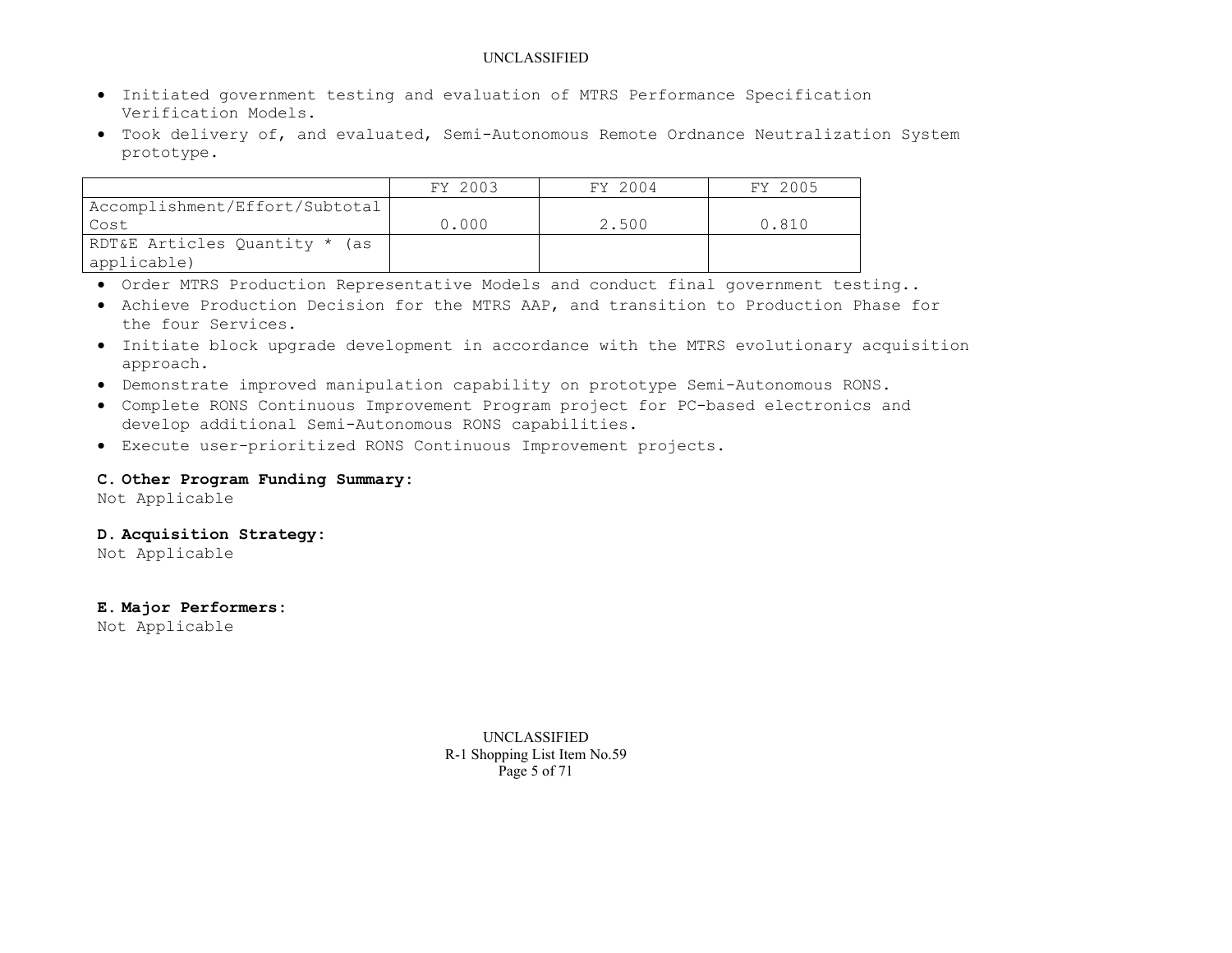- Initiated government testing and evaluation of MTRS Performance Specification Verification Models.
- Took delivery of, and evaluated, Semi-Autonomous Remote Ordnance Neutralization System prototype.

| | FY 2003 | FY 2004 | FY 2005 |
|---|---|---|---|
| Accomplishment/Effort/Subtotal Cost | 0.000 | 2.500 | 0.810 |
| RDT&E Articles Quantity * (as applicable) | | | |

- Order MTRS Production Representative Models and conduct final government testing..
- Achieve Production Decision for the MTRS AAP, and transition to Production Phase for the four Services.
- Initiate block upgrade development in accordance with the MTRS evolutionary acquisition approach.
- Demonstrate improved manipulation capability on prototype Semi-Autonomous RONS.
- Complete RONS Continuous Improvement Program project for PC-based electronics and develop additional Semi-Autonomous RONS capabilities.
- Execute user-prioritized RONS Continuous Improvement projects.

**C. Other Program Funding Summary:**
Not Applicable

**D. Acquisition Strategy:**
Not Applicable

**E. Major Performers:**
Not Applicable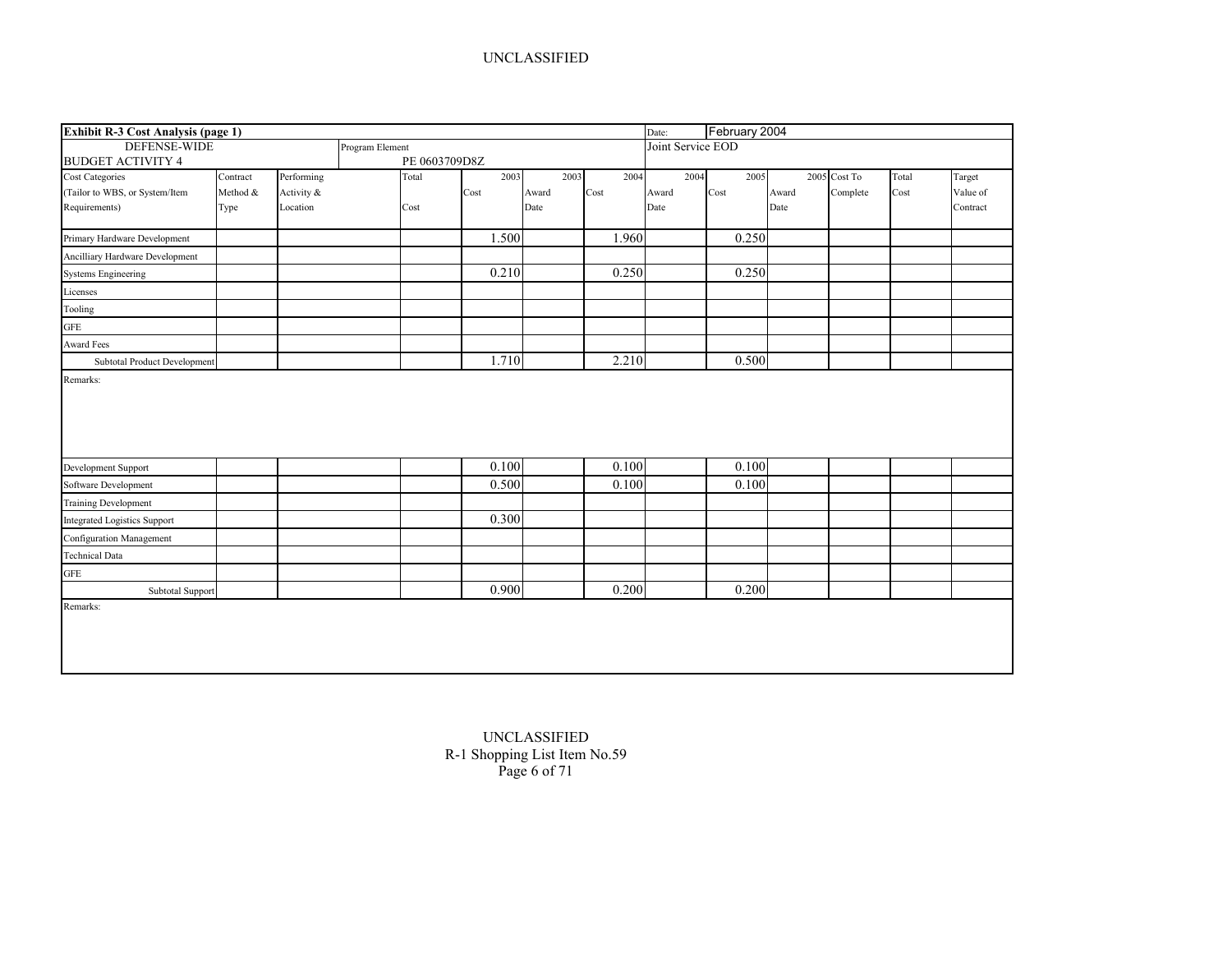UNCLASSIFIED

| **Exhibit R-3 Cost Analysis (page 1)** | | | | | | | | Date: | February 2004 | | | | |
|---|---|---|---|---|---|---|---|---|---|---|---|---|---|
| DEFENSE-WIDE<br>BUDGET ACTIVITY 4 | | | Program Element<br>PE 0603709D8Z | | | | | Joint Service EOD | | | | | |
| Cost Categories (Tailor to WBS, or System/Item Requirements) | Contract Method & Type | Performing Activity & Location | | Total Cost | 2003 Cost | 2003 Award Date | 2004 Cost | 2004 Award Date | 2005 Cost | 2005 Award Date | Cost To Complete | Total Cost | Target Value of Contract |
| Primary Hardware Development | | | | | 1.500 | | 1.960 | | 0.250 | | | | |
| Ancilliary Hardware Development | | | | | | | | | | | | | |
| Systems Engineering | | | | | 0.210 | | 0.250 | | 0.250 | | | | |
| Licenses | | | | | | | | | | | | | |
| Tooling | | | | | | | | | | | | | |
| GFE | | | | | | | | | | | | | |
| Award Fees | | | | | | | | | | | | | |
| Subtotal Product Development | | | | | 1.710 | | 2.210 | | 0.500 | | | | |

Remarks:

| Cost Categories | Contract Method & Type | Performing Activity & Location | | Total Cost | 2003 Cost | 2003 Award Date | 2004 Cost | 2004 Award Date | 2005 Cost | 2005 Award Date | Cost To Complete | Total Cost | Target Value of Contract |
|---|---|---|---|---|---|---|---|---|---|---|---|---|---|
| Development Support | | | | | 0.100 | | 0.100 | | 0.100 | | | | |
| Software Development | | | | | 0.500 | | 0.100 | | 0.100 | | | | |
| Training Development | | | | | | | | | | | | | |
| Integrated Logistics Support | | | | | 0.300 | | | | | | | | |
| Configuration Management | | | | | | | | | | | | | |
| Technical Data | | | | | | | | | | | | | |
| GFE | | | | | | | | | | | | | |
| Subtotal Support | | | | | 0.900 | | 0.200 | | 0.200 | | | | |

Remarks:

UNCLASSIFIED
R-1 Shopping List Item No.59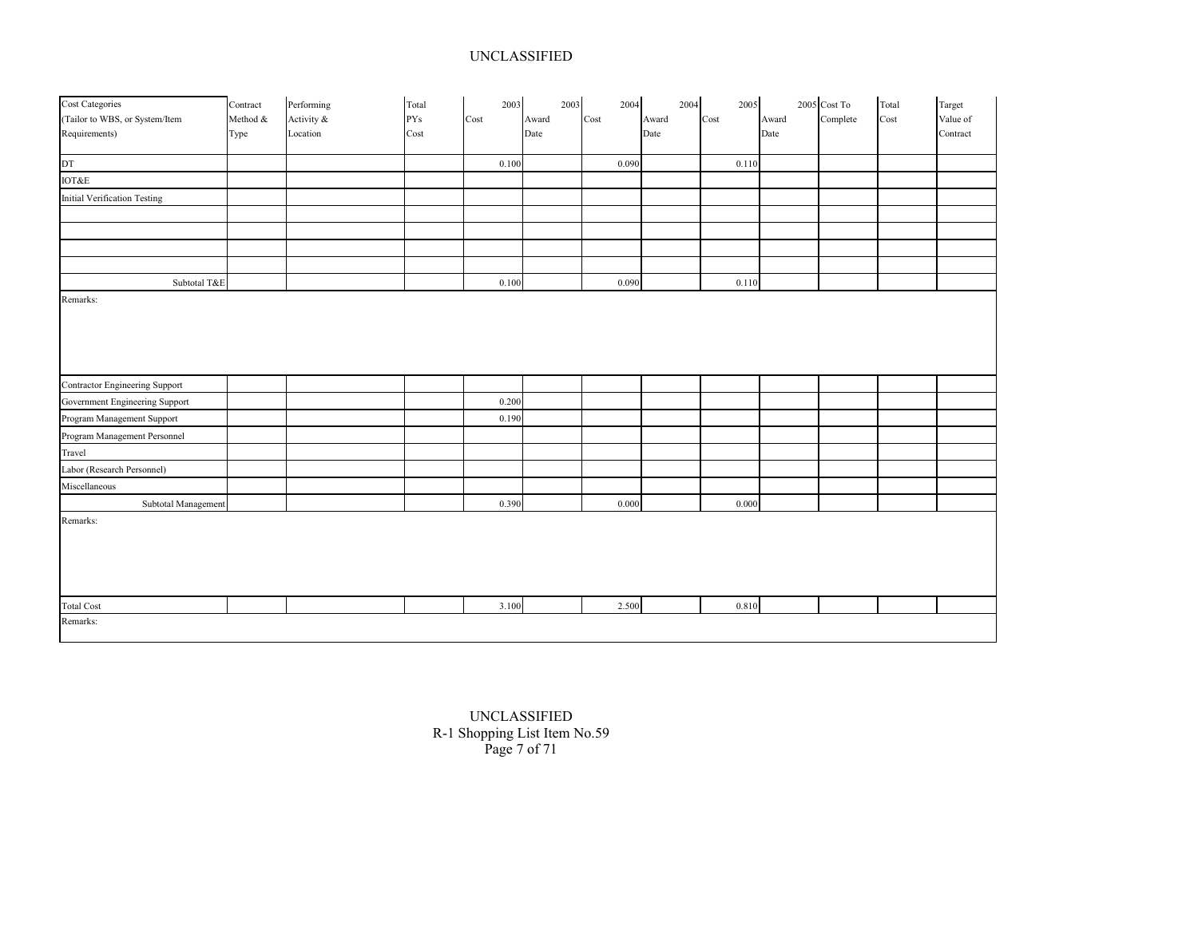UNCLASSIFIED

| Cost Categories (Tailor to WBS, or System/Item Requirements) | Contract Method & Type | Performing Activity & Location | Total PYs Cost | 2003 Cost | 2003 Award Date | 2004 Cost | 2004 Award Date | 2005 Cost | 2005 Award Date | Cost To Complete | Total Cost | Target Value of Contract |
|---|---|---|---|---|---|---|---|---|---|---|---|---|
| DT | | | | 0.100 | | 0.090 | | 0.110 | | | | |
| IOT&E | | | | | | | | | | | | |
| Initial Verification Testing | | | | | | | | | | | | |
| | | | | | | | | | | | | |
| | | | | | | | | | | | | |
| | | | | | | | | | | | | |
| | | | | | | | | | | | | |
| Subtotal T&E | | | | 0.100 | | 0.090 | | 0.110 | | | | |
| Remarks: | | | | | | | | | | | | |
| Contractor Engineering Support | | | | | | | | | | | | |
| Government Engineering Support | | | | 0.200 | | | | | | | | |
| Program Management Support | | | | 0.190 | | | | | | | | |
| Program Management Personnel | | | | | | | | | | | | |
| Travel | | | | | | | | | | | | |
| Labor (Research Personnel) | | | | | | | | | | | | |
| Miscellaneous | | | | | | | | | | | | |
| Subtotal Management | | | | 0.390 | | 0.000 | | 0.000 | | | | |
| Remarks: | | | | | | | | | | | | |
| Total Cost | | | | 3.100 | | 2.500 | | 0.810 | | | | |
| Remarks: | | | | | | | | | | | | |

UNCLASSIFIED

R-1 Shopping List Item No.59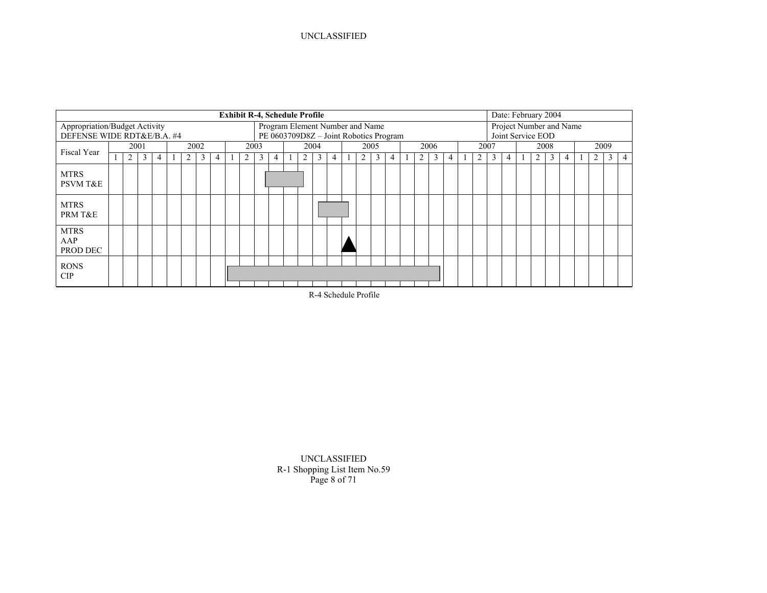| Exhibit R-4, Schedule Profile | | Date: February 2004 |
|---|---|---|
| Appropriation/Budget Activity<br>DEFENSE WIDE RDT&E/B.A. #4 | Program Element Number and Name<br>PE 0603709D8Z – Joint Robotics Program | Project Number and Name<br>Joint Service EOD |

| Fiscal Year | 2001 | | | | 2002 | | | | 2003 | | | | 2004 | | | | 2005 | | | | 2006 | | | | 2007 | | | | 2008 | | | | 2009 | | | |
|---|---|---|---|---|---|---|---|---|---|---|---|---|---|---|---|---|---|---|---|---|---|---|---|---|---|---|---|---|---|---|---|---|---|---|---|---|
| | 1 | 2 | 3 | 4 | 1 | 2 | 3 | 4 | 1 | 2 | 3 | 4 | 1 | 2 | 3 | 4 | 1 | 2 | 3 | 4 | 1 | 2 | 3 | 4 | 1 | 2 | 3 | 4 | 1 | 2 | 3 | 4 | 1 | 2 | 3 | 4 |
| MTRS PSVM T&E | | | | | | | | | | | ■ | ■ | ■ | | | | | | | | | | | | | | | | | | | | | | | |
| MTRS PRM T&E | | | | | | | | | | | | | | | ■ | ■ | | | | | | | | | | | | | | | | | | | | |
| MTRS AAP PROD DEC | | | | | | | | | | | | | | | | | ▲ | | | | | | | | | | | | | | | | | | | |
| RONS CIP | | | | | | | | | ■ | ■ | ■ | ■ | ■ | ■ | ■ | ■ | ■ | ■ | ■ | ■ | ■ | ■ | ■ | | | | | | | | | | | | | |

R-4 Schedule Profile

R-1 Shopping List Item No.59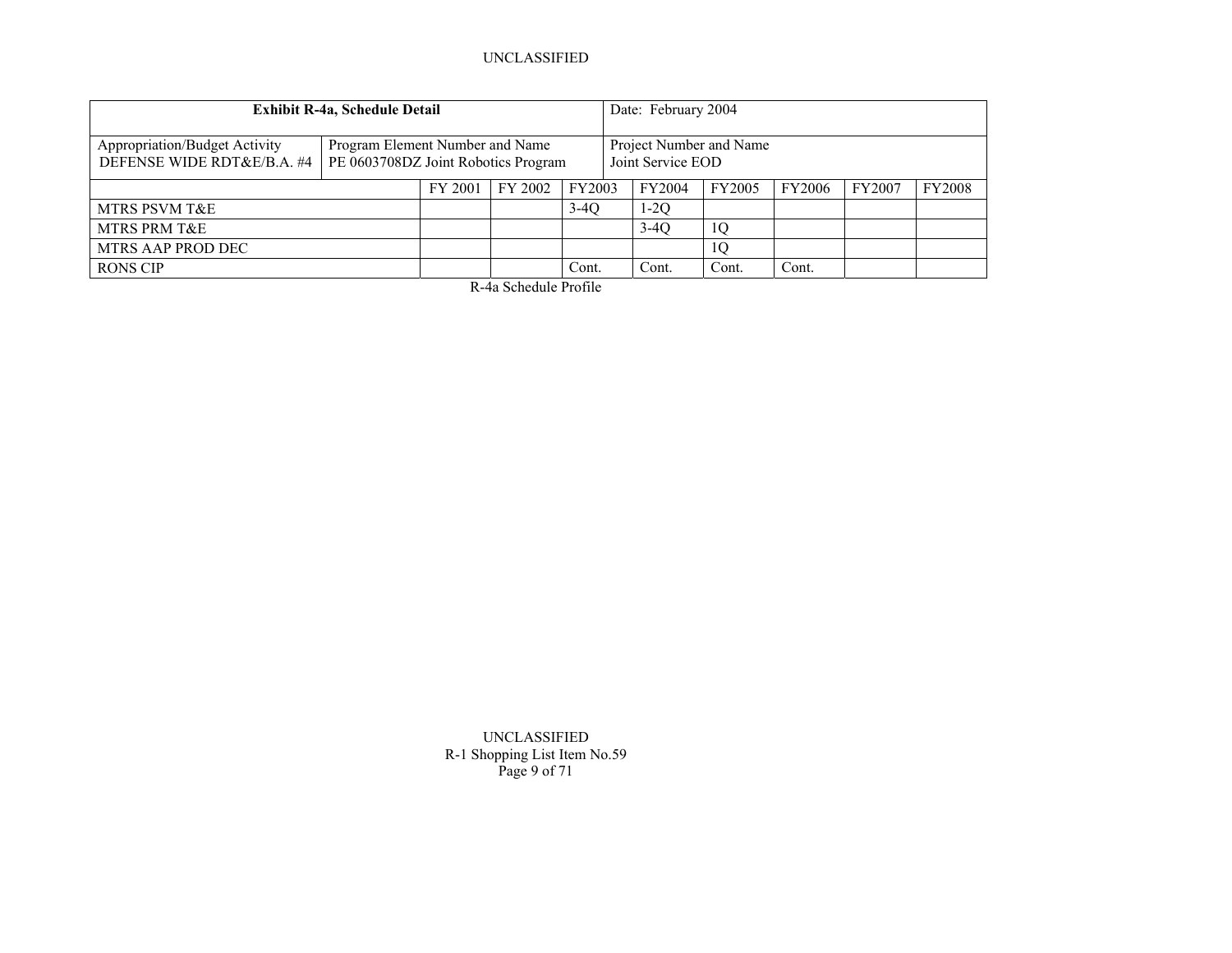| Exhibit R-4a, Schedule Detail | | Date: February 2004 | | | | | | |
|---|---|---|---|---|---|---|---|---|
| Appropriation/Budget Activity<br>DEFENSE WIDE RDT&E/B.A. #4 | Program Element Number and Name<br>PE 0603708DZ Joint Robotics Program | Project Number and Name<br>Joint Service EOD | | | | | | |
| | FY 2001 | FY 2002 | FY2003 | FY2004 | FY2005 | FY2006 | FY2007 | FY2008 |
| MTRS PSVM T&E | | | 3-4Q | 1-2Q | | | | |
| MTRS PRM T&E | | | | 3-4Q | 1Q | | | |
| MTRS AAP PROD DEC | | | | | 1Q | | | |
| RONS CIP | | | Cont. | Cont. | Cont. | Cont. | | |

R-4a Schedule Profile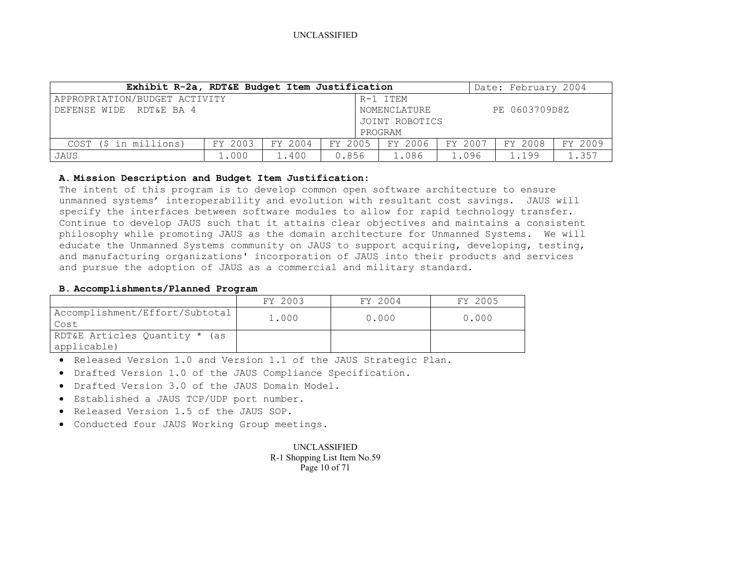| Exhibit R-2a, RDT&E Budget Item Justification | | | | | | Date: February 2004 | |
|---|---|---|---|---|---|---|---|
| APPROPRIATION/BUDGET ACTIVITY<br>DEFENSE WIDE RDT&E BA 4 | | | | R-1 ITEM NOMENCLATURE<br>JOINT ROBOTICS PROGRAM | | PE 0603709D8Z | |
| COST ($ in millions) | FY 2003 | FY 2004 | FY 2005 | FY 2006 | FY 2007 | FY 2008 | FY 2009 |
| JAUS | 1.000 | 1.400 | 0.856 | 1.086 | 1.096 | 1.199 | 1.357 |

**A. Mission Description and Budget Item Justification:**

The intent of this program is to develop common open software architecture to ensure unmanned systems' interoperability and evolution with resultant cost savings. JAUS will specify the interfaces between software modules to allow for rapid technology transfer. Continue to develop JAUS such that it attains clear objectives and maintains a consistent philosophy while promoting JAUS as the domain architecture for Unmanned Systems. We will educate the Unmanned Systems community on JAUS to support acquiring, developing, testing, and manufacturing organizations' incorporation of JAUS into their products and services and pursue the adoption of JAUS as a commercial and military standard.

**B. Accomplishments/Planned Program**

| | FY 2003 | FY 2004 | FY 2005 |
|---|---|---|---|
| Accomplishment/Effort/Subtotal Cost | 1.000 | 0.000 | 0.000 |
| RDT&E Articles Quantity * (as applicable) | | | |

- Released Version 1.0 and Version 1.1 of the JAUS Strategic Plan.
- Drafted Version 1.0 of the JAUS Compliance Specification.
- Drafted Version 3.0 of the JAUS Domain Model.
- Established a JAUS TCP/UDP port number.
- Released Version 1.5 of the JAUS SOP.
- Conducted four JAUS Working Group meetings.

R-1 Shopping List Item No.59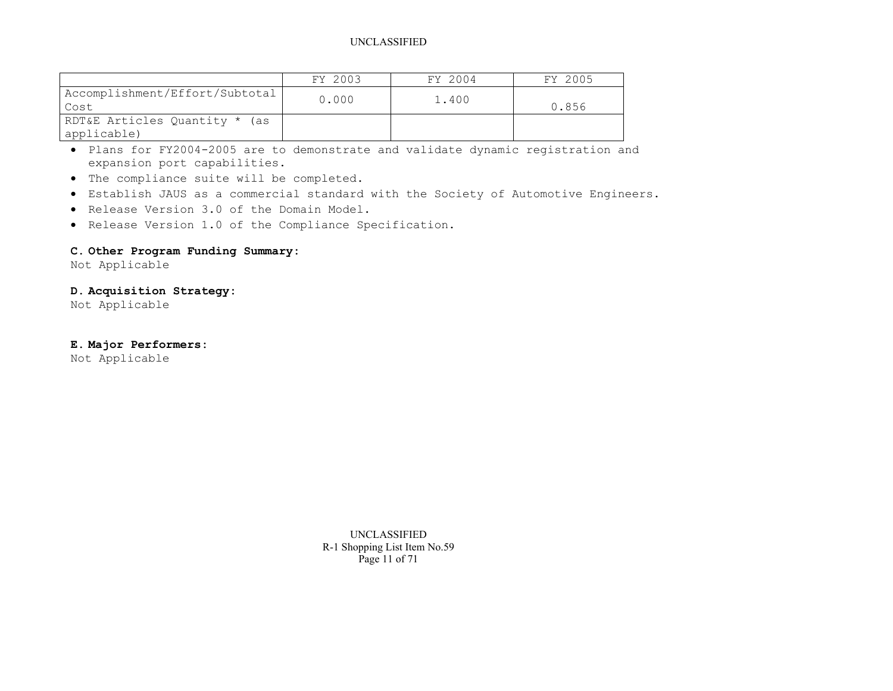| | FY 2003 | FY 2004 | FY 2005 |
|---|---|---|---|
| Accomplishment/Effort/Subtotal Cost | 0.000 | 1.400 | 0.856 |
| RDT&E Articles Quantity * (as applicable) | | | |

- Plans for FY2004-2005 are to demonstrate and validate dynamic registration and expansion port capabilities.
- The compliance suite will be completed.
- Establish JAUS as a commercial standard with the Society of Automotive Engineers.
- Release Version 3.0 of the Domain Model.
- Release Version 1.0 of the Compliance Specification.

**C. Other Program Funding Summary:**

Not Applicable

**D. Acquisition Strategy:**

Not Applicable

**E. Major Performers:**

Not Applicable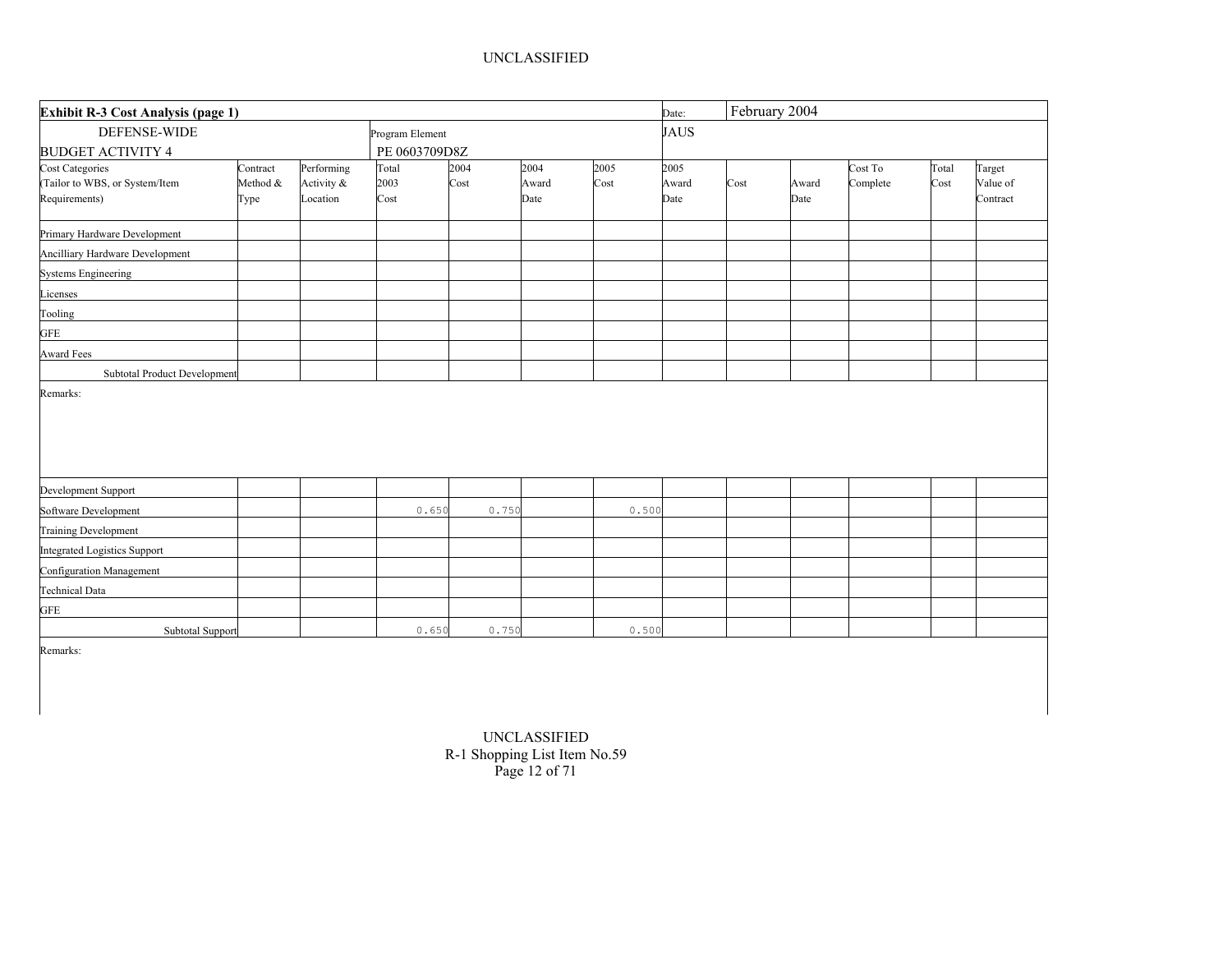UNCLASSIFIED

| **Exhibit R-3 Cost Analysis (page 1)** | | | | | | | Date: | February 2004 | | | | |
|---|---|---|---|---|---|---|---|---|---|---|---|---|
| DEFENSE-WIDE<br>BUDGET ACTIVITY 4 | | | Program Element<br>PE 0603709D8Z | | | | JAUS | | | | | |
| Cost Categories (Tailor to WBS, or System/Item Requirements) | Contract Method & Type | Performing Activity & Location | Total 2003 Cost | 2004 Cost | 2004 Award Date | 2005 Cost | 2005 Award Date | Cost | Award Date | Cost To Complete | Total Cost | Target Value of Contract |
| Primary Hardware Development | | | | | | | | | | | | |
| Ancilliary Hardware Development | | | | | | | | | | | | |
| Systems Engineering | | | | | | | | | | | | |
| Licenses | | | | | | | | | | | | |
| Tooling | | | | | | | | | | | | |
| GFE | | | | | | | | | | | | |
| Award Fees | | | | | | | | | | | | |
| Subtotal Product Development | | | | | | | | | | | | |

Remarks:

| Cost Categories | Contract Method & Type | Performing Activity & Location | Total 2003 Cost | 2004 Cost | 2004 Award Date | 2005 Cost | 2005 Award Date | Cost | Award Date | Cost To Complete | Total Cost | Target Value of Contract |
|---|---|---|---|---|---|---|---|---|---|---|---|---|
| Development Support | | | | | | | | | | | | |
| Software Development | | | 0.650 | 0.750 | | 0.500 | | | | | | |
| Training Development | | | | | | | | | | | | |
| Integrated Logistics Support | | | | | | | | | | | | |
| Configuration Management | | | | | | | | | | | | |
| Technical Data | | | | | | | | | | | | |
| GFE | | | | | | | | | | | | |
| Subtotal Support | | | 0.650 | 0.750 | | 0.500 | | | | | | |

Remarks:

UNCLASSIFIED
R-1 Shopping List Item No.59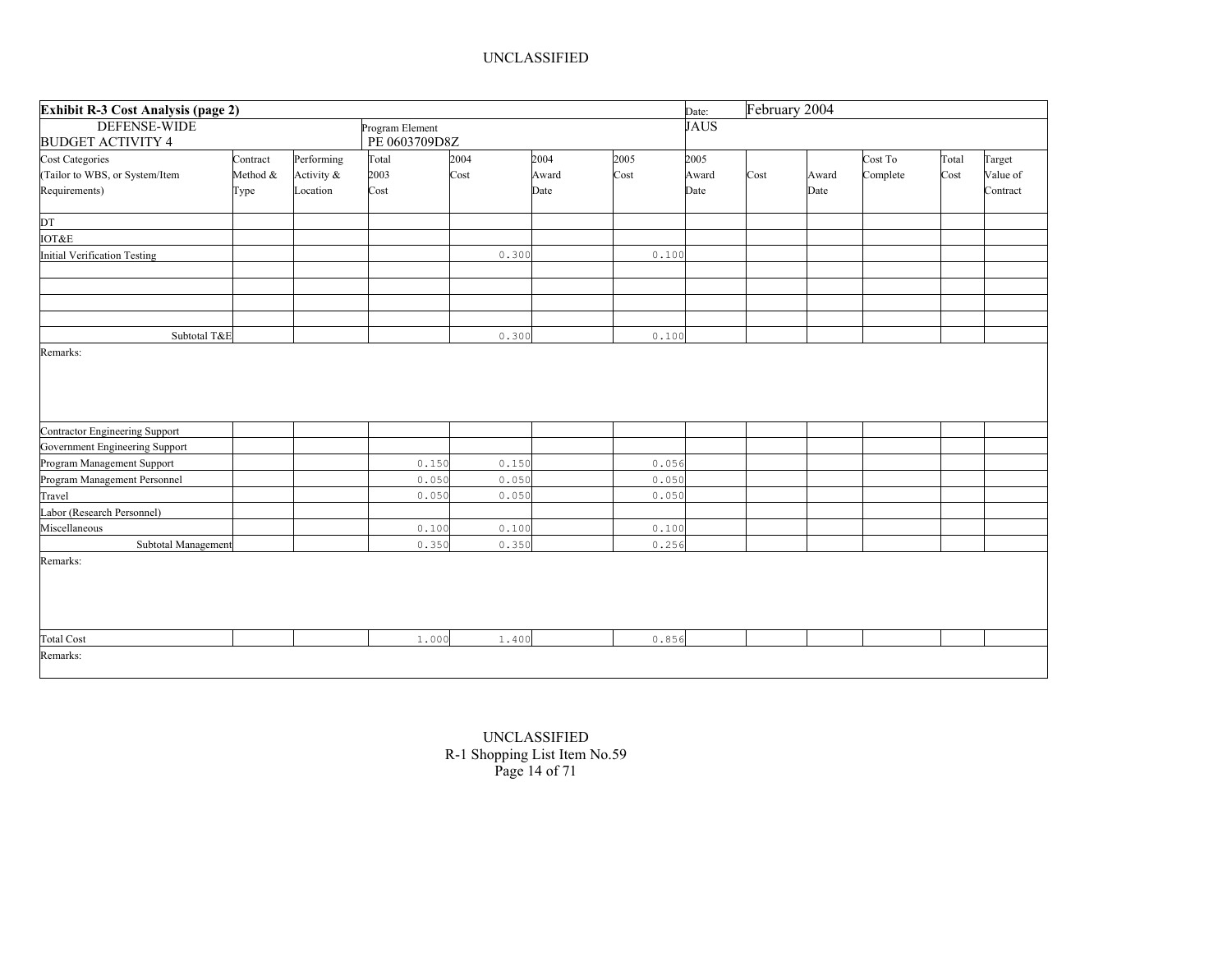UNCLASSIFIED

| **Exhibit R-3 Cost Analysis (page 2)** | | | | | | | Date: | February 2004 | | | | |
|---|---|---|---|---|---|---|---|---|---|---|---|---|
| DEFENSE-WIDE<br>BUDGET ACTIVITY 4 | | | Program Element<br>PE 0603709D8Z | | | | JAUS | | | | | |
| Cost Categories<br>(Tailor to WBS, or System/Item Requirements) | Contract Method & Type | Performing Activity & Location | Total 2003 Cost | 2004 Cost | 2004 Award Date | 2005 Cost | 2005 Award Date | Cost | Award Date | Cost To Complete | Total Cost | Target Value of Contract |
| DT | | | | | | | | | | | | |
| IOT&E | | | | | | | | | | | | |
| Initial Verification Testing | | | | 0.300 | | 0.100 | | | | | | |
| | | | | | | | | | | | | |
| | | | | | | | | | | | | |
| | | | | | | | | | | | | |
| | | | | | | | | | | | | |
| Subtotal T&E | | | | 0.300 | | 0.100 | | | | | | |
| Remarks: | | | | | | | | | | | | |
| Contractor Engineering Support | | | | | | | | | | | | |
| Government Engineering Support | | | | | | | | | | | | |
| Program Management Support | | | 0.150 | 0.150 | | 0.056 | | | | | | |
| Program Management Personnel | | | 0.050 | 0.050 | | 0.050 | | | | | | |
| Travel | | | 0.050 | 0.050 | | 0.050 | | | | | | |
| Labor (Research Personnel) | | | | | | | | | | | | |
| Miscellaneous | | | 0.100 | 0.100 | | 0.100 | | | | | | |
| Subtotal Management | | | 0.350 | 0.350 | | 0.256 | | | | | | |
| Remarks: | | | | | | | | | | | | |
| Total Cost | | | 1.000 | 1.400 | | 0.856 | | | | | | |
| Remarks: | | | | | | | | | | | | |

UNCLASSIFIED
R-1 Shopping List Item No.59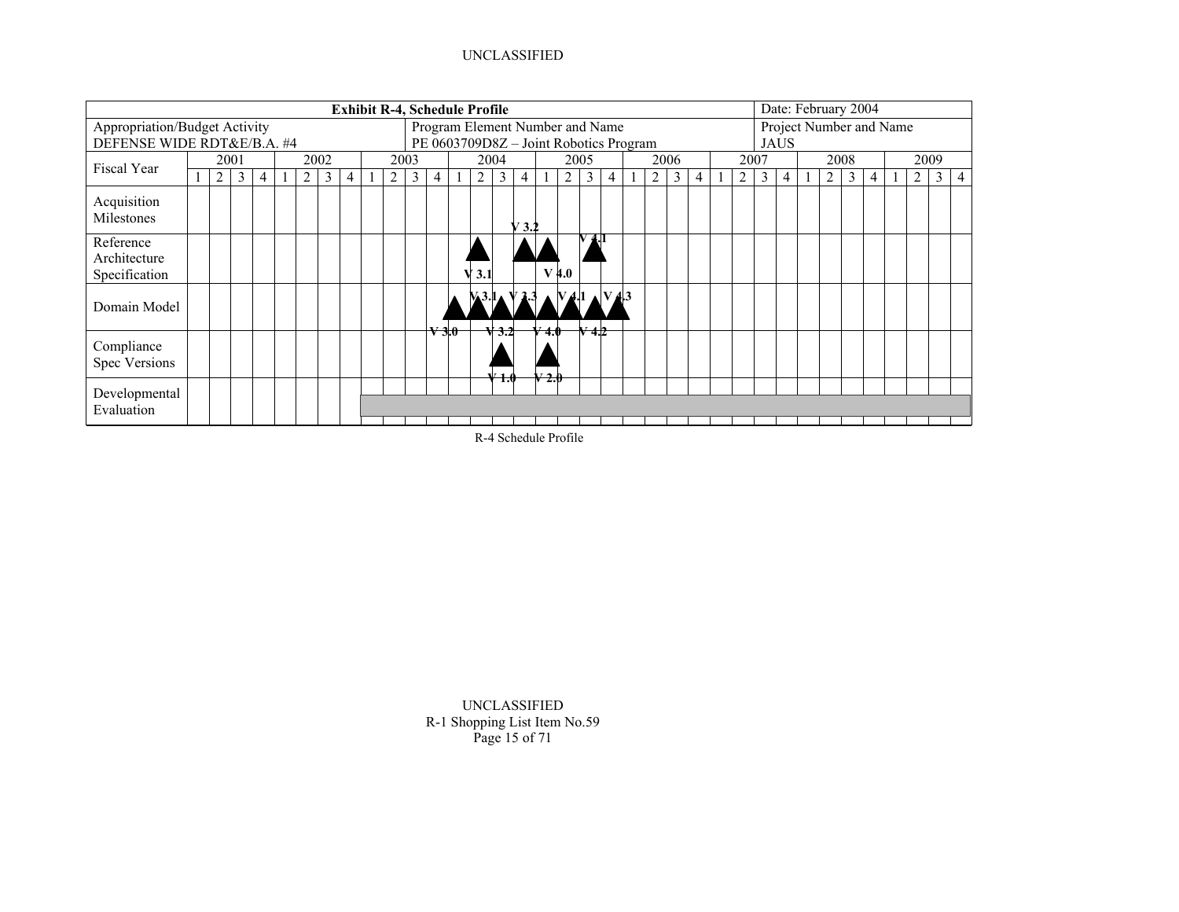UNCLASSIFIED

| Exhibit R-4, Schedule Profile | | Date: February 2004 |
|---|---|---|
| Appropriation/Budget Activity<br>DEFENSE WIDE RDT&E/B.A. #4 | Program Element Number and Name<br>PE 0603709D8Z – Joint Robotics Program | Project Number and Name<br>JAUS |

| Fiscal Year | 2001 | | | | 2002 | | | | 2003 | | | | 2004 | | | | 2005 | | | | 2006 | | | | 2007 | | | | 2008 | | | | 2009 | | | |
|---|---|---|---|---|---|---|---|---|---|---|---|---|---|---|---|---|---|---|---|---|---|---|---|---|---|---|---|---|---|---|---|---|---|---|---|---|
| | 1 | 2 | 3 | 4 | 1 | 2 | 3 | 4 | 1 | 2 | 3 | 4 | 1 | 2 | 3 | 4 | 1 | 2 | 3 | 4 | 1 | 2 | 3 | 4 | 1 | 2 | 3 | 4 | 1 | 2 | 3 | 4 | 1 | 2 | 3 | 4 |
| Acquisition Milestones | | | | | | | | | | | | | | | | | | | | | | | | | | | | | | | | | | | | |
| Reference Architecture Specification | | | | | | | | | | | | | | V 3.1 | | V 3.2 | V 4.0 | | V 4.1 | | | | | | | | | | | | | | | | | |
| Domain Model | | | | | | | | | | | | V 3.0 | | V 3.1 | V 3.2 | V 3.3 | V 4.0 | V 4.1 | V 4.2 | V 4.3 | | | | | | | | | | | | | | | | |
| Compliance Spec Versions | | | | | | | | | | | | | | | V 1.0 | | V 2.0 | | | | | | | | | | | | | | | | | | | |
| Developmental Evaluation | | | | | | | | | X | X | X | X | X | X | X | X | X | X | X | X | X | X | X | X | X | X | X | X | X | X | X | X | X | X | X | X |

R-4 Schedule Profile

UNCLASSIFIED
R-1 Shopping List Item No.59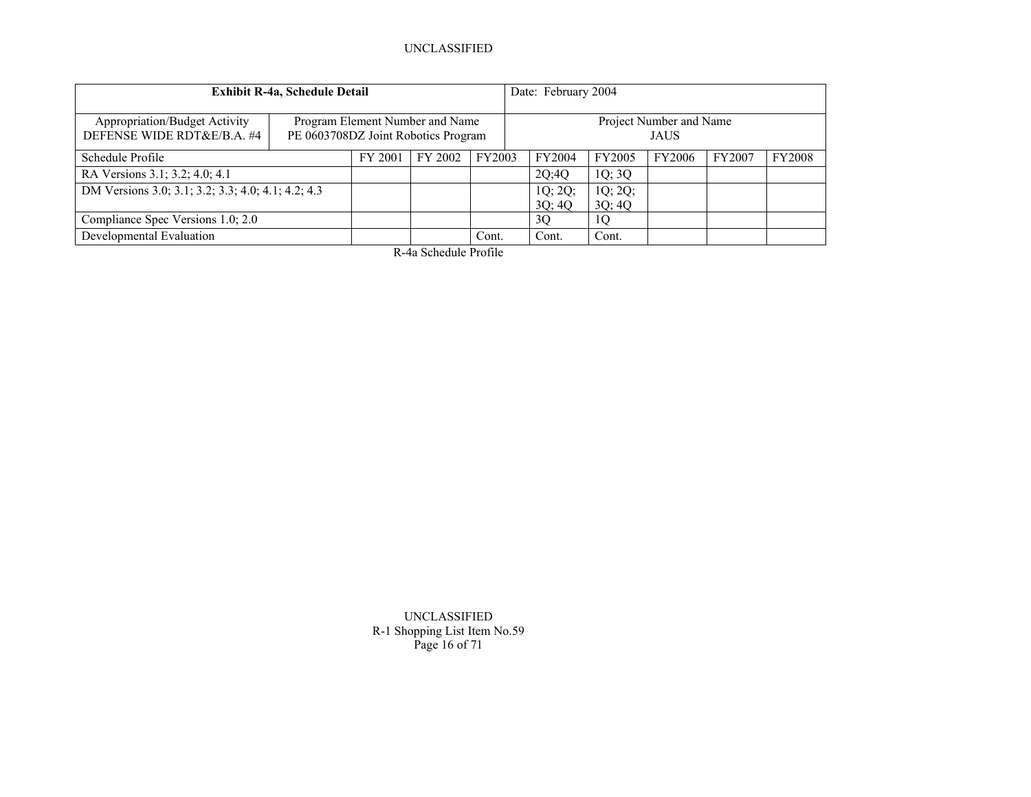| **Exhibit R-4a, Schedule Detail** | | | | | Date: February 2004 | | | | |
|---|---|---|---|---|---|---|---|---|---|
| Appropriation/Budget Activity DEFENSE WIDE RDT&E/B.A. #4 | Program Element Number and Name PE 0603708DZ Joint Robotics Program | | | | Project Number and Name JAUS | | | | |
| Schedule Profile | | FY 2001 | FY 2002 | FY2003 | FY2004 | FY2005 | FY2006 | FY2007 | FY2008 |
| RA Versions 3.1; 3.2; 4.0; 4.1 | | | | | 2Q;4Q | 1Q; 3Q | | | |
| DM Versions 3.0; 3.1; 3.2; 3.3; 4.0; 4.1; 4.2; 4.3 | | | | | 1Q; 2Q; 3Q; 4Q | 1Q; 2Q; 3Q; 4Q | | | |
| Compliance Spec Versions 1.0; 2.0 | | | | | 3Q | 1Q | | | |
| Developmental Evaluation | | | | Cont. | Cont. | Cont. | | | |

R-4a Schedule Profile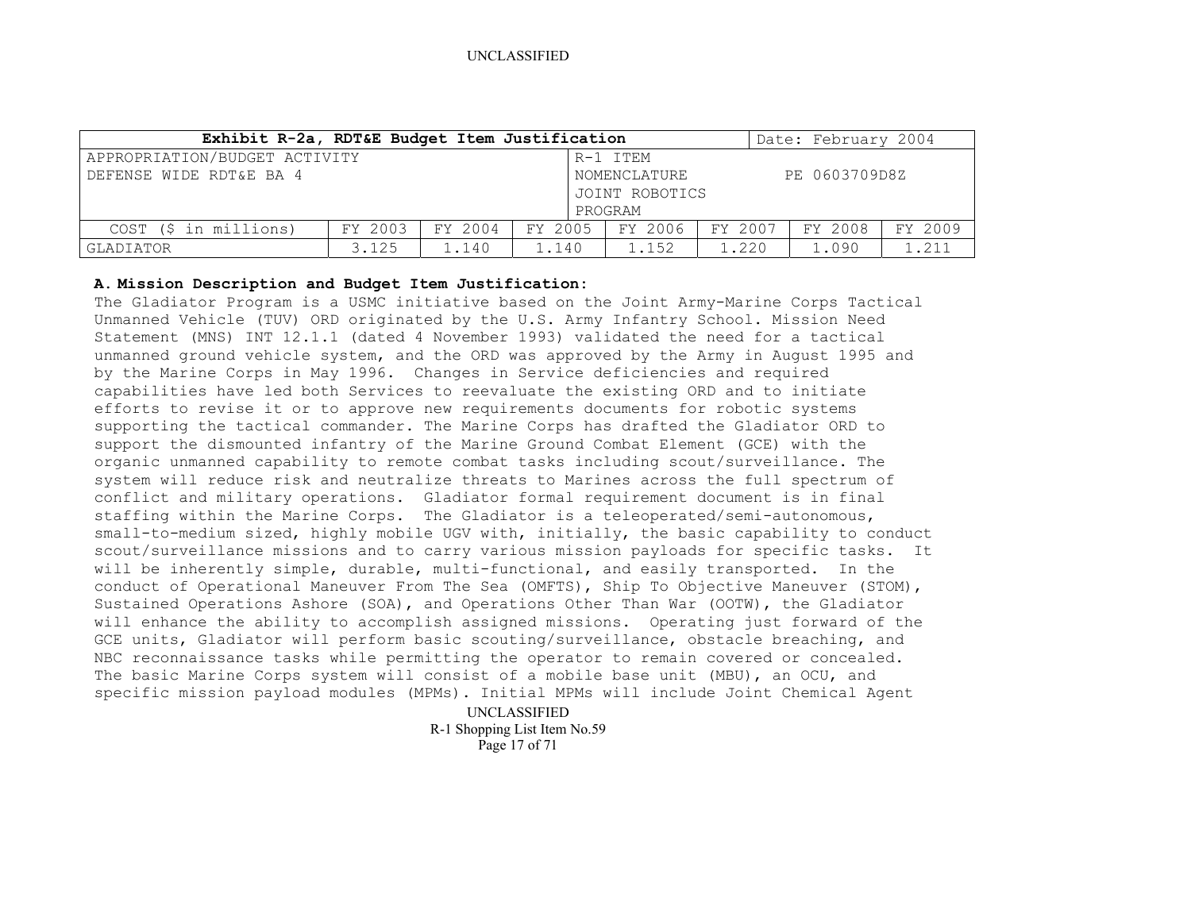| Exhibit R-2a, RDT&E Budget Item Justification | | | | | | Date: February 2004 | |
|---|---|---|---|---|---|---|---|
| APPROPRIATION/BUDGET ACTIVITY<br>DEFENSE WIDE RDT&E BA 4 | | | | R-1 ITEM NOMENCLATURE<br>JOINT ROBOTICS PROGRAM | | PE 0603709D8Z | |
| COST ($ in millions) | FY 2003 | FY 2004 | FY 2005 | FY 2006 | FY 2007 | FY 2008 | FY 2009 |
| GLADIATOR | 3.125 | 1.140 | 1.140 | 1.152 | 1.220 | 1.090 | 1.211 |

**A. Mission Description and Budget Item Justification:**

The Gladiator Program is a USMC initiative based on the Joint Army-Marine Corps Tactical Unmanned Vehicle (TUV) ORD originated by the U.S. Army Infantry School. Mission Need Statement (MNS) INT 12.1.1 (dated 4 November 1993) validated the need for a tactical unmanned ground vehicle system, and the ORD was approved by the Army in August 1995 and by the Marine Corps in May 1996. Changes in Service deficiencies and required capabilities have led both Services to reevaluate the existing ORD and to initiate efforts to revise it or to approve new requirements documents for robotic systems supporting the tactical commander. The Marine Corps has drafted the Gladiator ORD to support the dismounted infantry of the Marine Ground Combat Element (GCE) with the organic unmanned capability to remote combat tasks including scout/surveillance. The system will reduce risk and neutralize threats to Marines across the full spectrum of conflict and military operations. Gladiator formal requirement document is in final staffing within the Marine Corps. The Gladiator is a teleoperated/semi-autonomous, small-to-medium sized, highly mobile UGV with, initially, the basic capability to conduct scout/surveillance missions and to carry various mission payloads for specific tasks. It will be inherently simple, durable, multi-functional, and easily transported. In the conduct of Operational Maneuver From The Sea (OMFTS), Ship To Objective Maneuver (STOM), Sustained Operations Ashore (SOA), and Operations Other Than War (OOTW), the Gladiator will enhance the ability to accomplish assigned missions. Operating just forward of the GCE units, Gladiator will perform basic scouting/surveillance, obstacle breaching, and NBC reconnaissance tasks while permitting the operator to remain covered or concealed. The basic Marine Corps system will consist of a mobile base unit (MBU), an OCU, and specific mission payload modules (MPMs). Initial MPMs will include Joint Chemical Agent

R-1 Shopping List Item No.59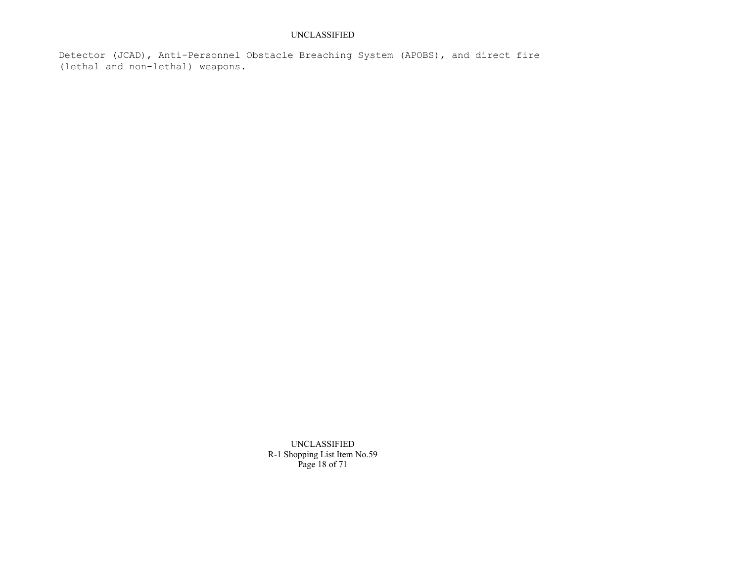Detector (JCAD), Anti-Personnel Obstacle Breaching System (APOBS), and direct fire (lethal and non-lethal) weapons.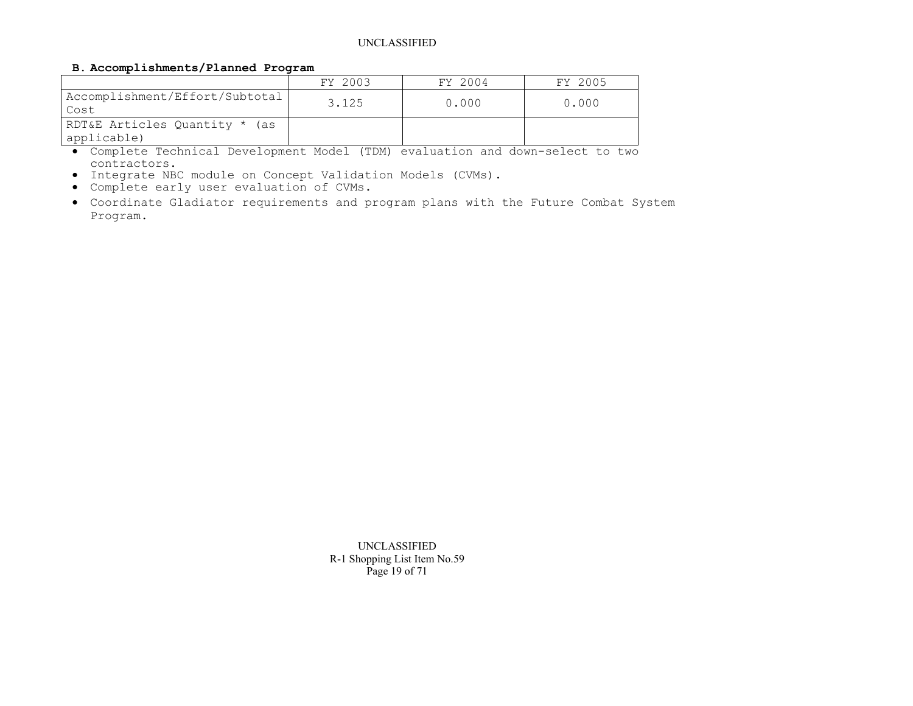**B. Accomplishments/Planned Program**

| | FY 2003 | FY 2004 | FY 2005 |
|---|---|---|---|
| Accomplishment/Effort/Subtotal Cost | 3.125 | 0.000 | 0.000 |
| RDT&E Articles Quantity * (as applicable) | | | |

- Complete Technical Development Model (TDM) evaluation and down-select to two contractors.
- Integrate NBC module on Concept Validation Models (CVMs).
- Complete early user evaluation of CVMs.
- Coordinate Gladiator requirements and program plans with the Future Combat System Program.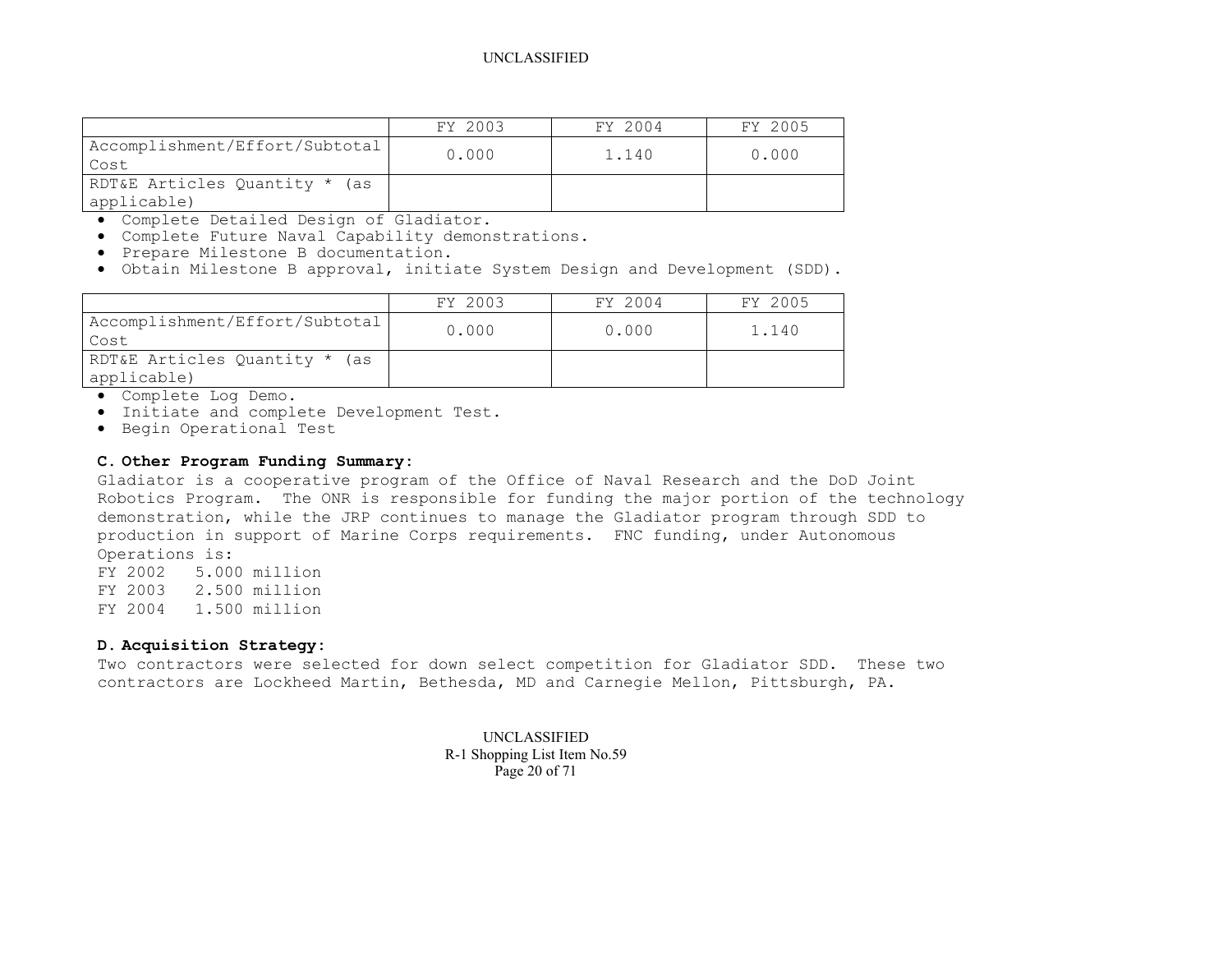| | FY 2003 | FY 2004 | FY 2005 |
|---|---|---|---|
| Accomplishment/Effort/Subtotal Cost | 0.000 | 1.140 | 0.000 |
| RDT&E Articles Quantity * (as applicable) | | | |

- Complete Detailed Design of Gladiator.
- Complete Future Naval Capability demonstrations.
- Prepare Milestone B documentation.
- Obtain Milestone B approval, initiate System Design and Development (SDD).

| | FY 2003 | FY 2004 | FY 2005 |
|---|---|---|---|
| Accomplishment/Effort/Subtotal Cost | 0.000 | 0.000 | 1.140 |
| RDT&E Articles Quantity * (as applicable) | | | |

- Complete Log Demo.
- Initiate and complete Development Test.
- Begin Operational Test

**C. Other Program Funding Summary:**

Gladiator is a cooperative program of the Office of Naval Research and the DoD Joint Robotics Program. The ONR is responsible for funding the major portion of the technology demonstration, while the JRP continues to manage the Gladiator program through SDD to production in support of Marine Corps requirements. FNC funding, under Autonomous Operations is:

FY 2002 5.000 million
FY 2003 2.500 million
FY 2004 1.500 million

**D. Acquisition Strategy:**

Two contractors were selected for down select competition for Gladiator SDD. These two contractors are Lockheed Martin, Bethesda, MD and Carnegie Mellon, Pittsburgh, PA.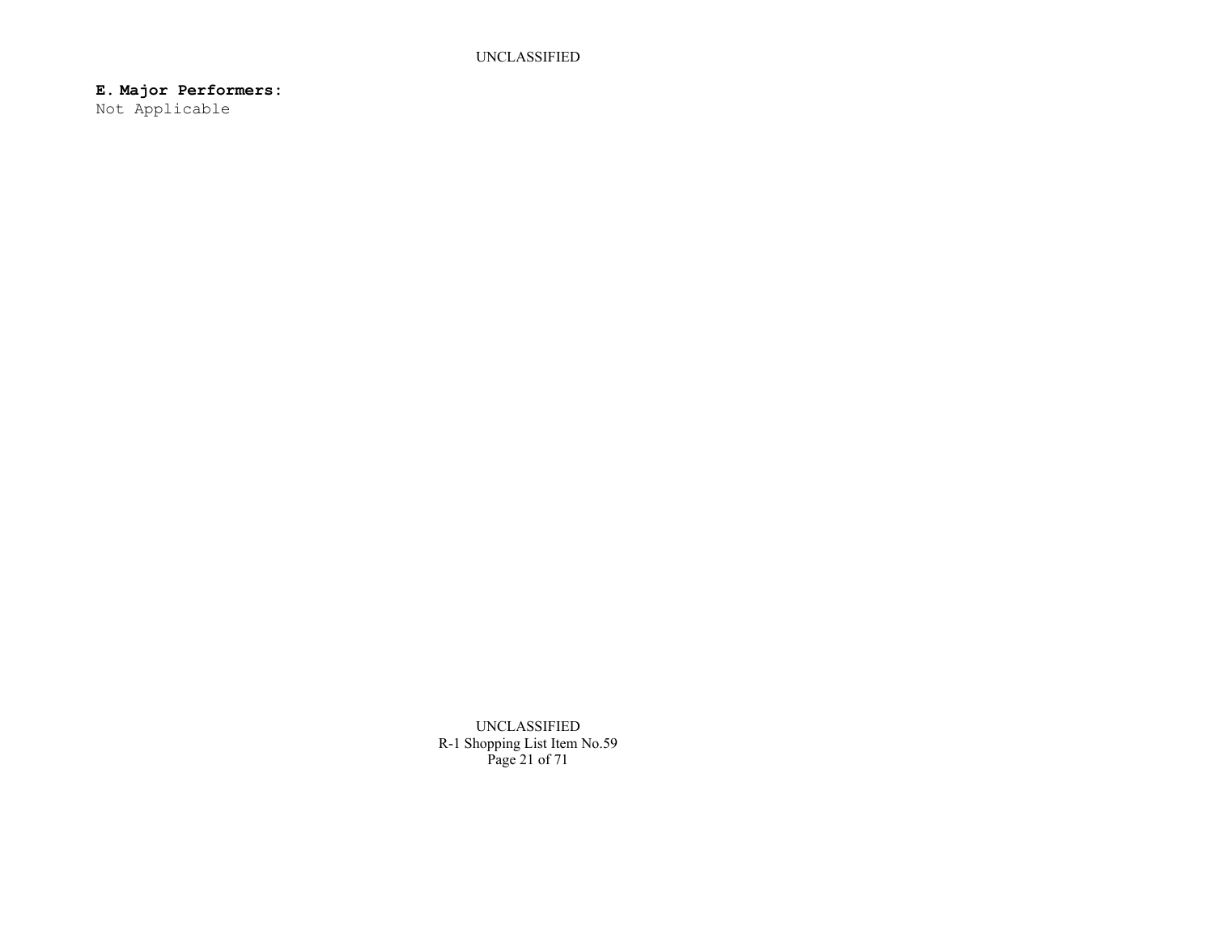**E. Major Performers:**

Not Applicable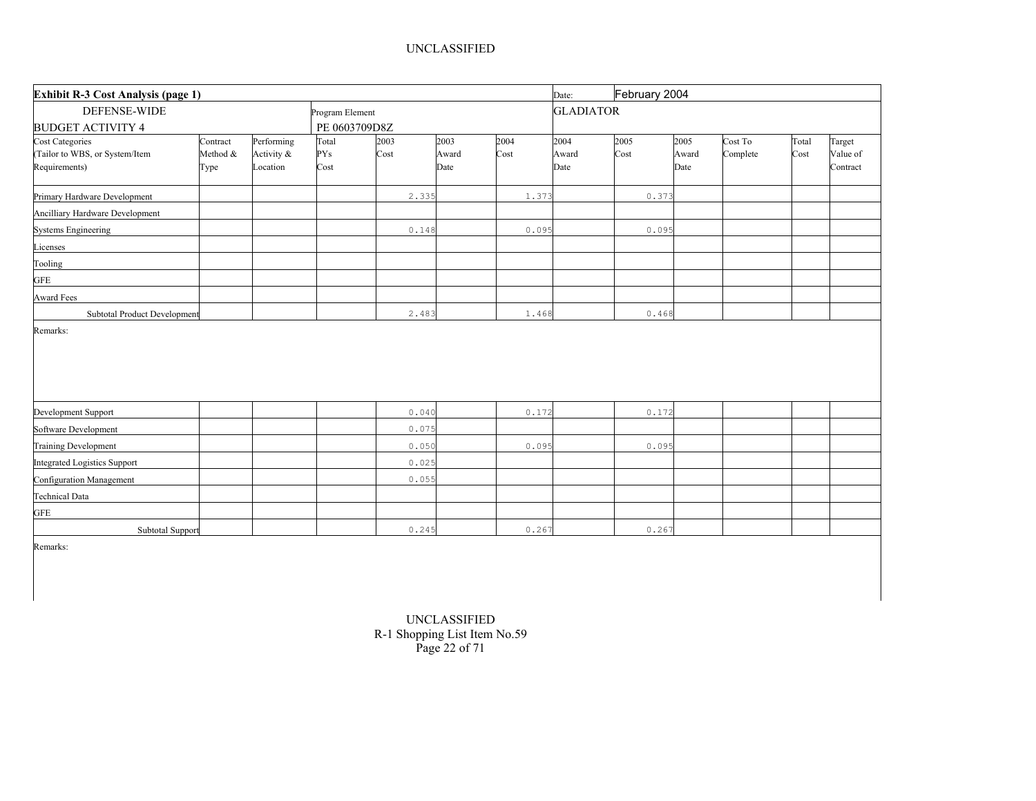UNCLASSIFIED

| **Exhibit R-3 Cost Analysis (page 1)** | | | | | | | Date: | February 2004 | | | | |
|---|---|---|---|---|---|---|---|---|---|---|---|---|
| DEFENSE-WIDE BUDGET ACTIVITY 4 | | | Program Element PE 0603709D8Z | | | | GLADIATOR | | | | | |
| Cost Categories (Tailor to WBS, or System/Item Requirements) | Contract Method & Type | Performing Activity & Location | Total PYs Cost | 2003 Cost | 2003 Award Date | 2004 Cost | 2004 Award Date | 2005 Cost | 2005 Award Date | Cost To Complete | Total Cost | Target Value of Contract |
| Primary Hardware Development | | | | 2.335 | | 1.373 | | 0.373 | | | | |
| Ancilliary Hardware Development | | | | | | | | | | | | |
| Systems Engineering | | | | 0.148 | | 0.095 | | 0.095 | | | | |
| Licenses | | | | | | | | | | | | |
| Tooling | | | | | | | | | | | | |
| GFE | | | | | | | | | | | | |
| Award Fees | | | | | | | | | | | | |
| Subtotal Product Development | | | | 2.483 | | 1.468 | | 0.468 | | | | |

Remarks:

| Cost Categories | Contract Method & Type | Performing Activity & Location | Total PYs Cost | 2003 Cost | 2003 Award Date | 2004 Cost | 2004 Award Date | 2005 Cost | 2005 Award Date | Cost To Complete | Total Cost | Target Value of Contract |
|---|---|---|---|---|---|---|---|---|---|---|---|---|
| Development Support | | | | 0.040 | | 0.172 | | 0.172 | | | | |
| Software Development | | | | 0.075 | | | | | | | | |
| Training Development | | | | 0.050 | | 0.095 | | 0.095 | | | | |
| Integrated Logistics Support | | | | 0.025 | | | | | | | | |
| Configuration Management | | | | 0.055 | | | | | | | | |
| Technical Data | | | | | | | | | | | | |
| GFE | | | | | | | | | | | | |
| Subtotal Support | | | | 0.245 | | 0.267 | | 0.267 | | | | |

Remarks:

UNCLASSIFIED
R-1 Shopping List Item No.59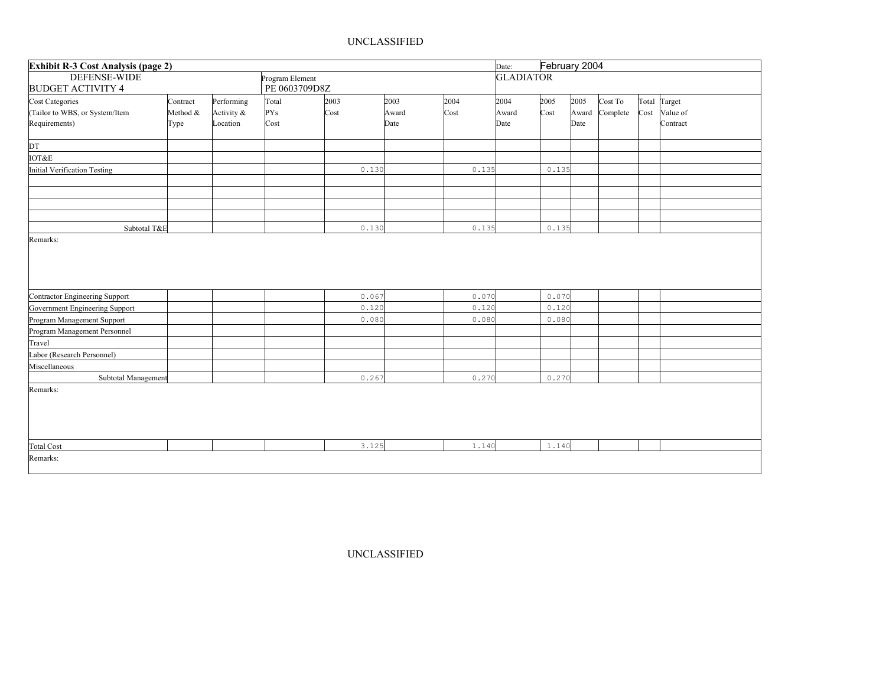| **Exhibit R-3 Cost Analysis (page 2)** | | | | | | | Date: | February 2004 | | | | |
|---|---|---|---|---|---|---|---|---|---|---|---|---|
| DEFENSE-WIDE BUDGET ACTIVITY 4 | | | Program Element PE 0603709D8Z | | | | GLADIATOR | | | | | |
| Cost Categories (Tailor to WBS, or System/Item Requirements) | Contract Method & Type | Performing Activity & Location | Total PYs Cost | 2003 Cost | 2003 Award Date | 2004 Cost | 2004 Award Date | 2005 Cost | 2005 Award Date | Cost To Complete | Total Cost | Target Value of Contract |
| DT | | | | | | | | | | | | |
| IOT&E | | | | | | | | | | | | |
| Initial Verification Testing | | | | 0.130 | | 0.135 | | 0.135 | | | | |
| | | | | | | | | | | | | |
| | | | | | | | | | | | | |
| | | | | | | | | | | | | |
| | | | | | | | | | | | | |
| Subtotal T&E | | | | 0.130 | | 0.135 | | 0.135 | | | | |
| Remarks: | | | | | | | | | | | | |
| Contractor Engineering Support | | | | 0.067 | | 0.070 | | 0.070 | | | | |
| Government Engineering Support | | | | 0.120 | | 0.120 | | 0.120 | | | | |
| Program Management Support | | | | 0.080 | | 0.080 | | 0.080 | | | | |
| Program Management Personnel | | | | | | | | | | | | |
| Travel | | | | | | | | | | | | |
| Labor (Research Personnel) | | | | | | | | | | | | |
| Miscellaneous | | | | | | | | | | | | |
| Subtotal Management | | | | 0.267 | | 0.270 | | 0.270 | | | | |
| Remarks: | | | | | | | | | | | | |
| Total Cost | | | | 3.125 | | 1.140 | | 1.140 | | | | |
| Remarks: | | | | | | | | | | | | |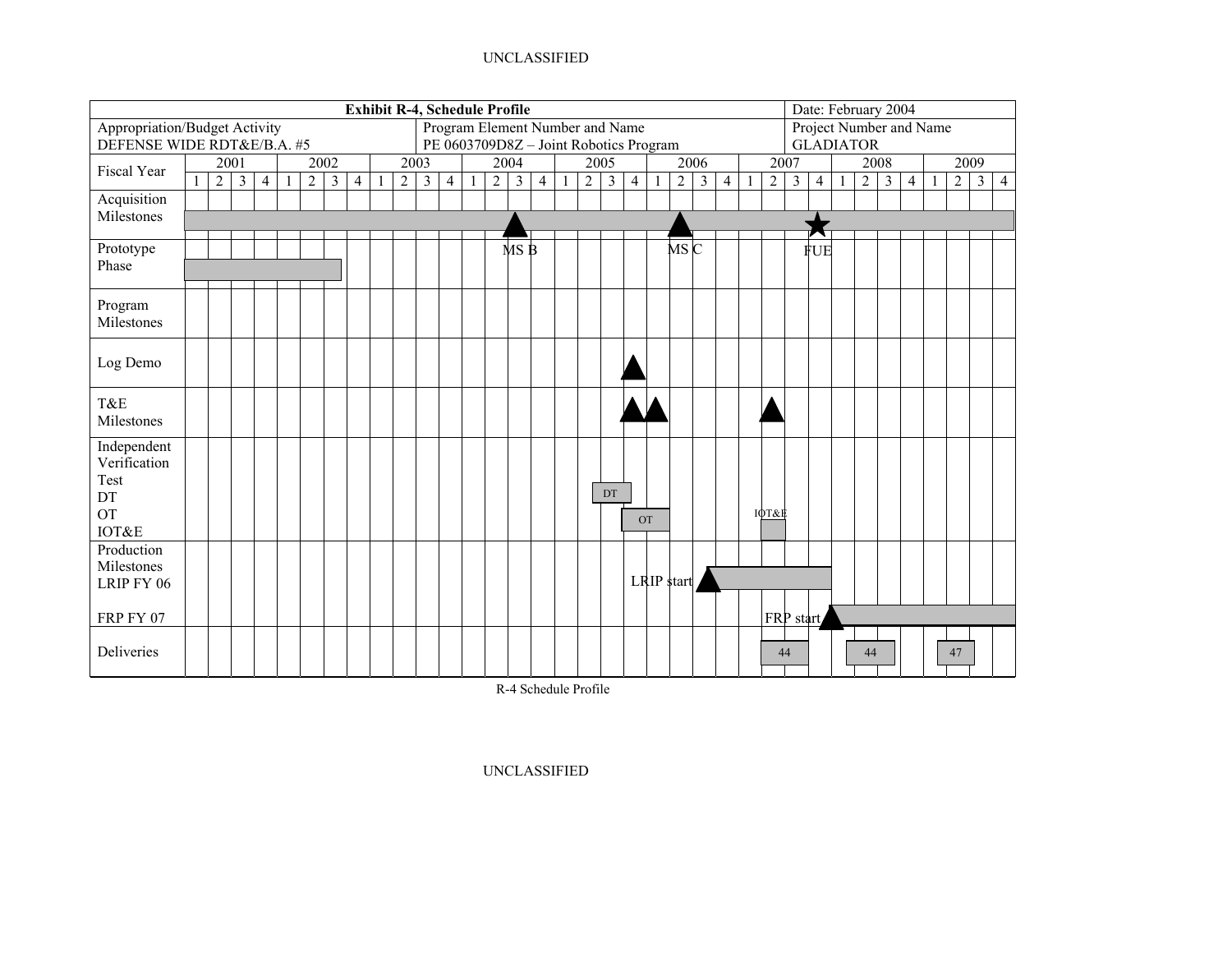| Exhibit R-4, Schedule Profile | | Date: February 2004 |
|---|---|---|
| Appropriation/Budget Activity<br>DEFENSE WIDE RDT&E/B.A. #5 | Program Element Number and Name<br>PE 0603709D8Z – Joint Robotics Program | Project Number and Name<br>GLADIATOR |

| Fiscal Year | 2001 | | | | 2002 | | | | 2003 | | | | 2004 | | | | 2005 | | | | 2006 | | | | 2007 | | | | 2008 | | | | 2009 | | | |
|---|---|---|---|---|---|---|---|---|---|---|---|---|---|---|---|---|---|---|---|---|---|---|---|---|---|---|---|---|---|---|---|---|---|---|---|---|
| | 1 | 2 | 3 | 4 | 1 | 2 | 3 | 4 | 1 | 2 | 3 | 4 | 1 | 2 | 3 | 4 | 1 | 2 | 3 | 4 | 1 | 2 | 3 | 4 | 1 | 2 | 3 | 4 | 1 | 2 | 3 | 4 | 1 | 2 | 3 | 4 |
| Acquisition Milestones | | | | | | | | | | | | | | | MS B | | | | | | | MS C | | | | | | FUE | | | | | | | | |
| Prototype Phase | | | | | | | | | | | | | | | | | | | | | | | | | | | | | | | | | | | | |
| Program Milestones | | | | | | | | | | | | | | | | | | | | | | | | | | | | | | | | | | | | |
| Log Demo | | | | | | | | | | | | | | | | | | | | ▲ | | | | | | | | | | | | | | | | |
| T&E Milestones | | | | | | | | | | | | | | | | | | | | ▲ | ▲ | | | | | ▲ | | | | | | | | | | |
| Independent Verification Test DT OT IOT&E | | | | | | | | | | | | | | | | | | | DT | DT | OT | OT | | | | IOT&E | | | | | | | | | | |
| Production Milestones LRIP FY 06 | | | | | | | | | | | | | | | | | | | | LRIP start | | | | ▲ | | | | | | | | | | | | |
| FRP FY 07 | | | | | | | | | | | | | | | | | | | | | | | | | | FRP start | | ▲ | | | | | | | | |
| Deliveries | | | | | | | | | | | | | | | | | | | | | | | | | | 44 | 44 | | | 44 | 44 | | | 47 | 47 | |

R-4 Schedule Profile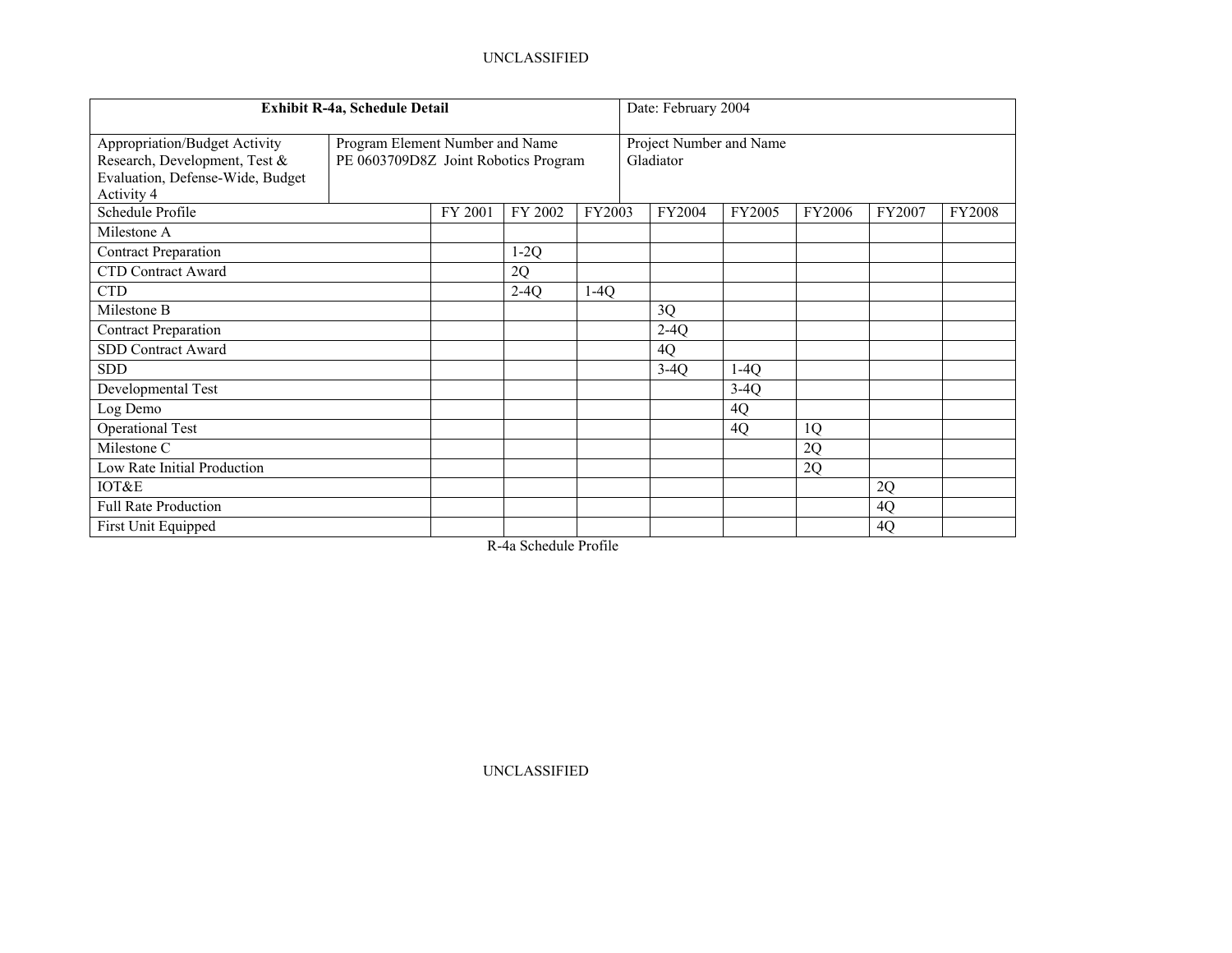| Exhibit R-4a, Schedule Detail | | | | Date: February 2004 | | | | |
|---|---|---|---|---|---|---|---|---|
| Appropriation/Budget Activity Research, Development, Test & Evaluation, Defense-Wide, Budget Activity 4 | Program Element Number and Name PE 0603709D8Z Joint Robotics Program | | | Project Number and Name Gladiator | | | | |
| Schedule Profile | FY 2001 | FY 2002 | FY2003 | FY2004 | FY2005 | FY2006 | FY2007 | FY2008 |
| Milestone A | | | | | | | | |
| Contract Preparation | | 1-2Q | | | | | | |
| CTD Contract Award | | 2Q | | | | | | |
| CTD | | 2-4Q | 1-4Q | | | | | |
| Milestone B | | | | 3Q | | | | |
| Contract Preparation | | | | 2-4Q | | | | |
| SDD Contract Award | | | | 4Q | | | | |
| SDD | | | | 3-4Q | 1-4Q | | | |
| Developmental Test | | | | | 3-4Q | | | |
| Log Demo | | | | | 4Q | | | |
| Operational Test | | | | | 4Q | 1Q | | |
| Milestone C | | | | | | 2Q | | |
| Low Rate Initial Production | | | | | | 2Q | | |
| IOT&E | | | | | | | 2Q | |
| Full Rate Production | | | | | | | 4Q | |
| First Unit Equipped | | | | | | | 4Q | |

R-4a Schedule Profile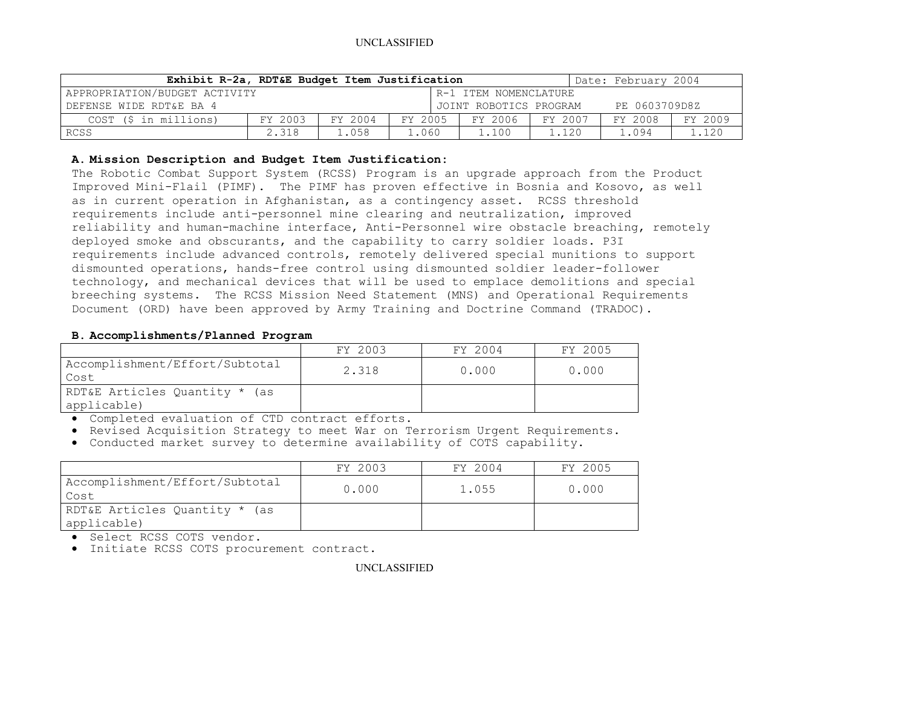UNCLASSIFIED

| Exhibit R-2a, RDT&E Budget Item Justification | | | | | | | Date: February 2004 |
|---|---|---|---|---|---|---|---|
| APPROPRIATION/BUDGET ACTIVITY<br>DEFENSE WIDE RDT&E BA 4 | | | | R-1 ITEM NOMENCLATURE<br>JOINT ROBOTICS PROGRAM PE 0603709D8Z | | | |
| COST ($ in millions) | FY 2003 | FY 2004 | FY 2005 | FY 2006 | FY 2007 | FY 2008 | FY 2009 |
| RCSS | 2.318 | 1.058 | 1.060 | 1.100 | 1.120 | 1.094 | 1.120 |

**A. Mission Description and Budget Item Justification:**

The Robotic Combat Support System (RCSS) Program is an upgrade approach from the Product Improved Mini-Flail (PIMF). The PIMF has proven effective in Bosnia and Kosovo, as well as in current operation in Afghanistan, as a contingency asset. RCSS threshold requirements include anti-personnel mine clearing and neutralization, improved reliability and human-machine interface, Anti-Personnel wire obstacle breaching, remotely deployed smoke and obscurants, and the capability to carry soldier loads. P3I requirements include advanced controls, remotely delivered special munitions to support dismounted operations, hands-free control using dismounted soldier leader-follower technology, and mechanical devices that will be used to emplace demolitions and special breeching systems. The RCSS Mission Need Statement (MNS) and Operational Requirements Document (ORD) have been approved by Army Training and Doctrine Command (TRADOC).

**B. Accomplishments/Planned Program**

| | FY 2003 | FY 2004 | FY 2005 |
|---|---|---|---|
| Accomplishment/Effort/Subtotal Cost | 2.318 | 0.000 | 0.000 |
| RDT&E Articles Quantity * (as applicable) | | | |

- Completed evaluation of CTD contract efforts.
- Revised Acquisition Strategy to meet War on Terrorism Urgent Requirements.
- Conducted market survey to determine availability of COTS capability.

| | FY 2003 | FY 2004 | FY 2005 |
|---|---|---|---|
| Accomplishment/Effort/Subtotal Cost | 0.000 | 1.055 | 0.000 |
| RDT&E Articles Quantity * (as applicable) | | | |

- Select RCSS COTS vendor.
- Initiate RCSS COTS procurement contract.

UNCLASSIFIED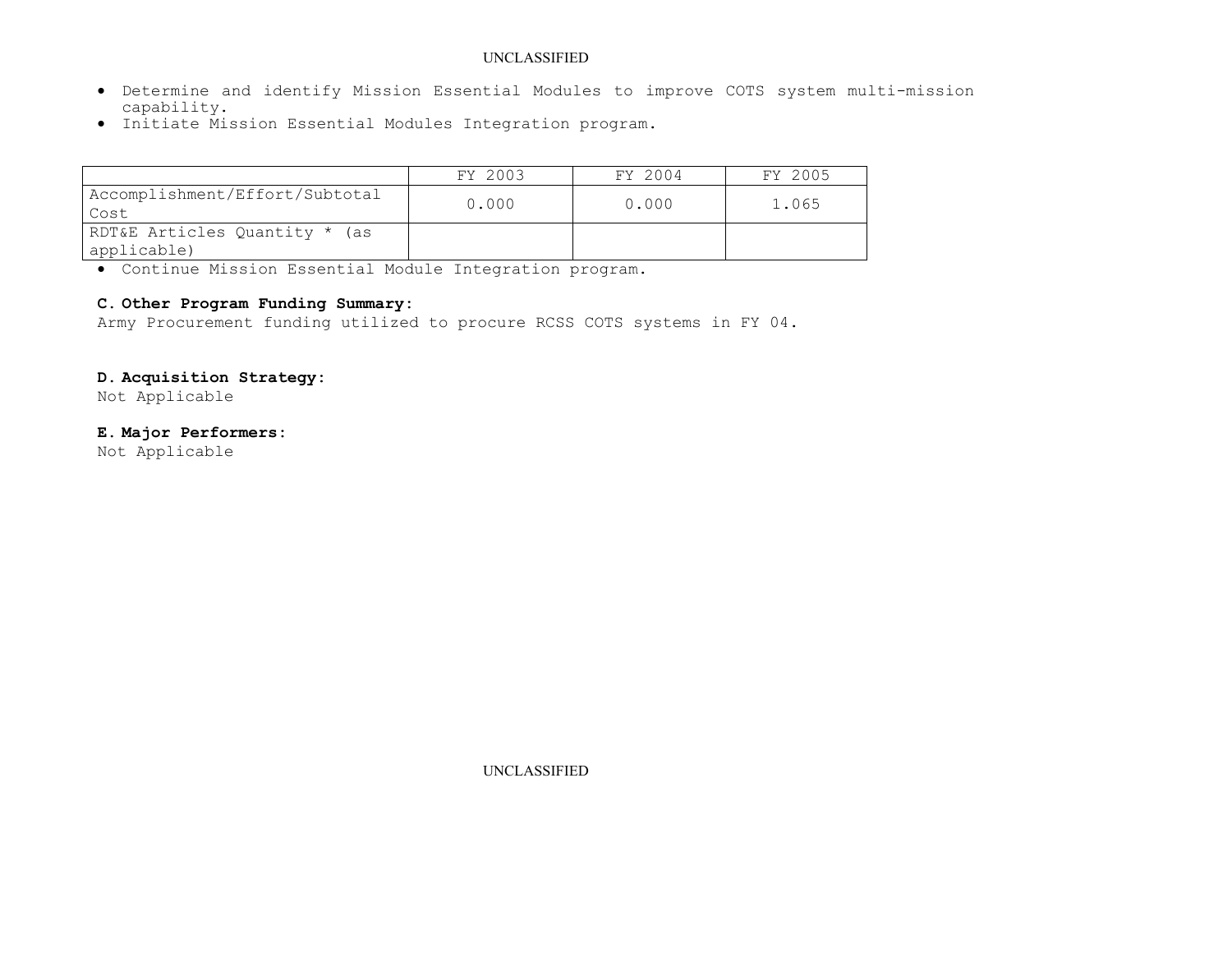- Determine and identify Mission Essential Modules to improve COTS system multi-mission capability.
- Initiate Mission Essential Modules Integration program.

| | FY 2003 | FY 2004 | FY 2005 |
|---|---|---|---|
| Accomplishment/Effort/Subtotal Cost | 0.000 | 0.000 | 1.065 |
| RDT&E Articles Quantity * (as applicable) | | | |

- Continue Mission Essential Module Integration program.

**C. Other Program Funding Summary:**
Army Procurement funding utilized to procure RCSS COTS systems in FY 04.

**D. Acquisition Strategy:**
Not Applicable

**E. Major Performers:**
Not Applicable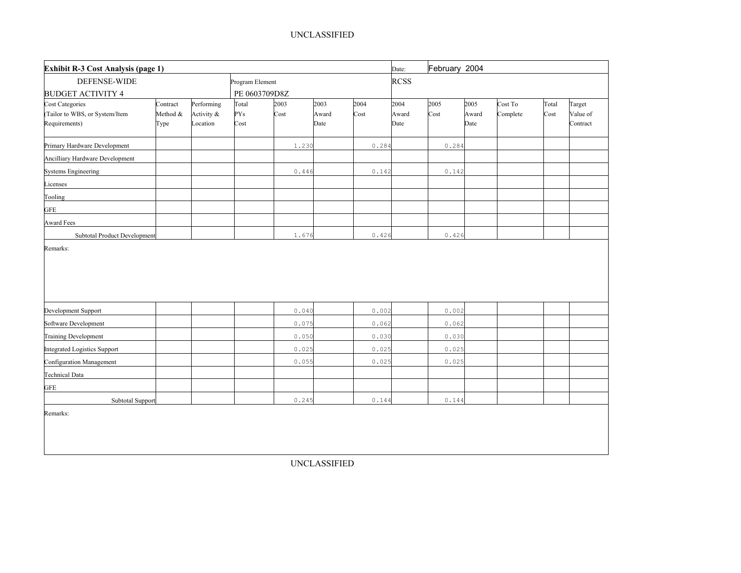UNCLASSIFIED

| **Exhibit R-3 Cost Analysis (page 1)** | | | | | | | Date: | February 2004 | | | | |
|---|---|---|---|---|---|---|---|---|---|---|---|---|
| DEFENSE-WIDE<br>BUDGET ACTIVITY 4 | | | Program Element<br>PE 0603709D8Z | | | | RCSS | | | | | |
| Cost Categories<br>(Tailor to WBS, or System/Item Requirements) | Contract Method & Type | Performing Activity & Location | Total PYs Cost | 2003 Cost | 2003 Award Date | 2004 Cost | 2004 Award Date | 2005 Cost | 2005 Award Date | Cost To Complete | Total Cost | Target Value of Contract |
| Primary Hardware Development | | | | 1.230 | | 0.284 | | 0.284 | | | | |
| Ancilliary Hardware Development | | | | | | | | | | | | |
| Systems Engineering | | | | 0.446 | | 0.142 | | 0.142 | | | | |
| Licenses | | | | | | | | | | | | |
| Tooling | | | | | | | | | | | | |
| GFE | | | | | | | | | | | | |
| Award Fees | | | | | | | | | | | | |
| Subtotal Product Development | | | | 1.676 | | 0.426 | | 0.426 | | | | |

Remarks:

| Cost Categories | Contract Method & Type | Performing Activity & Location | Total PYs Cost | 2003 Cost | 2003 Award Date | 2004 Cost | 2004 Award Date | 2005 Cost | 2005 Award Date | Cost To Complete | Total Cost | Target Value of Contract |
|---|---|---|---|---|---|---|---|---|---|---|---|---|
| Development Support | | | | 0.040 | | 0.002 | | 0.002 | | | | |
| Software Development | | | | 0.075 | | 0.062 | | 0.062 | | | | |
| Training Development | | | | 0.050 | | 0.030 | | 0.030 | | | | |
| Integrated Logistics Support | | | | 0.025 | | 0.025 | | 0.025 | | | | |
| Configuration Management | | | | 0.055 | | 0.025 | | 0.025 | | | | |
| Technical Data | | | | | | | | | | | | |
| GFE | | | | | | | | | | | | |
| Subtotal Support | | | | 0.245 | | 0.144 | | 0.144 | | | | |

Remarks:

UNCLASSIFIED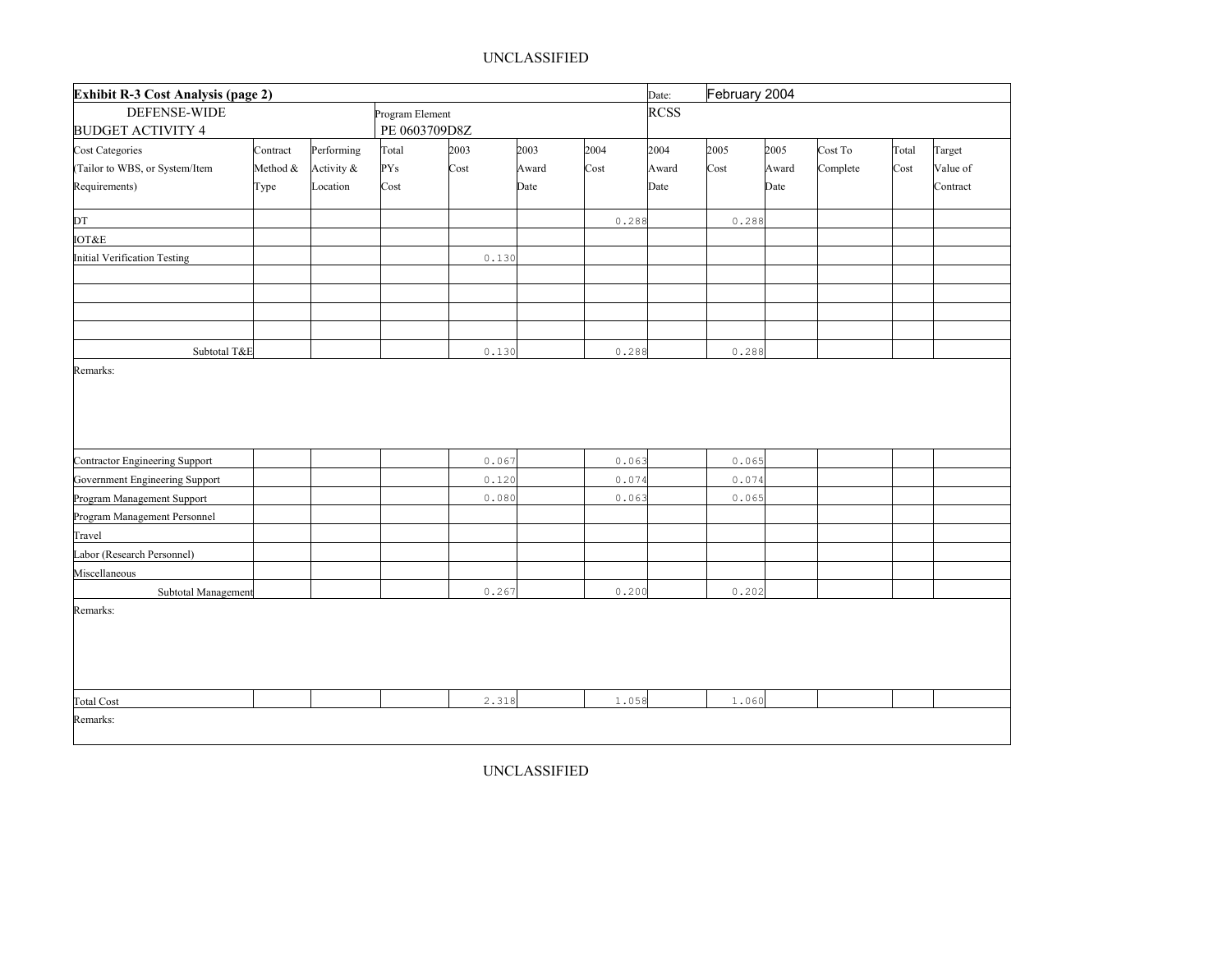UNCLASSIFIED

| **Exhibit R-3 Cost Analysis (page 2)** | | | | | | | Date: | February 2004 | | | | |
|---|---|---|---|---|---|---|---|---|---|---|---|---|
| DEFENSE-WIDE BUDGET ACTIVITY 4 | | | Program Element PE 0603709D8Z | | | | RCSS | | | | | |
| Cost Categories (Tailor to WBS, or System/Item Requirements) | Contract Method & Type | Performing Activity & Location | Total PYs Cost | 2003 Cost | 2003 Award Date | 2004 Cost | 2004 Award Date | 2005 Cost | 2005 Award Date | Cost To Complete | Total Cost | Target Value of Contract |
| DT | | | | | | 0.288 | | 0.288 | | | | |
| IOT&E | | | | | | | | | | | | |
| Initial Verification Testing | | | | 0.130 | | | | | | | | |
| | | | | | | | | | | | | |
| | | | | | | | | | | | | |
| | | | | | | | | | | | | |
| | | | | | | | | | | | | |
| Subtotal T&E | | | | 0.130 | | 0.288 | | 0.288 | | | | |
| Remarks: | | | | | | | | | | | | |
| Contractor Engineering Support | | | | 0.067 | | 0.063 | | 0.065 | | | | |
| Government Engineering Support | | | | 0.120 | | 0.074 | | 0.074 | | | | |
| Program Management Support | | | | 0.080 | | 0.063 | | 0.065 | | | | |
| Program Management Personnel | | | | | | | | | | | | |
| Travel | | | | | | | | | | | | |
| Labor (Research Personnel) | | | | | | | | | | | | |
| Miscellaneous | | | | | | | | | | | | |
| Subtotal Management | | | | 0.267 | | 0.200 | | 0.202 | | | | |
| Remarks: | | | | | | | | | | | | |
| Total Cost | | | | 2.318 | | 1.058 | | 1.060 | | | | |
| Remarks: | | | | | | | | | | | | |

UNCLASSIFIED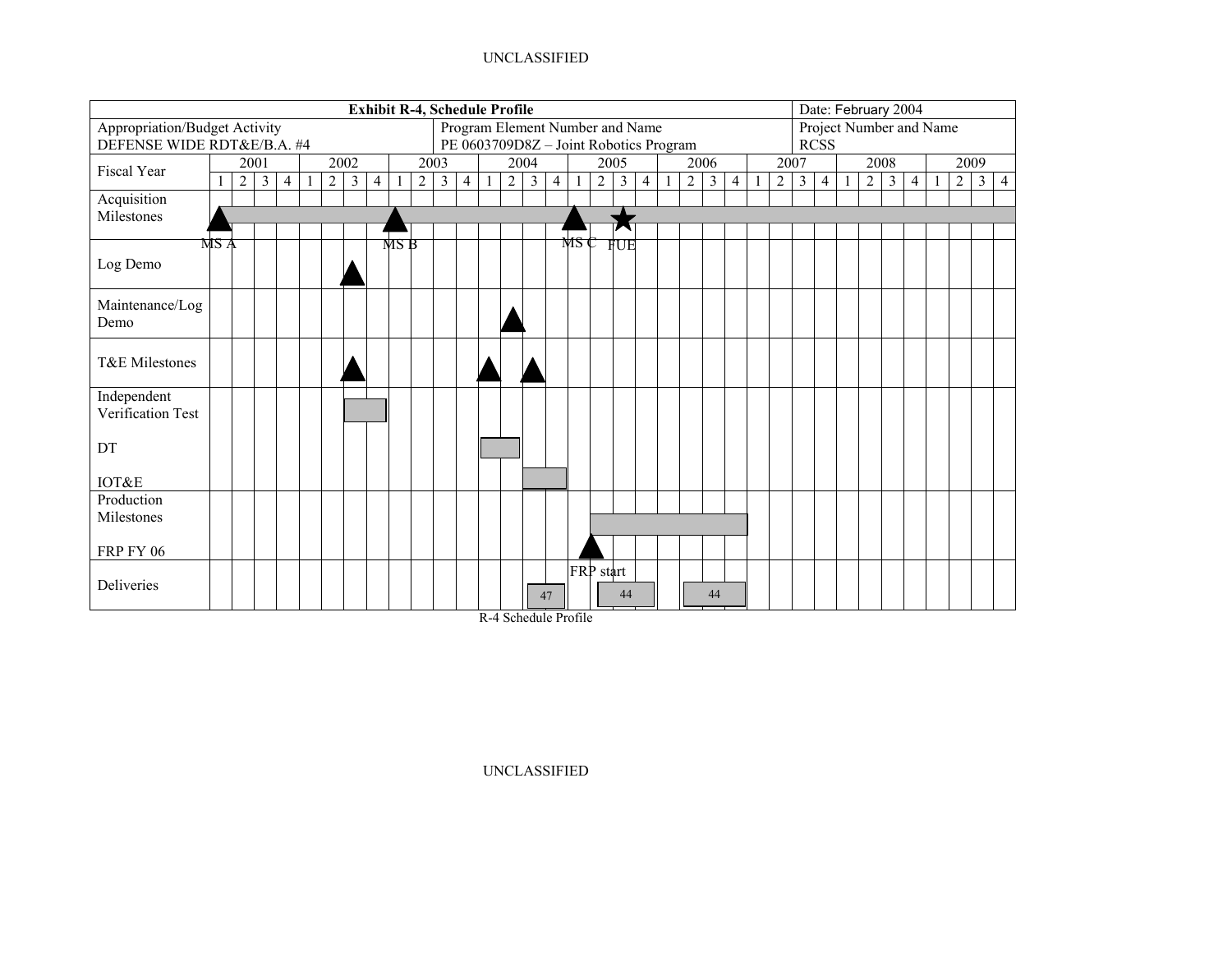**Exhibit R-4, Schedule Profile**

Date: February 2004

| Appropriation/Budget Activity | Program Element Number and Name | Project Number and Name |
|---|---|---|
| DEFENSE WIDE RDT&E/B.A. #4 | PE 0603709D8Z – Joint Robotics Program | RCSS |

| Fiscal Year | 2001 | 2002 | 2003 | 2004 | 2005 | 2006 | 2007 | 2008 | 2009 |
|---|---|---|---|---|---|---|---|---|---|
| Acquisition Milestones | MS A (Q1) | | MS B (Q1) | | MS C (Q1), FUE (Q3) | | | | |
| Log Demo | | Q3 | | | | | | | |
| Maintenance/Log Demo | | | | Q2 | | | | | |
| T&E Milestones | | Q3 | | Q1, Q3 | | | | | |
| Independent Verification Test | | Q3–Q4 | | | | | | | |
| DT | | | | Q1–Q2 | | | | | |
| IOT&E | | | | Q3–Q4 | | | | | |
| Production Milestones | | | | | Q2–Q4 | Q1–Q4 | | | |
| FRP FY 06 | | | | | FRP start (Q2) | | | | |
| Deliveries | | | | 47 (Q4) | 44 | 44 | | | |

R-4 Schedule Profile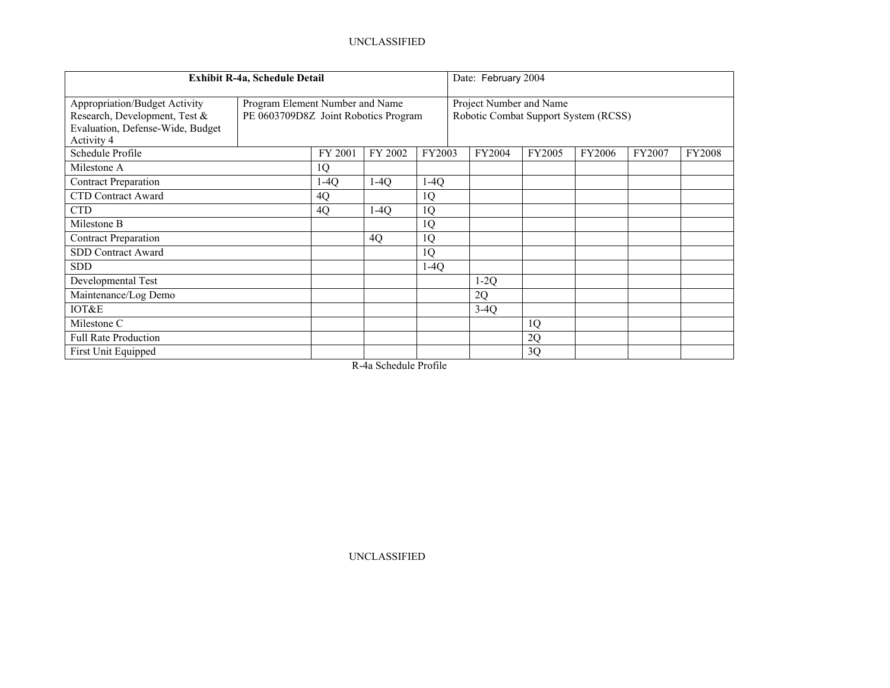| Exhibit R-4a, Schedule Detail | | | Date: February 2004 | | | | | |
|---|---|---|---|---|---|---|---|---|
| Appropriation/Budget Activity<br>Research, Development, Test & Evaluation, Defense-Wide, Budget Activity 4 | Program Element Number and Name<br>PE 0603709D8Z Joint Robotics Program | | Project Number and Name<br>Robotic Combat Support System (RCSS) | | | | | |
| Schedule Profile | FY 2001 | FY 2002 | FY2003 | FY2004 | FY2005 | FY2006 | FY2007 | FY2008 |
| Milestone A | 1Q | | | | | | | |
| Contract Preparation | 1-4Q | 1-4Q | 1-4Q | | | | | |
| CTD Contract Award | 4Q | | 1Q | | | | | |
| CTD | 4Q | 1-4Q | 1Q | | | | | |
| Milestone B | | | 1Q | | | | | |
| Contract Preparation | | 4Q | 1Q | | | | | |
| SDD Contract Award | | | 1Q | | | | | |
| SDD | | | 1-4Q | | | | | |
| Developmental Test | | | | 1-2Q | | | | |
| Maintenance/Log Demo | | | | 2Q | | | | |
| IOT&E | | | | 3-4Q | | | | |
| Milestone C | | | | | 1Q | | | |
| Full Rate Production | | | | | 2Q | | | |
| First Unit Equipped | | | | | 3Q | | | |

R-4a Schedule Profile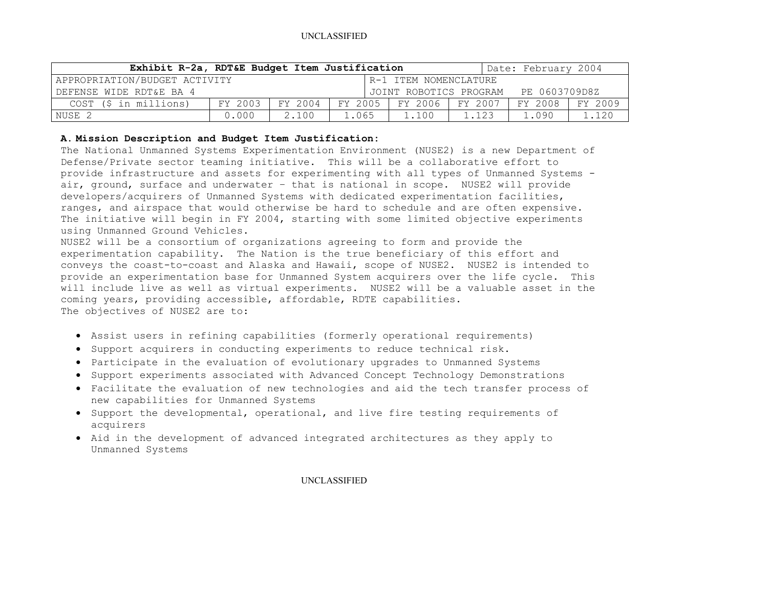| Exhibit R-2a, RDT&E Budget Item Justification | | | | | | Date: February 2004 | |
|---|---|---|---|---|---|---|---|
| APPROPRIATION/BUDGET ACTIVITY | | | | R-1 ITEM NOMENCLATURE | | | |
| DEFENSE WIDE RDT&E BA 4 | | | | JOINT ROBOTICS PROGRAM PE 0603709D8Z | | | |
| COST ($ in millions) | FY 2003 | FY 2004 | FY 2005 | FY 2006 | FY 2007 | FY 2008 | FY 2009 |
| NUSE 2 | 0.000 | 2.100 | 1.065 | 1.100 | 1.123 | 1.090 | 1.120 |

**A. Mission Description and Budget Item Justification:**

The National Unmanned Systems Experimentation Environment (NUSE2) is a new Department of Defense/Private sector teaming initiative. This will be a collaborative effort to provide infrastructure and assets for experimenting with all types of Unmanned Systems - air, ground, surface and underwater – that is national in scope. NUSE2 will provide developers/acquirers of Unmanned Systems with dedicated experimentation facilities, ranges, and airspace that would otherwise be hard to schedule and are often expensive. The initiative will begin in FY 2004, starting with some limited objective experiments using Unmanned Ground Vehicles.

NUSE2 will be a consortium of organizations agreeing to form and provide the experimentation capability. The Nation is the true beneficiary of this effort and conveys the coast-to-coast and Alaska and Hawaii, scope of NUSE2. NUSE2 is intended to provide an experimentation base for Unmanned System acquirers over the life cycle. This will include live as well as virtual experiments. NUSE2 will be a valuable asset in the coming years, providing accessible, affordable, RDTE capabilities.

The objectives of NUSE2 are to:

- Assist users in refining capabilities (formerly operational requirements)
- Support acquirers in conducting experiments to reduce technical risk.
- Participate in the evaluation of evolutionary upgrades to Unmanned Systems
- Support experiments associated with Advanced Concept Technology Demonstrations
- Facilitate the evaluation of new technologies and aid the tech transfer process of new capabilities for Unmanned Systems
- Support the developmental, operational, and live fire testing requirements of acquirers
- Aid in the development of advanced integrated architectures as they apply to Unmanned Systems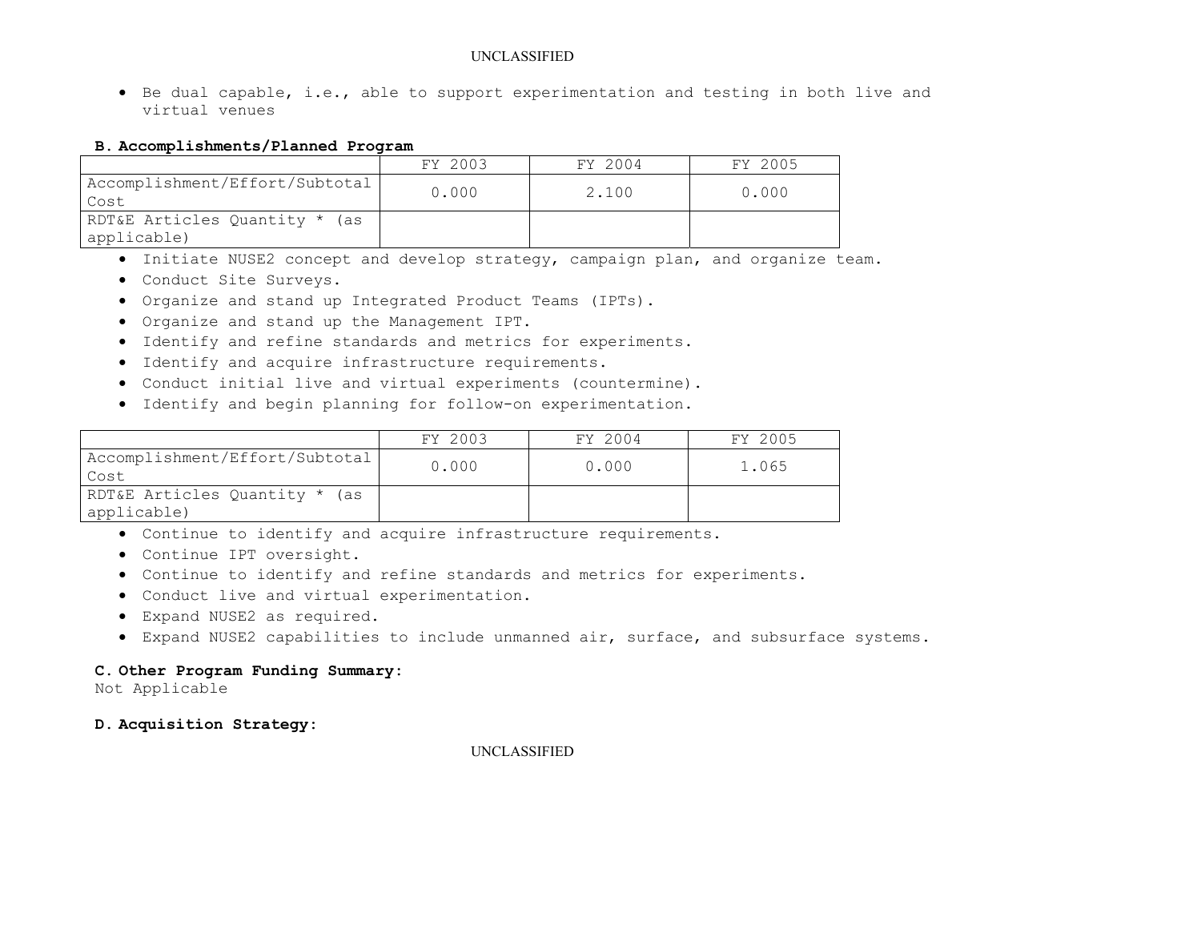- Be dual capable, i.e., able to support experimentation and testing in both live and virtual venues

**B. Accomplishments/Planned Program**

| | FY 2003 | FY 2004 | FY 2005 |
|---|---|---|---|
| Accomplishment/Effort/Subtotal Cost | 0.000 | 2.100 | 0.000 |
| RDT&E Articles Quantity * (as applicable) | | | |

- Initiate NUSE2 concept and develop strategy, campaign plan, and organize team.
- Conduct Site Surveys.
- Organize and stand up Integrated Product Teams (IPTs).
- Organize and stand up the Management IPT.
- Identify and refine standards and metrics for experiments.
- Identify and acquire infrastructure requirements.
- Conduct initial live and virtual experiments (countermine).
- Identify and begin planning for follow-on experimentation.

| | FY 2003 | FY 2004 | FY 2005 |
|---|---|---|---|
| Accomplishment/Effort/Subtotal Cost | 0.000 | 0.000 | 1.065 |
| RDT&E Articles Quantity * (as applicable) | | | |

- Continue to identify and acquire infrastructure requirements.
- Continue IPT oversight.
- Continue to identify and refine standards and metrics for experiments.
- Conduct live and virtual experimentation.
- Expand NUSE2 as required.
- Expand NUSE2 capabilities to include unmanned air, surface, and subsurface systems.

**C. Other Program Funding Summary:**

Not Applicable

**D. Acquisition Strategy:**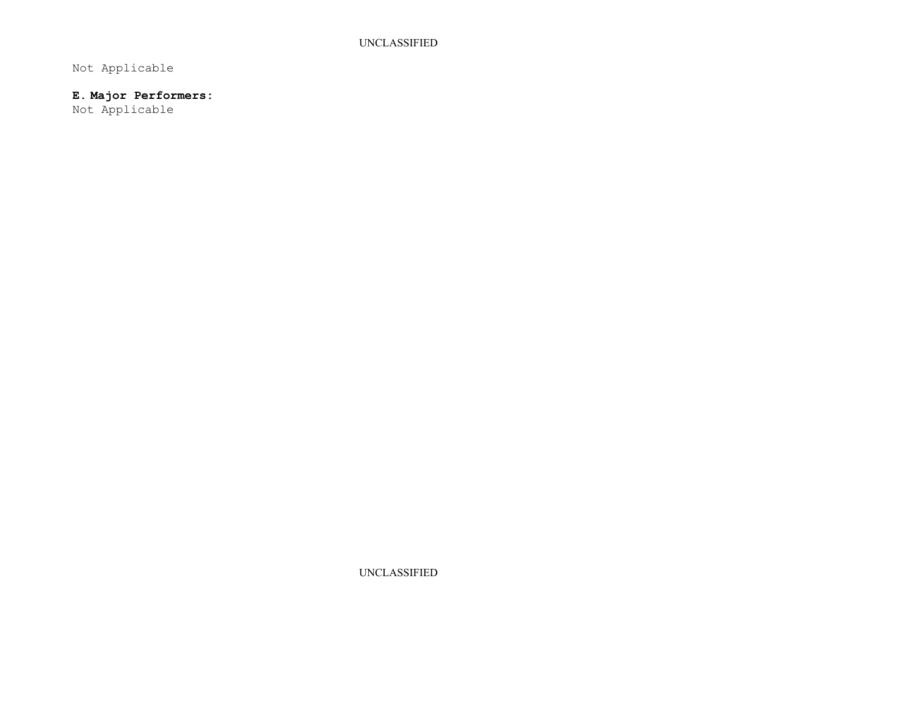Not Applicable

**E. Major Performers:**

Not Applicable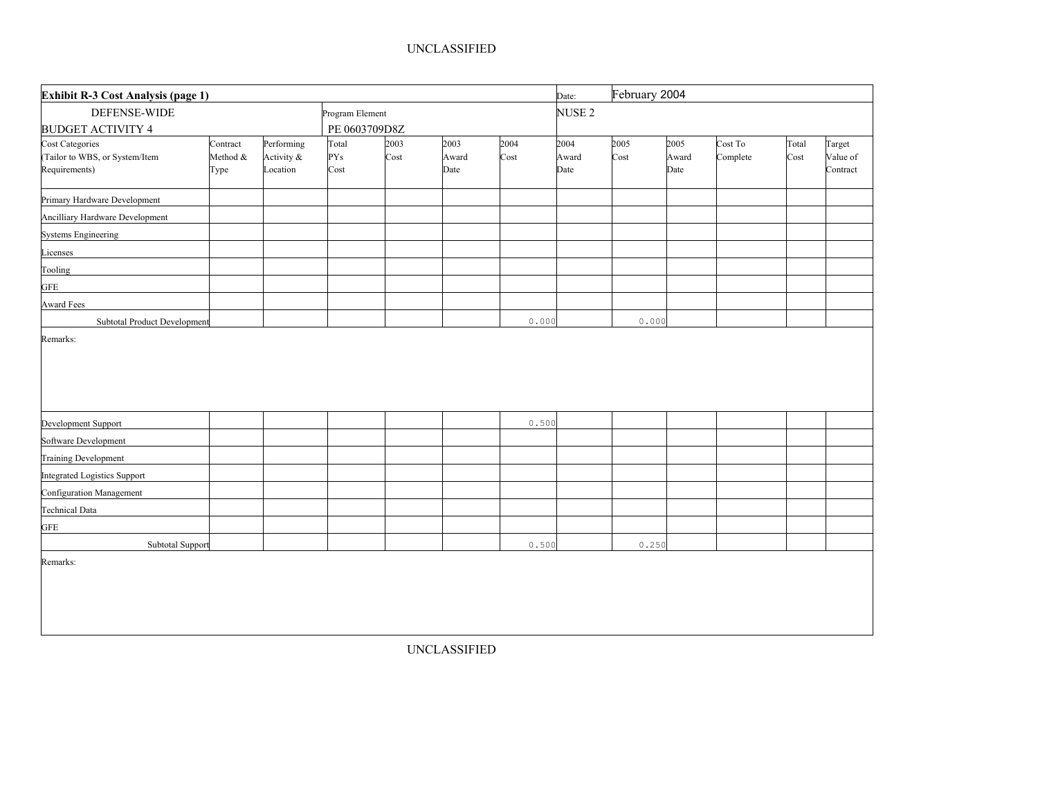| **Exhibit R-3 Cost Analysis (page 1)** | | | | | | | | Date: | February 2004 | | | |
|---|---|---|---|---|---|---|---|---|---|---|---|---|
| DEFENSE-WIDE BUDGET ACTIVITY 4 | | | Program Element PE 0603709D8Z | | | | NUSE 2 | | | | | |
| Cost Categories (Tailor to WBS, or System/Item Requirements) | Contract Method & Type | Performing Activity & Location | Total PYs Cost | 2003 Cost | 2003 Award Date | 2004 Cost | 2004 Award Date | 2005 Cost | 2005 Award Date | Cost To Complete | Total Cost | Target Value of Contract |
| Primary Hardware Development | | | | | | | | | | | | |
| Ancilliary Hardware Development | | | | | | | | | | | | |
| Systems Engineering | | | | | | | | | | | | |
| Licenses | | | | | | | | | | | | |
| Tooling | | | | | | | | | | | | |
| GFE | | | | | | | | | | | | |
| Award Fees | | | | | | | | | | | | |
| Subtotal Product Development | | | | | | 0.000 | | 0.000 | | | | |

Remarks:

| Cost Categories | Contract Method & Type | Performing Activity & Location | Total PYs Cost | 2003 Cost | 2003 Award Date | 2004 Cost | 2004 Award Date | 2005 Cost | 2005 Award Date | Cost To Complete | Total Cost | Target Value of Contract |
|---|---|---|---|---|---|---|---|---|---|---|---|---|
| Development Support | | | | | | 0.500 | | | | | | |
| Software Development | | | | | | | | | | | | |
| Training Development | | | | | | | | | | | | |
| Integrated Logistics Support | | | | | | | | | | | | |
| Configuration Management | | | | | | | | | | | | |
| Technical Data | | | | | | | | | | | | |
| GFE | | | | | | | | | | | | |
| Subtotal Support | | | | | | 0.500 | | 0.250 | | | | |

Remarks: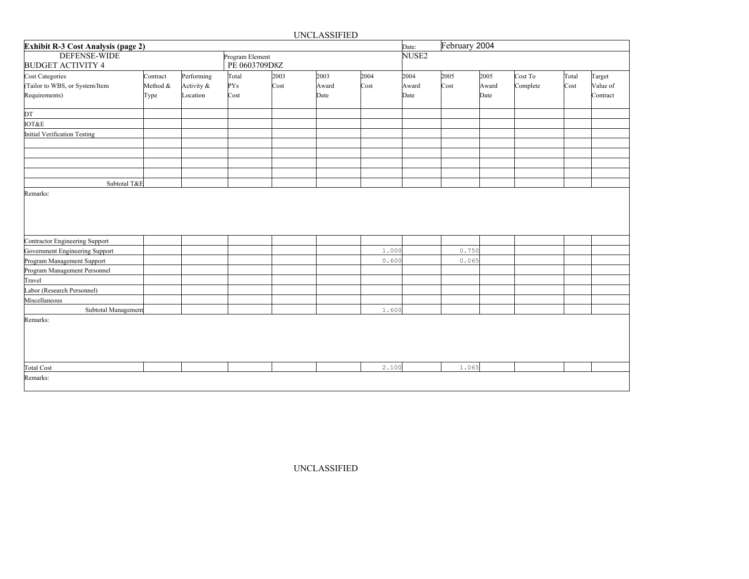| Exhibit R-3 Cost Analysis (page 2) | | | | | | | Date: | February 2004 | | | | |
|---|---|---|---|---|---|---|---|---|---|---|---|---|
| DEFENSE-WIDE<br>BUDGET ACTIVITY 4 | | | Program Element<br>PE 0603709D8Z | | | | NUSE2 | | | | | |
| Cost Categories<br>(Tailor to WBS, or System/Item Requirements) | Contract Method & Type | Performing Activity & Location | Total PYs Cost | 2003 Cost | 2003 Award Date | 2004 Cost | 2004 Award Date | 2005 Cost | 2005 Award Date | Cost To Complete | Total Cost | Target Value of Contract |
| DT | | | | | | | | | | | | |
| IOT&E | | | | | | | | | | | | |
| Initial Verification Testing | | | | | | | | | | | | |
| | | | | | | | | | | | | |
| | | | | | | | | | | | | |
| | | | | | | | | | | | | |
| | | | | | | | | | | | | |
| Subtotal T&E | | | | | | | | | | | | |
| Remarks: | | | | | | | | | | | | |
| Contractor Engineering Support | | | | | | | | | | | | |
| Government Engineering Support | | | | | | 1.000 | | 0.750 | | | | |
| Program Management Support | | | | | | 0.600 | | 0.065 | | | | |
| Program Management Personnel | | | | | | | | | | | | |
| Travel | | | | | | | | | | | | |
| Labor (Research Personnel) | | | | | | | | | | | | |
| Miscellaneous | | | | | | | | | | | | |
| Subtotal Management | | | | | | 1.600 | | | | | | |
| Remarks: | | | | | | | | | | | | |
| Total Cost | | | | | | 2.100 | | 1.065 | | | | |
| Remarks: | | | | | | | | | | | | |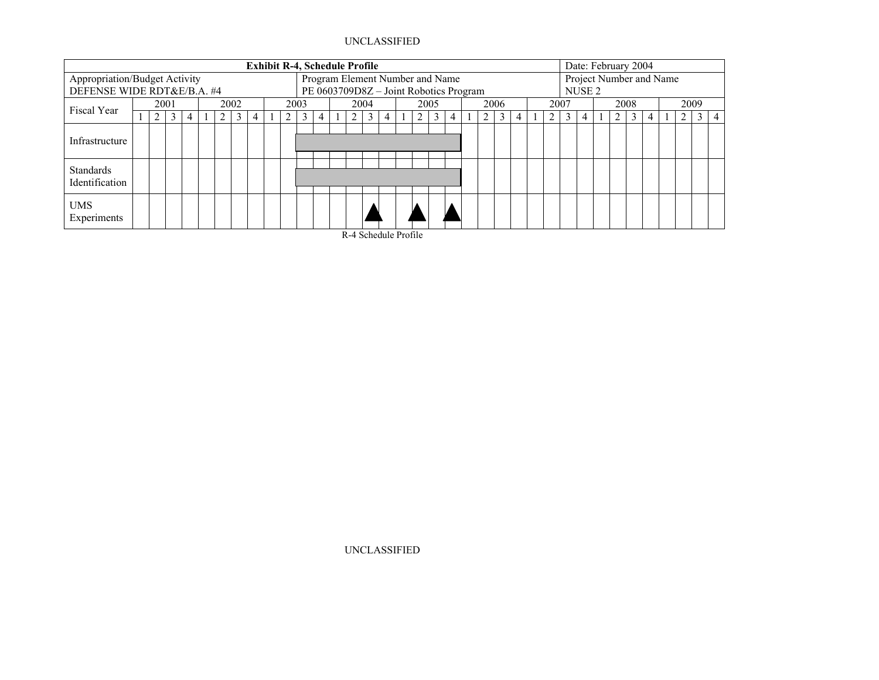| Exhibit R-4, Schedule Profile | | Date: February 2004 |
|---|---|---|
| Appropriation/Budget Activity<br>DEFENSE WIDE RDT&E/B.A. #4 | Program Element Number and Name<br>PE 0603709D8Z – Joint Robotics Program | Project Number and Name<br>NUSE 2 |

| Fiscal Year | 2001 | | | | 2002 | | | | 2003 | | | | 2004 | | | | 2005 | | | | 2006 | | | | 2007 | | | | 2008 | | | | 2009 | | | |
|---|---|---|---|---|---|---|---|---|---|---|---|---|---|---|---|---|---|---|---|---|---|---|---|---|---|---|---|---|---|---|---|---|---|---|---|---|
| | 1 | 2 | 3 | 4 | 1 | 2 | 3 | 4 | 1 | 2 | 3 | 4 | 1 | 2 | 3 | 4 | 1 | 2 | 3 | 4 | 1 | 2 | 3 | 4 | 1 | 2 | 3 | 4 | 1 | 2 | 3 | 4 | 1 | 2 | 3 | 4 |
| Infrastructure | | | | | | | | | | | ▬ | ▬ | ▬ | ▬ | ▬ | ▬ | ▬ | ▬ | ▬ | ▬ | | | | | | | | | | | | | | | | |
| Standards Identification | | | | | | | | | | | ▬ | ▬ | ▬ | ▬ | ▬ | ▬ | ▬ | ▬ | ▬ | ▬ | | | | | | | | | | | | | | | | |
| UMS Experiments | | | | | | | | | | | | | | | ▲ | | | ▲ | | ▲ | | | | | | | | | | | | | | | | |

R-4 Schedule Profile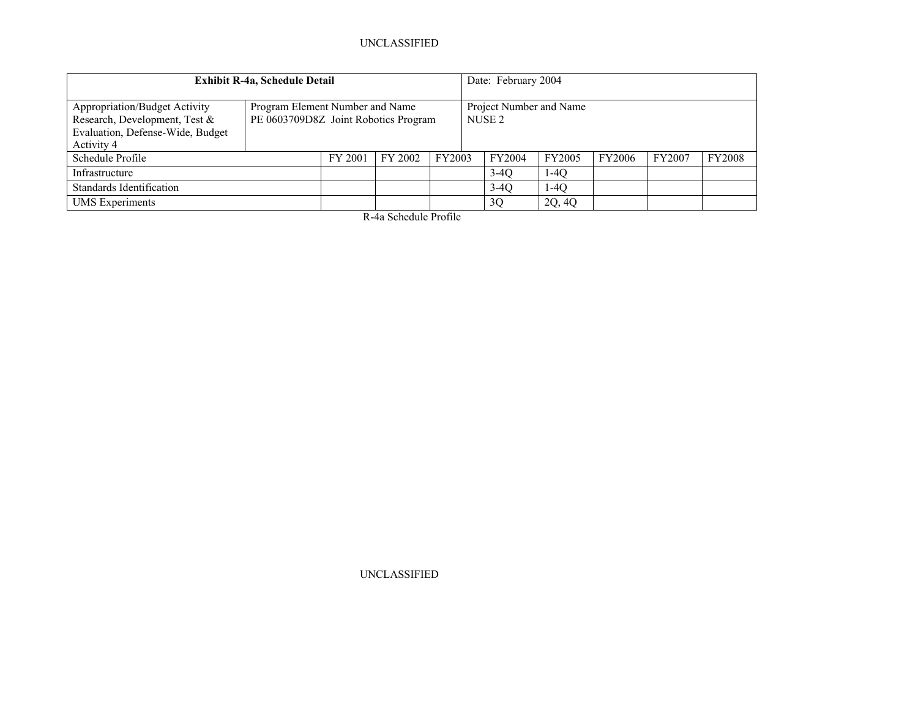| Exhibit R-4a, Schedule Detail | | | | Date: February 2004 | | | | |
|---|---|---|---|---|---|---|---|---|
| Appropriation/Budget Activity<br>Research, Development, Test & Evaluation, Defense-Wide, Budget Activity 4 | Program Element Number and Name<br>PE 0603709D8Z Joint Robotics Program | | | Project Number and Name<br>NUSE 2 | | | | |
| Schedule Profile | FY 2001 | FY 2002 | FY2003 | FY2004 | FY2005 | FY2006 | FY2007 | FY2008 |
| Infrastructure | | | | 3-4Q | 1-4Q | | | |
| Standards Identification | | | | 3-4Q | 1-4Q | | | |
| UMS Experiments | | | | 3Q | 2Q, 4Q | | | |

R-4a Schedule Profile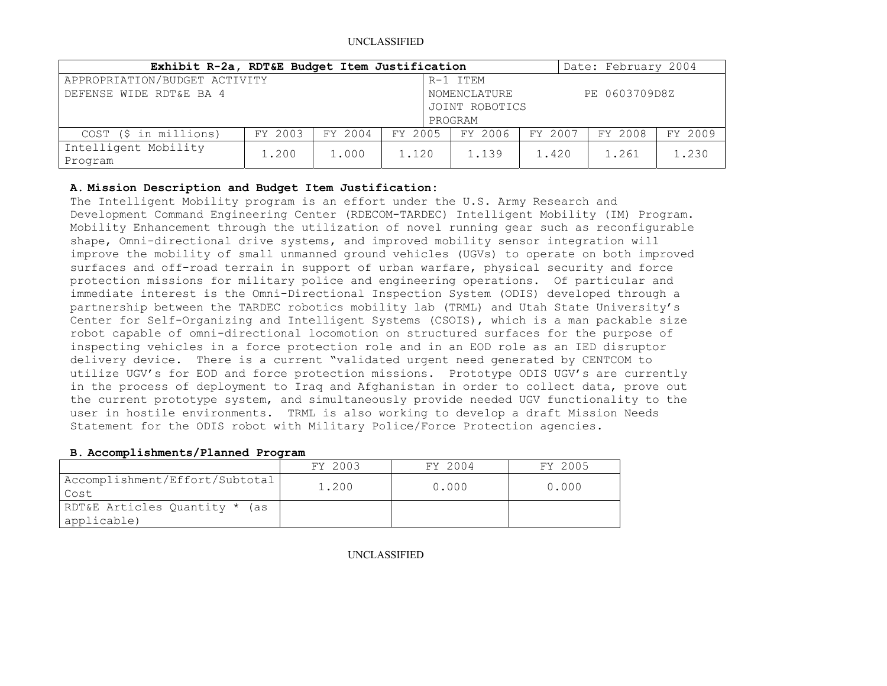| Exhibit R-2a, RDT&E Budget Item Justification | | | | | | | Date: February 2004 |
|---|---|---|---|---|---|---|---|
| APPROPRIATION/BUDGET ACTIVITY<br>DEFENSE WIDE RDT&E BA 4 | | | | R-1 ITEM NOMENCLATURE<br>JOINT ROBOTICS PROGRAM | | | PE 0603709D8Z |
| COST ($ in millions) | FY 2003 | FY 2004 | FY 2005 | FY 2006 | FY 2007 | FY 2008 | FY 2009 |
| Intelligent Mobility Program | 1.200 | 1.000 | 1.120 | 1.139 | 1.420 | 1.261 | 1.230 |

**A. Mission Description and Budget Item Justification:**

The Intelligent Mobility program is an effort under the U.S. Army Research and Development Command Engineering Center (RDECOM-TARDEC) Intelligent Mobility (IM) Program. Mobility Enhancement through the utilization of novel running gear such as reconfigurable shape, Omni-directional drive systems, and improved mobility sensor integration will improve the mobility of small unmanned ground vehicles (UGVs) to operate on both improved surfaces and off-road terrain in support of urban warfare, physical security and force protection missions for military police and engineering operations. Of particular and immediate interest is the Omni-Directional Inspection System (ODIS) developed through a partnership between the TARDEC robotics mobility lab (TRML) and Utah State University's Center for Self-Organizing and Intelligent Systems (CSOIS), which is a man packable size robot capable of omni-directional locomotion on structured surfaces for the purpose of inspecting vehicles in a force protection role and in an EOD role as an IED disruptor delivery device. There is a current "validated urgent need generated by CENTCOM to utilize UGV's for EOD and force protection missions. Prototype ODIS UGV's are currently in the process of deployment to Iraq and Afghanistan in order to collect data, prove out the current prototype system, and simultaneously provide needed UGV functionality to the user in hostile environments. TRML is also working to develop a draft Mission Needs Statement for the ODIS robot with Military Police/Force Protection agencies.

**B. Accomplishments/Planned Program**

| | FY 2003 | FY 2004 | FY 2005 |
|---|---|---|---|
| Accomplishment/Effort/Subtotal Cost | 1.200 | 0.000 | 0.000 |
| RDT&E Articles Quantity * (as applicable) | | | |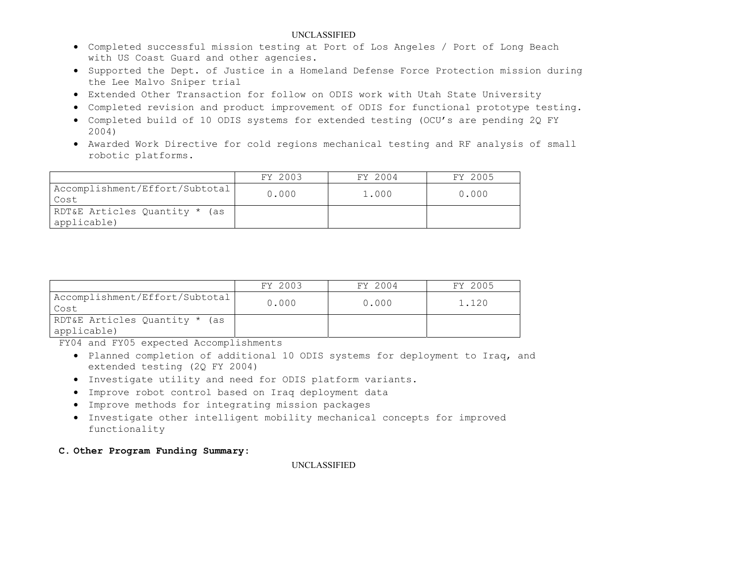- Completed successful mission testing at Port of Los Angeles / Port of Long Beach with US Coast Guard and other agencies.
- Supported the Dept. of Justice in a Homeland Defense Force Protection mission during the Lee Malvo Sniper trial
- Extended Other Transaction for follow on ODIS work with Utah State University
- Completed revision and product improvement of ODIS for functional prototype testing.
- Completed build of 10 ODIS systems for extended testing (OCU's are pending 2Q FY 2004)
- Awarded Work Directive for cold regions mechanical testing and RF analysis of small robotic platforms.

| | FY 2003 | FY 2004 | FY 2005 |
|---|---|---|---|
| Accomplishment/Effort/Subtotal Cost | 0.000 | 1.000 | 0.000 |
| RDT&E Articles Quantity * (as applicable) | | | |

| | FY 2003 | FY 2004 | FY 2005 |
|---|---|---|---|
| Accomplishment/Effort/Subtotal Cost | 0.000 | 0.000 | 1.120 |
| RDT&E Articles Quantity * (as applicable) | | | |

FY04 and FY05 expected Accomplishments

- Planned completion of additional 10 ODIS systems for deployment to Iraq, and extended testing (2Q FY 2004)
- Investigate utility and need for ODIS platform variants.
- Improve robot control based on Iraq deployment data
- Improve methods for integrating mission packages
- Investigate other intelligent mobility mechanical concepts for improved functionality

**C. Other Program Funding Summary:**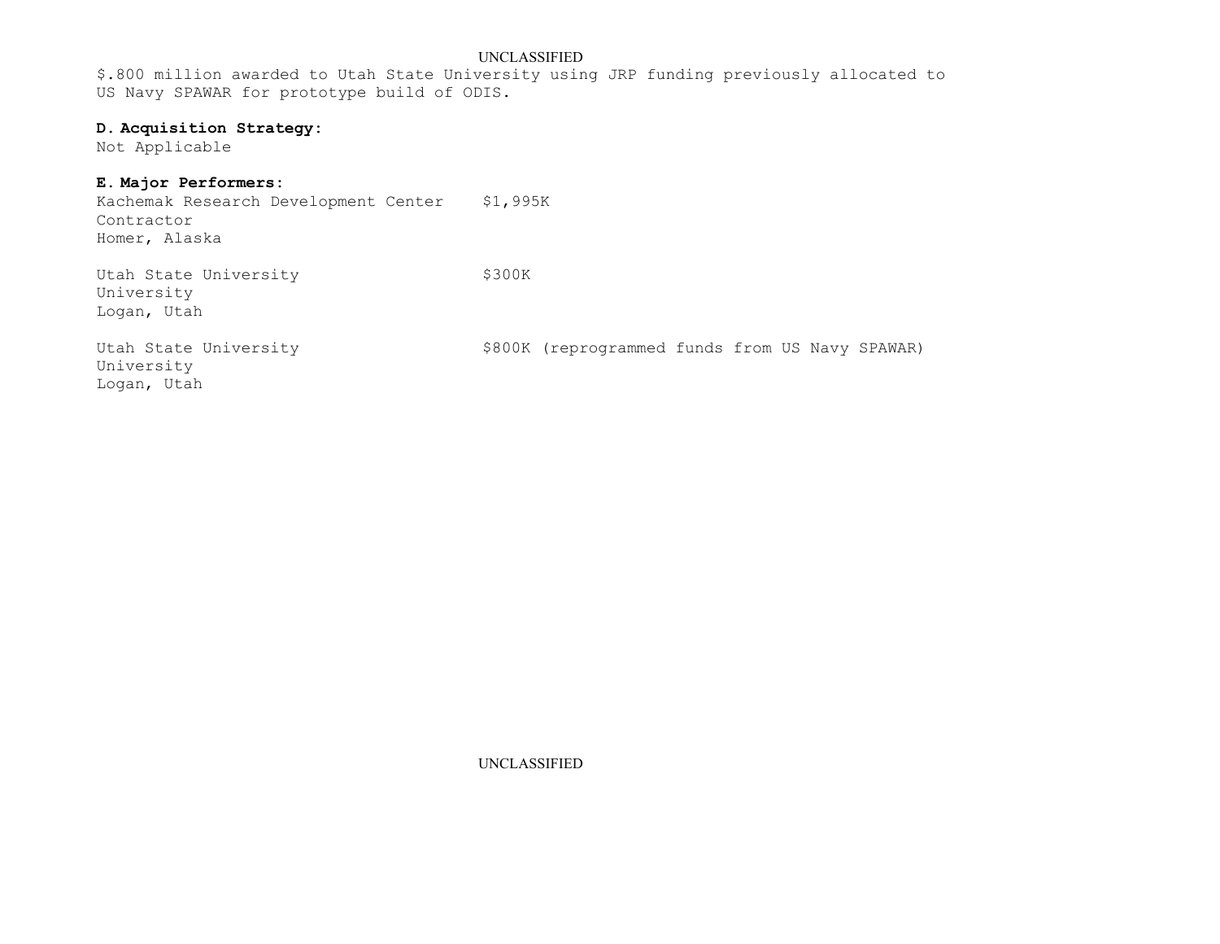$.800 million awarded to Utah State University using JRP funding previously allocated to US Navy SPAWAR for prototype build of ODIS.

**D. Acquisition Strategy:**

Not Applicable

**E. Major Performers:**

Kachemak Research Development Center $1,995K
Contractor
Homer, Alaska

Utah State University $300K
University
Logan, Utah

Utah State University $800K (reprogrammed funds from US Navy SPAWAR)
University
Logan, Utah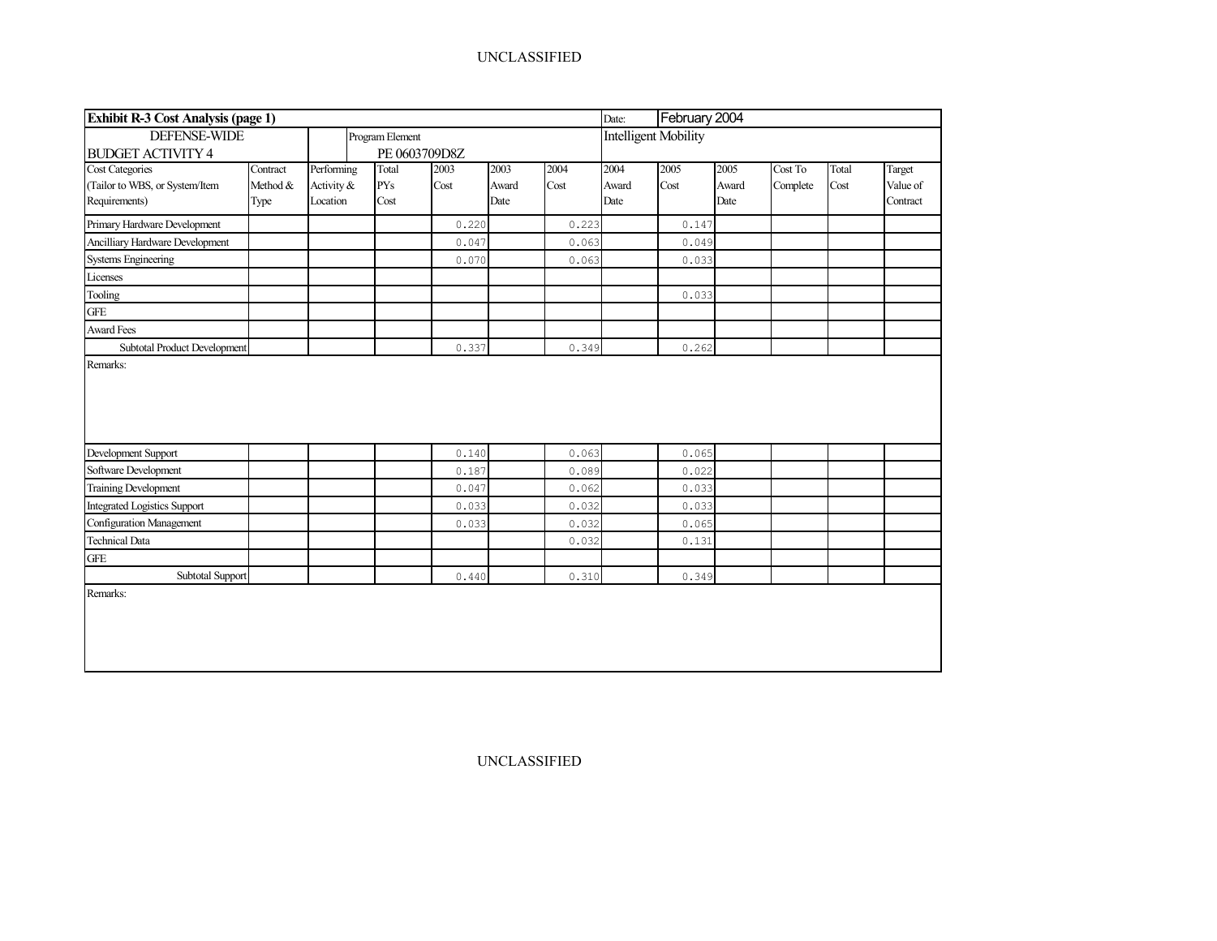| Exhibit R-3 Cost Analysis (page 1) | | | | | | | Date: | February 2004 | | | | |
|---|---|---|---|---|---|---|---|---|---|---|---|---|
| DEFENSE-WIDE | | Program Element | | | | | Intelligent Mobility | | | | | |
| BUDGET ACTIVITY 4 | | PE 0603709D8Z | | | | | | | | | | |
| Cost Categories (Tailor to WBS, or System/Item Requirements) | Contract Method & Type | Performing Activity & Location | Total PYs Cost | 2003 Cost | 2003 Award Date | 2004 Cost | 2004 Award Date | 2005 Cost | 2005 Award Date | Cost To Complete | Total Cost | Target Value of Contract |
| Primary Hardware Development | | | | 0.220 | | 0.223 | | 0.147 | | | | |
| Ancilliary Hardware Development | | | | 0.047 | | 0.063 | | 0.049 | | | | |
| Systems Engineering | | | | 0.070 | | 0.063 | | 0.033 | | | | |
| Licenses | | | | | | | | | | | | |
| Tooling | | | | | | | | 0.033 | | | | |
| GFE | | | | | | | | | | | | |
| Award Fees | | | | | | | | | | | | |
| Subtotal Product Development | | | | 0.337 | | 0.349 | | 0.262 | | | | |

Remarks:

| Cost Categories | Contract Method & Type | Performing Activity & Location | Total PYs Cost | 2003 Cost | 2003 Award Date | 2004 Cost | 2004 Award Date | 2005 Cost | 2005 Award Date | Cost To Complete | Total Cost | Target Value of Contract |
|---|---|---|---|---|---|---|---|---|---|---|---|---|
| Development Support | | | | 0.140 | | 0.063 | | 0.065 | | | | |
| Software Development | | | | 0.187 | | 0.089 | | 0.022 | | | | |
| Training Development | | | | 0.047 | | 0.062 | | 0.033 | | | | |
| Integrated Logistics Support | | | | 0.033 | | 0.032 | | 0.033 | | | | |
| Configuration Management | | | | 0.033 | | 0.032 | | 0.065 | | | | |
| Technical Data | | | | | | 0.032 | | 0.131 | | | | |
| GFE | | | | | | | | | | | | |
| Subtotal Support | | | | 0.440 | | 0.310 | | 0.349 | | | | |

Remarks: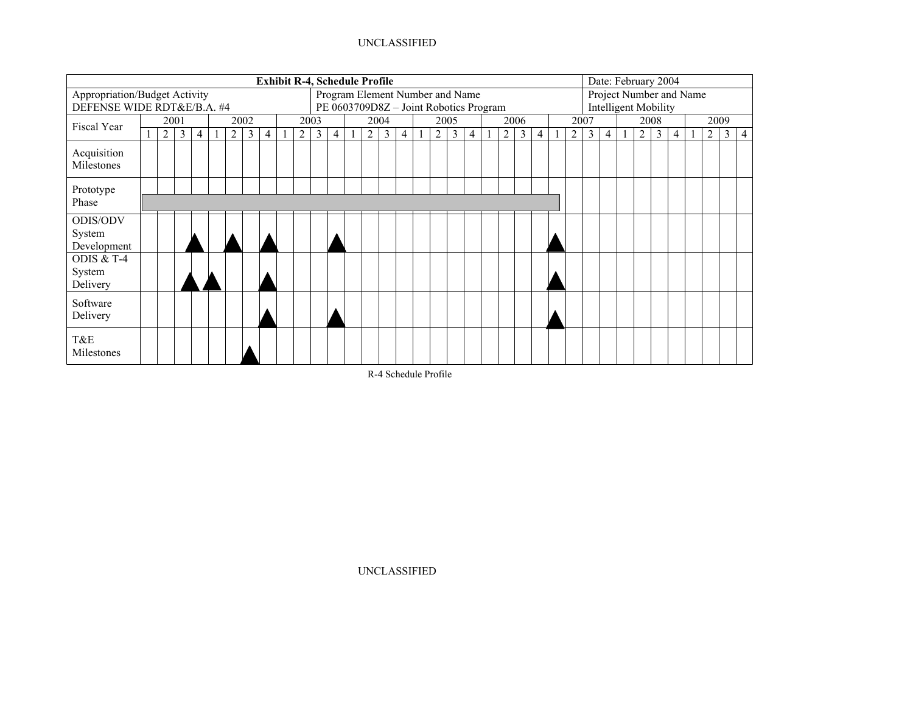| Exhibit R-4, Schedule Profile | | Date: February 2004 |
|---|---|---|
| Appropriation/Budget Activity<br>DEFENSE WIDE RDT&E/B.A. #4 | Program Element Number and Name<br>PE 0603709D8Z – Joint Robotics Program | Project Number and Name<br>Intelligent Mobility |

| Fiscal Year | 2001 | | | | 2002 | | | | 2003 | | | | 2004 | | | | 2005 | | | | 2006 | | | | 2007 | | | | 2008 | | | | 2009 | | | |
|---|---|---|---|---|---|---|---|---|---|---|---|---|---|---|---|---|---|---|---|---|---|---|---|---|---|---|---|---|---|---|---|---|---|---|---|---|
| | 1 | 2 | 3 | 4 | 1 | 2 | 3 | 4 | 1 | 2 | 3 | 4 | 1 | 2 | 3 | 4 | 1 | 2 | 3 | 4 | 1 | 2 | 3 | 4 | 1 | 2 | 3 | 4 | 1 | 2 | 3 | 4 | 1 | 2 | 3 | 4 |
| Acquisition Milestones | | | | | | | | | | | | | | | | | | | | | | | | | | | | | | | | | | | | |
| Prototype Phase | ▬ | ▬ | ▬ | ▬ | ▬ | ▬ | ▬ | ▬ | ▬ | ▬ | ▬ | ▬ | ▬ | ▬ | ▬ | ▬ | ▬ | ▬ | ▬ | ▬ | ▬ | ▬ | ▬ | ▬ | | | | | | | | | | | | |
| ODIS/ODV System Development | | | | ▲ | | ▲ | | ▲ | | | | ▲ | | | | | | | | | | | | | ▲ | | | | | | | | | | | |
| ODIS & T-4 System Delivery | | | ▲ | | ▲ | | | ▲ | | | | | | | | | | | | | | | | | ▲ | | | | | | | | | | | |
| Software Delivery | | | | | | | | ▲ | | | | ▲ | | | | | | | | | | | | | ▲ | | | | | | | | | | | |
| T&E Milestones | | | | | | | ▲ | | | | | | | | | | | | | | | | | | | | | | | | | | | | | |

R-4 Schedule Profile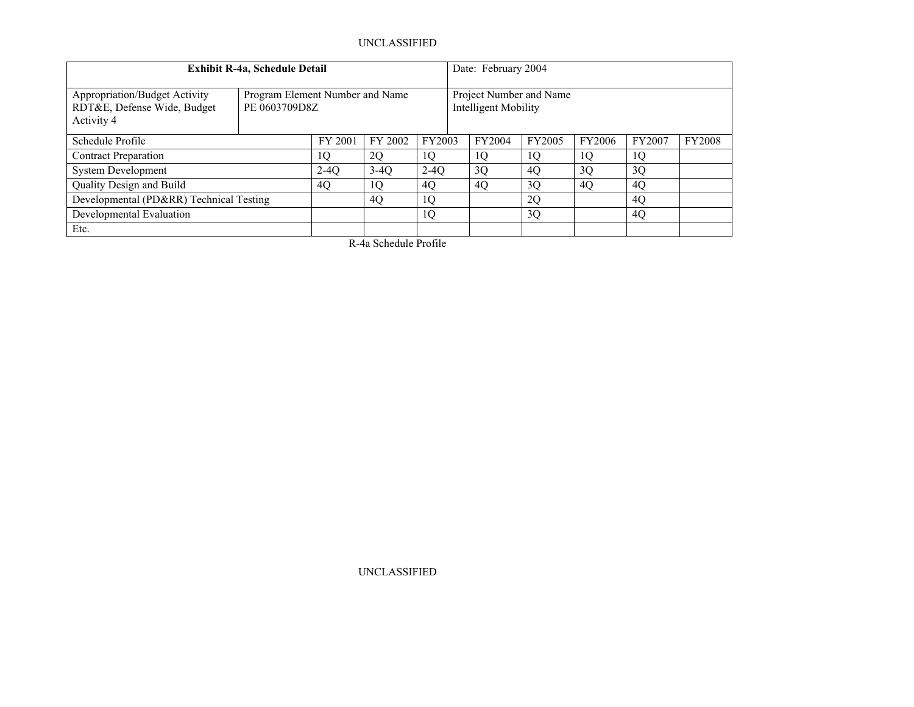| Exhibit R-4a, Schedule Detail | | Date: February 2004 |
|---|---|---|
| Appropriation/Budget Activity<br>RDT&E, Defense Wide, Budget Activity 4 | Program Element Number and Name<br>PE 0603709D8Z | Project Number and Name<br>Intelligent Mobility |

| Schedule Profile | FY 2001 | FY 2002 | FY2003 | FY2004 | FY2005 | FY2006 | FY2007 | FY2008 |
|---|---|---|---|---|---|---|---|---|
| Contract Preparation | 1Q | 2Q | 1Q | 1Q | 1Q | 1Q | 1Q | |
| System Development | 2-4Q | 3-4Q | 2-4Q | 3Q | 4Q | 3Q | 3Q | |
| Quality Design and Build | 4Q | 1Q | 4Q | 4Q | 3Q | 4Q | 4Q | |
| Developmental (PD&RR) Technical Testing | | 4Q | 1Q | | 2Q | | 4Q | |
| Developmental Evaluation | | | 1Q | | 3Q | | 4Q | |
| Etc. | | | | | | | | |

R-4a Schedule Profile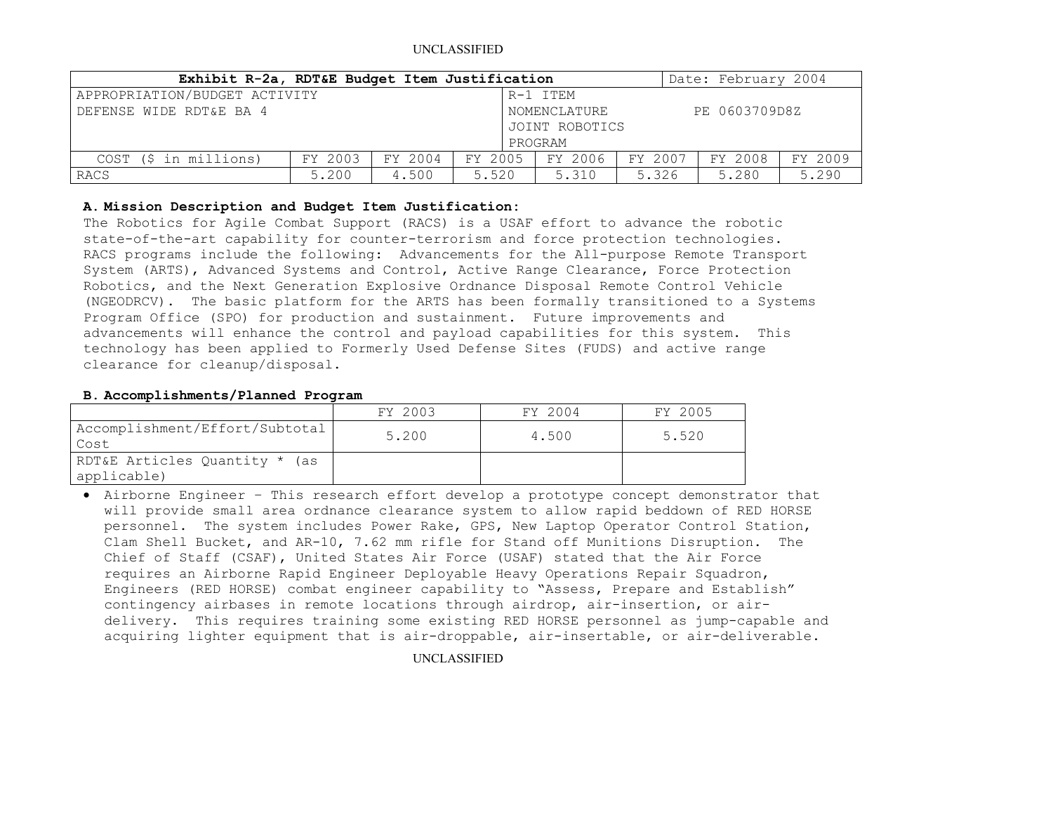| Exhibit R-2a, RDT&E Budget Item Justification | | | | | | Date: February 2004 | |
|---|---|---|---|---|---|---|---|
| APPROPRIATION/BUDGET ACTIVITY<br>DEFENSE WIDE RDT&E BA 4 | | | | R-1 ITEM NOMENCLATURE<br>JOINT ROBOTICS PROGRAM | | PE 0603709D8Z | |
| COST ($ in millions) | FY 2003 | FY 2004 | FY 2005 | FY 2006 | FY 2007 | FY 2008 | FY 2009 |
| RACS | 5.200 | 4.500 | 5.520 | 5.310 | 5.326 | 5.280 | 5.290 |

**A. Mission Description and Budget Item Justification:**
The Robotics for Agile Combat Support (RACS) is a USAF effort to advance the robotic state-of-the-art capability for counter-terrorism and force protection technologies. RACS programs include the following: Advancements for the All-purpose Remote Transport System (ARTS), Advanced Systems and Control, Active Range Clearance, Force Protection Robotics, and the Next Generation Explosive Ordnance Disposal Remote Control Vehicle (NGEODRCV). The basic platform for the ARTS has been formally transitioned to a Systems Program Office (SPO) for production and sustainment. Future improvements and advancements will enhance the control and payload capabilities for this system. This technology has been applied to Formerly Used Defense Sites (FUDS) and active range clearance for cleanup/disposal.

**B. Accomplishments/Planned Program**

| | FY 2003 | FY 2004 | FY 2005 |
|---|---|---|---|
| Accomplishment/Effort/Subtotal Cost | 5.200 | 4.500 | 5.520 |
| RDT&E Articles Quantity * (as applicable) | | | |

- Airborne Engineer – This research effort develop a prototype concept demonstrator that will provide small area ordnance clearance system to allow rapid beddown of RED HORSE personnel. The system includes Power Rake, GPS, New Laptop Operator Control Station, Clam Shell Bucket, and AR-10, 7.62 mm rifle for Stand off Munitions Disruption. The Chief of Staff (CSAF), United States Air Force (USAF) stated that the Air Force requires an Airborne Rapid Engineer Deployable Heavy Operations Repair Squadron, Engineers (RED HORSE) combat engineer capability to "Assess, Prepare and Establish" contingency airbases in remote locations through airdrop, air-insertion, or air-delivery. This requires training some existing RED HORSE personnel as jump-capable and acquiring lighter equipment that is air-droppable, air-insertable, or air-deliverable.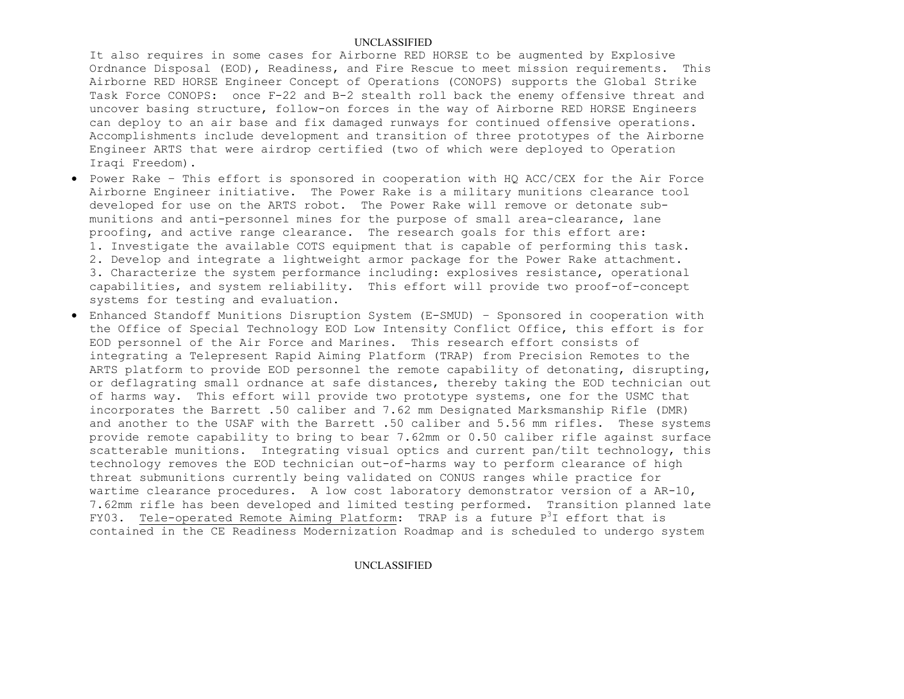It also requires in some cases for Airborne RED HORSE to be augmented by Explosive Ordnance Disposal (EOD), Readiness, and Fire Rescue to meet mission requirements. This Airborne RED HORSE Engineer Concept of Operations (CONOPS) supports the Global Strike Task Force CONOPS: once F-22 and B-2 stealth roll back the enemy offensive threat and uncover basing structure, follow-on forces in the way of Airborne RED HORSE Engineers can deploy to an air base and fix damaged runways for continued offensive operations. Accomplishments include development and transition of three prototypes of the Airborne Engineer ARTS that were airdrop certified (two of which were deployed to Operation Iraqi Freedom).

- Power Rake – This effort is sponsored in cooperation with HQ ACC/CEX for the Air Force Airborne Engineer initiative. The Power Rake is a military munitions clearance tool developed for use on the ARTS robot. The Power Rake will remove or detonate sub-munitions and anti-personnel mines for the purpose of small area-clearance, lane proofing, and active range clearance. The research goals for this effort are:
  1. Investigate the available COTS equipment that is capable of performing this task.
  2. Develop and integrate a lightweight armor package for the Power Rake attachment.
  3. Characterize the system performance including: explosives resistance, operational capabilities, and system reliability. This effort will provide two proof-of-concept systems for testing and evaluation.
- Enhanced Standoff Munitions Disruption System (E-SMUD) – Sponsored in cooperation with the Office of Special Technology EOD Low Intensity Conflict Office, this effort is for EOD personnel of the Air Force and Marines. This research effort consists of integrating a Telepresent Rapid Aiming Platform (TRAP) from Precision Remotes to the ARTS platform to provide EOD personnel the remote capability of detonating, disrupting, or deflagrating small ordnance at safe distances, thereby taking the EOD technician out of harms way. This effort will provide two prototype systems, one for the USMC that incorporates the Barrett .50 caliber and 7.62 mm Designated Marksmanship Rifle (DMR) and another to the USAF with the Barrett .50 caliber and 5.56 mm rifles. These systems provide remote capability to bring to bear 7.62mm or 0.50 caliber rifle against surface scatterable munitions. Integrating visual optics and current pan/tilt technology, this technology removes the EOD technician out-of-harms way to perform clearance of high threat submunitions currently being validated on CONUS ranges while practice for wartime clearance procedures. A low cost laboratory demonstrator version of a AR-10, 7.62mm rifle has been developed and limited testing performed. Transition planned late FY03. <u>Tele-operated Remote Aiming Platform</u>: TRAP is a future $P^3I$ effort that is contained in the CE Readiness Modernization Roadmap and is scheduled to undergo system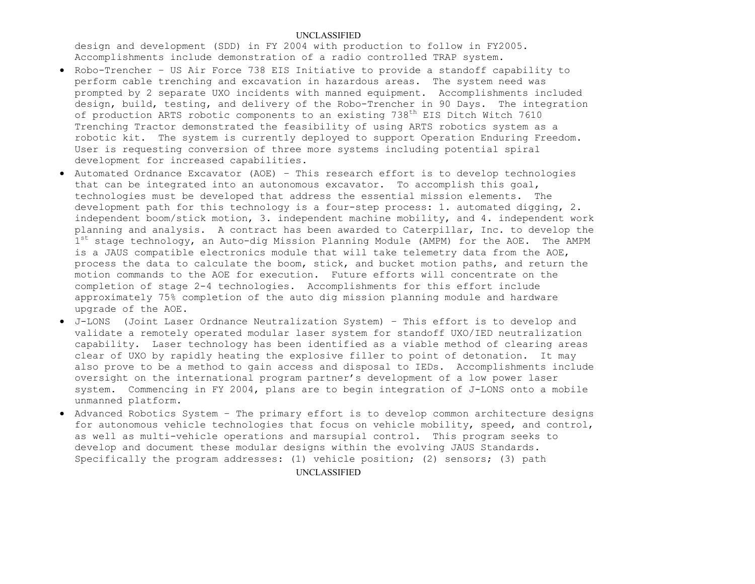design and development (SDD) in FY 2004 with production to follow in FY2005. Accomplishments include demonstration of a radio controlled TRAP system.

- Robo-Trencher – US Air Force 738 EIS Initiative to provide a standoff capability to perform cable trenching and excavation in hazardous areas. The system need was prompted by 2 separate UXO incidents with manned equipment. Accomplishments included design, build, testing, and delivery of the Robo-Trencher in 90 Days. The integration of production ARTS robotic components to an existing 738th EIS Ditch Witch 7610 Trenching Tractor demonstrated the feasibility of using ARTS robotics system as a robotic kit. The system is currently deployed to support Operation Enduring Freedom. User is requesting conversion of three more systems including potential spiral development for increased capabilities.
- Automated Ordnance Excavator (AOE) – This research effort is to develop technologies that can be integrated into an autonomous excavator. To accomplish this goal, technologies must be developed that address the essential mission elements. The development path for this technology is a four-step process: 1. automated digging, 2. independent boom/stick motion, 3. independent machine mobility, and 4. independent work planning and analysis. A contract has been awarded to Caterpillar, Inc. to develop the 1st stage technology, an Auto-dig Mission Planning Module (AMPM) for the AOE. The AMPM is a JAUS compatible electronics module that will take telemetry data from the AOE, process the data to calculate the boom, stick, and bucket motion paths, and return the motion commands to the AOE for execution. Future efforts will concentrate on the completion of stage 2-4 technologies. Accomplishments for this effort include approximately 75% completion of the auto dig mission planning module and hardware upgrade of the AOE.
- J-LONS (Joint Laser Ordnance Neutralization System) – This effort is to develop and validate a remotely operated modular laser system for standoff UXO/IED neutralization capability. Laser technology has been identified as a viable method of clearing areas clear of UXO by rapidly heating the explosive filler to point of detonation. It may also prove to be a method to gain access and disposal to IEDs. Accomplishments include oversight on the international program partner's development of a low power laser system. Commencing in FY 2004, plans are to begin integration of J-LONS onto a mobile unmanned platform.
- Advanced Robotics System – The primary effort is to develop common architecture designs for autonomous vehicle technologies that focus on vehicle mobility, speed, and control, as well as multi-vehicle operations and marsupial control. This program seeks to develop and document these modular designs within the evolving JAUS Standards. Specifically the program addresses: (1) vehicle position; (2) sensors; (3) path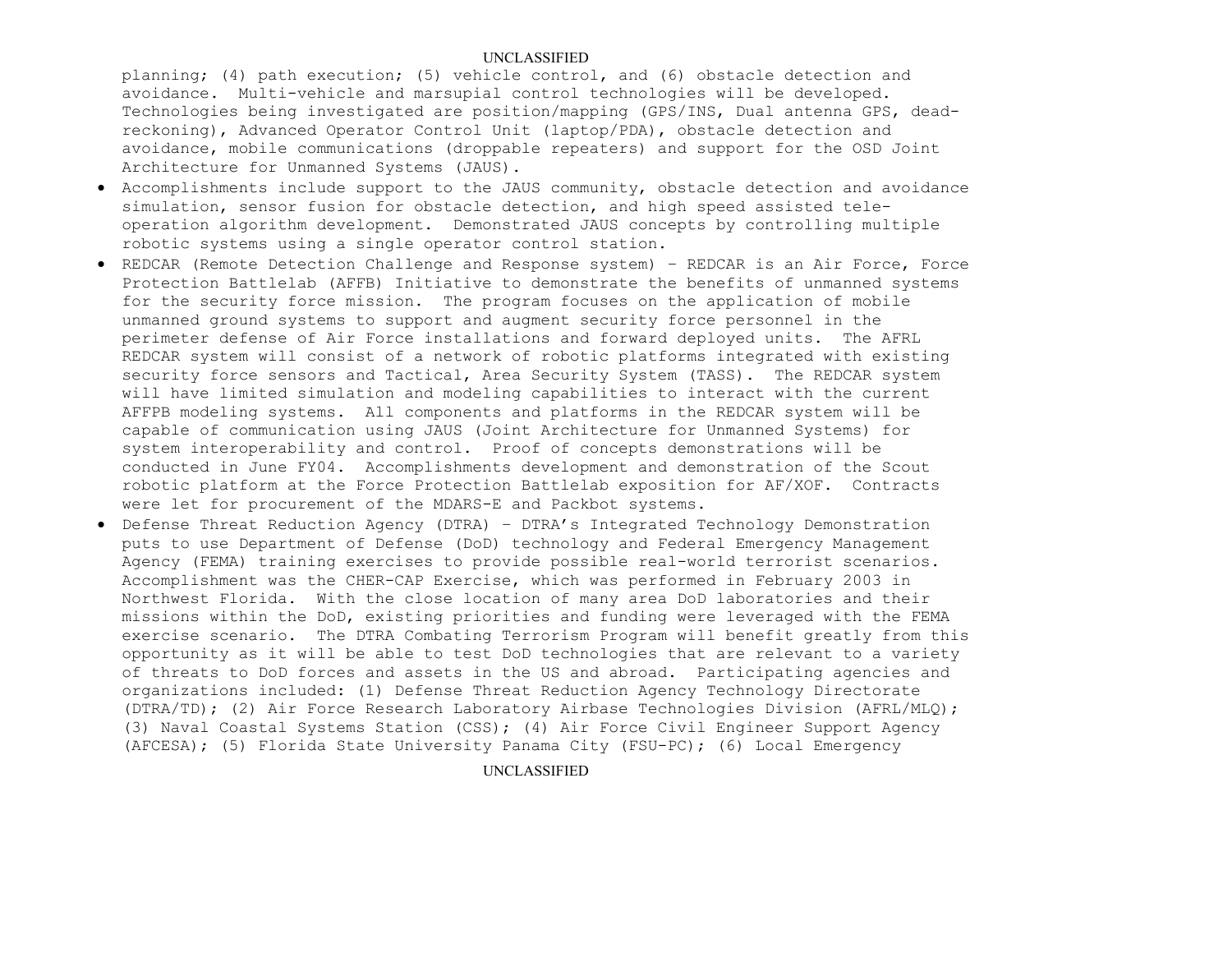planning; (4) path execution; (5) vehicle control, and (6) obstacle detection and avoidance. Multi-vehicle and marsupial control technologies will be developed. Technologies being investigated are position/mapping (GPS/INS, Dual antenna GPS, dead-reckoning), Advanced Operator Control Unit (laptop/PDA), obstacle detection and avoidance, mobile communications (droppable repeaters) and support for the OSD Joint Architecture for Unmanned Systems (JAUS).

- Accomplishments include support to the JAUS community, obstacle detection and avoidance simulation, sensor fusion for obstacle detection, and high speed assisted tele-operation algorithm development. Demonstrated JAUS concepts by controlling multiple robotic systems using a single operator control station.
- REDCAR (Remote Detection Challenge and Response system) – REDCAR is an Air Force, Force Protection Battlelab (AFFB) Initiative to demonstrate the benefits of unmanned systems for the security force mission. The program focuses on the application of mobile unmanned ground systems to support and augment security force personnel in the perimeter defense of Air Force installations and forward deployed units. The AFRL REDCAR system will consist of a network of robotic platforms integrated with existing security force sensors and Tactical, Area Security System (TASS). The REDCAR system will have limited simulation and modeling capabilities to interact with the current AFFPB modeling systems. All components and platforms in the REDCAR system will be capable of communication using JAUS (Joint Architecture for Unmanned Systems) for system interoperability and control. Proof of concepts demonstrations will be conducted in June FY04. Accomplishments development and demonstration of the Scout robotic platform at the Force Protection Battlelab exposition for AF/XOF. Contracts were let for procurement of the MDARS-E and Packbot systems.
- Defense Threat Reduction Agency (DTRA) – DTRA's Integrated Technology Demonstration puts to use Department of Defense (DoD) technology and Federal Emergency Management Agency (FEMA) training exercises to provide possible real-world terrorist scenarios. Accomplishment was the CHER-CAP Exercise, which was performed in February 2003 in Northwest Florida. With the close location of many area DoD laboratories and their missions within the DoD, existing priorities and funding were leveraged with the FEMA exercise scenario. The DTRA Combating Terrorism Program will benefit greatly from this opportunity as it will be able to test DoD technologies that are relevant to a variety of threats to DoD forces and assets in the US and abroad. Participating agencies and organizations included: (1) Defense Threat Reduction Agency Technology Directorate (DTRA/TD); (2) Air Force Research Laboratory Airbase Technologies Division (AFRL/MLQ); (3) Naval Coastal Systems Station (CSS); (4) Air Force Civil Engineer Support Agency (AFCESA); (5) Florida State University Panama City (FSU-PC); (6) Local Emergency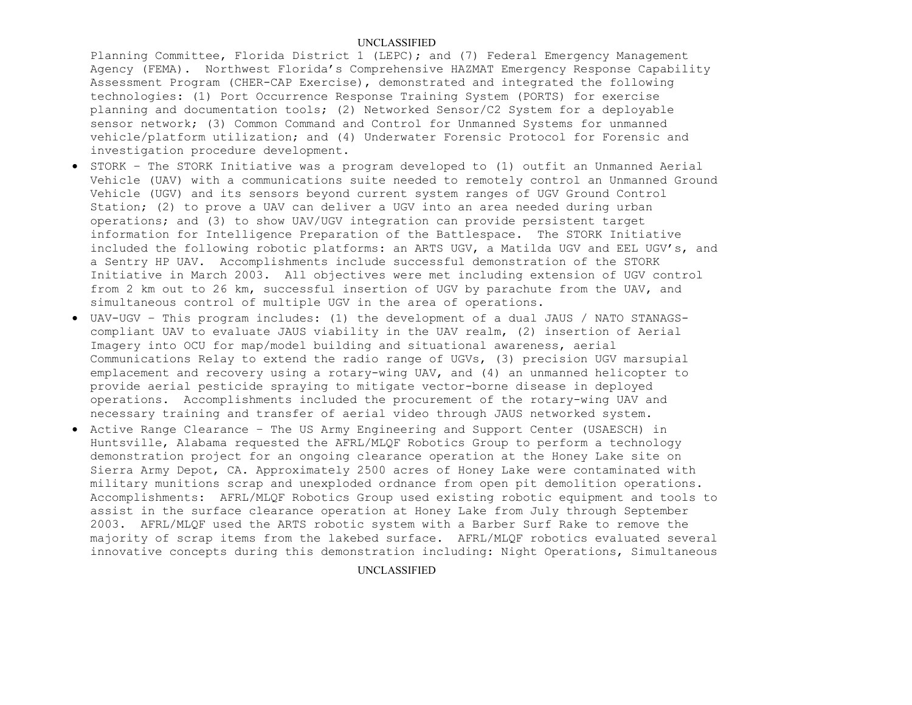Planning Committee, Florida District 1 (LEPC); and (7) Federal Emergency Management Agency (FEMA). Northwest Florida's Comprehensive HAZMAT Emergency Response Capability Assessment Program (CHER-CAP Exercise), demonstrated and integrated the following technologies: (1) Port Occurrence Response Training System (PORTS) for exercise planning and documentation tools; (2) Networked Sensor/C2 System for a deployable sensor network; (3) Common Command and Control for Unmanned Systems for unmanned vehicle/platform utilization; and (4) Underwater Forensic Protocol for Forensic and investigation procedure development.

- STORK – The STORK Initiative was a program developed to (1) outfit an Unmanned Aerial Vehicle (UAV) with a communications suite needed to remotely control an Unmanned Ground Vehicle (UGV) and its sensors beyond current system ranges of UGV Ground Control Station; (2) to prove a UAV can deliver a UGV into an area needed during urban operations; and (3) to show UAV/UGV integration can provide persistent target information for Intelligence Preparation of the Battlespace. The STORK Initiative included the following robotic platforms: an ARTS UGV, a Matilda UGV and EEL UGV's, and a Sentry HP UAV. Accomplishments include successful demonstration of the STORK Initiative in March 2003. All objectives were met including extension of UGV control from 2 km out to 26 km, successful insertion of UGV by parachute from the UAV, and simultaneous control of multiple UGV in the area of operations.
- UAV-UGV – This program includes: (1) the development of a dual JAUS / NATO STANAGS-compliant UAV to evaluate JAUS viability in the UAV realm, (2) insertion of Aerial Imagery into OCU for map/model building and situational awareness, aerial Communications Relay to extend the radio range of UGVs, (3) precision UGV marsupial emplacement and recovery using a rotary-wing UAV, and (4) an unmanned helicopter to provide aerial pesticide spraying to mitigate vector-borne disease in deployed operations. Accomplishments included the procurement of the rotary-wing UAV and necessary training and transfer of aerial video through JAUS networked system.
- Active Range Clearance – The US Army Engineering and Support Center (USAESCH) in Huntsville, Alabama requested the AFRL/MLQF Robotics Group to perform a technology demonstration project for an ongoing clearance operation at the Honey Lake site on Sierra Army Depot, CA. Approximately 2500 acres of Honey Lake were contaminated with military munitions scrap and unexploded ordnance from open pit demolition operations. Accomplishments: AFRL/MLQF Robotics Group used existing robotic equipment and tools to assist in the surface clearance operation at Honey Lake from July through September 2003. AFRL/MLQF used the ARTS robotic system with a Barber Surf Rake to remove the majority of scrap items from the lakebed surface. AFRL/MLQF robotics evaluated several innovative concepts during this demonstration including: Night Operations, Simultaneous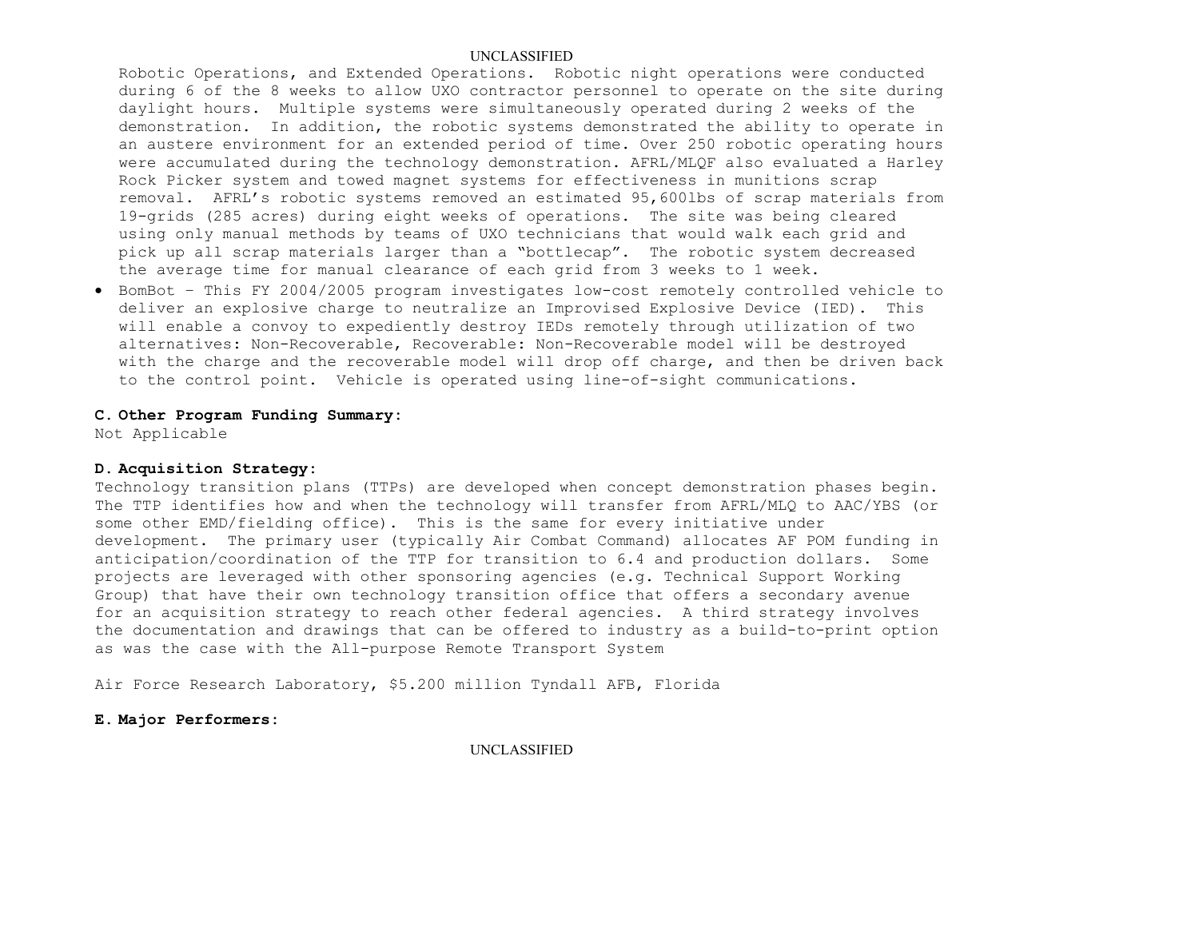Robotic Operations, and Extended Operations. Robotic night operations were conducted during 6 of the 8 weeks to allow UXO contractor personnel to operate on the site during daylight hours. Multiple systems were simultaneously operated during 2 weeks of the demonstration. In addition, the robotic systems demonstrated the ability to operate in an austere environment for an extended period of time. Over 250 robotic operating hours were accumulated during the technology demonstration. AFRL/MLQF also evaluated a Harley Rock Picker system and towed magnet systems for effectiveness in munitions scrap removal. AFRL's robotic systems removed an estimated 95,600lbs of scrap materials from 19-grids (285 acres) during eight weeks of operations. The site was being cleared using only manual methods by teams of UXO technicians that would walk each grid and pick up all scrap materials larger than a "bottlecap". The robotic system decreased the average time for manual clearance of each grid from 3 weeks to 1 week.

- BomBot – This FY 2004/2005 program investigates low-cost remotely controlled vehicle to deliver an explosive charge to neutralize an Improvised Explosive Device (IED). This will enable a convoy to expediently destroy IEDs remotely through utilization of two alternatives: Non-Recoverable, Recoverable: Non-Recoverable model will be destroyed with the charge and the recoverable model will drop off charge, and then be driven back to the control point. Vehicle is operated using line-of-sight communications.

**C. Other Program Funding Summary:**

Not Applicable

**D. Acquisition Strategy:**

Technology transition plans (TTPs) are developed when concept demonstration phases begin. The TTP identifies how and when the technology will transfer from AFRL/MLQ to AAC/YBS (or some other EMD/fielding office). This is the same for every initiative under development. The primary user (typically Air Combat Command) allocates AF POM funding in anticipation/coordination of the TTP for transition to 6.4 and production dollars. Some projects are leveraged with other sponsoring agencies (e.g. Technical Support Working Group) that have their own technology transition office that offers a secondary avenue for an acquisition strategy to reach other federal agencies. A third strategy involves the documentation and drawings that can be offered to industry as a build-to-print option as was the case with the All-purpose Remote Transport System

Air Force Research Laboratory, $5.200 million Tyndall AFB, Florida

**E. Major Performers:**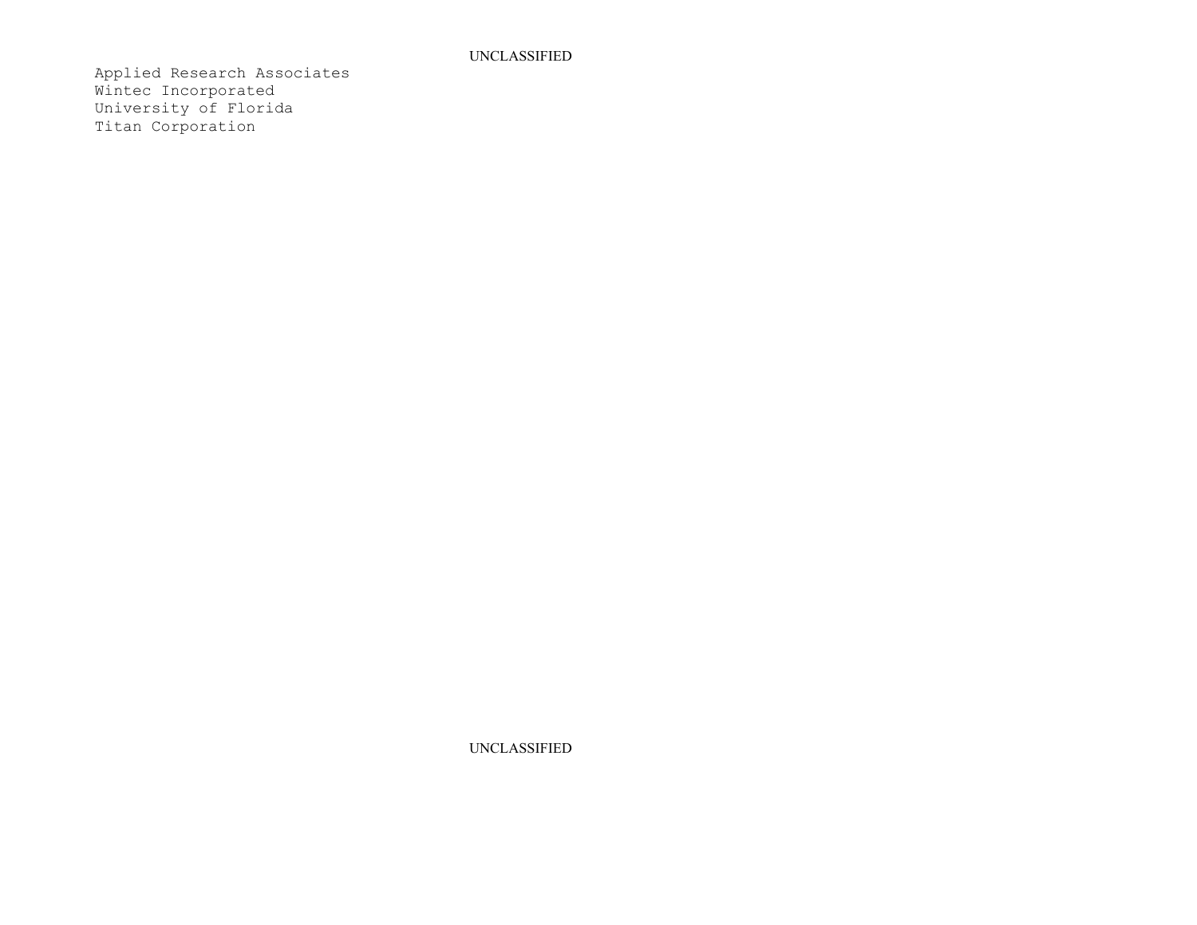Applied Research Associates
Wintec Incorporated
University of Florida
Titan Corporation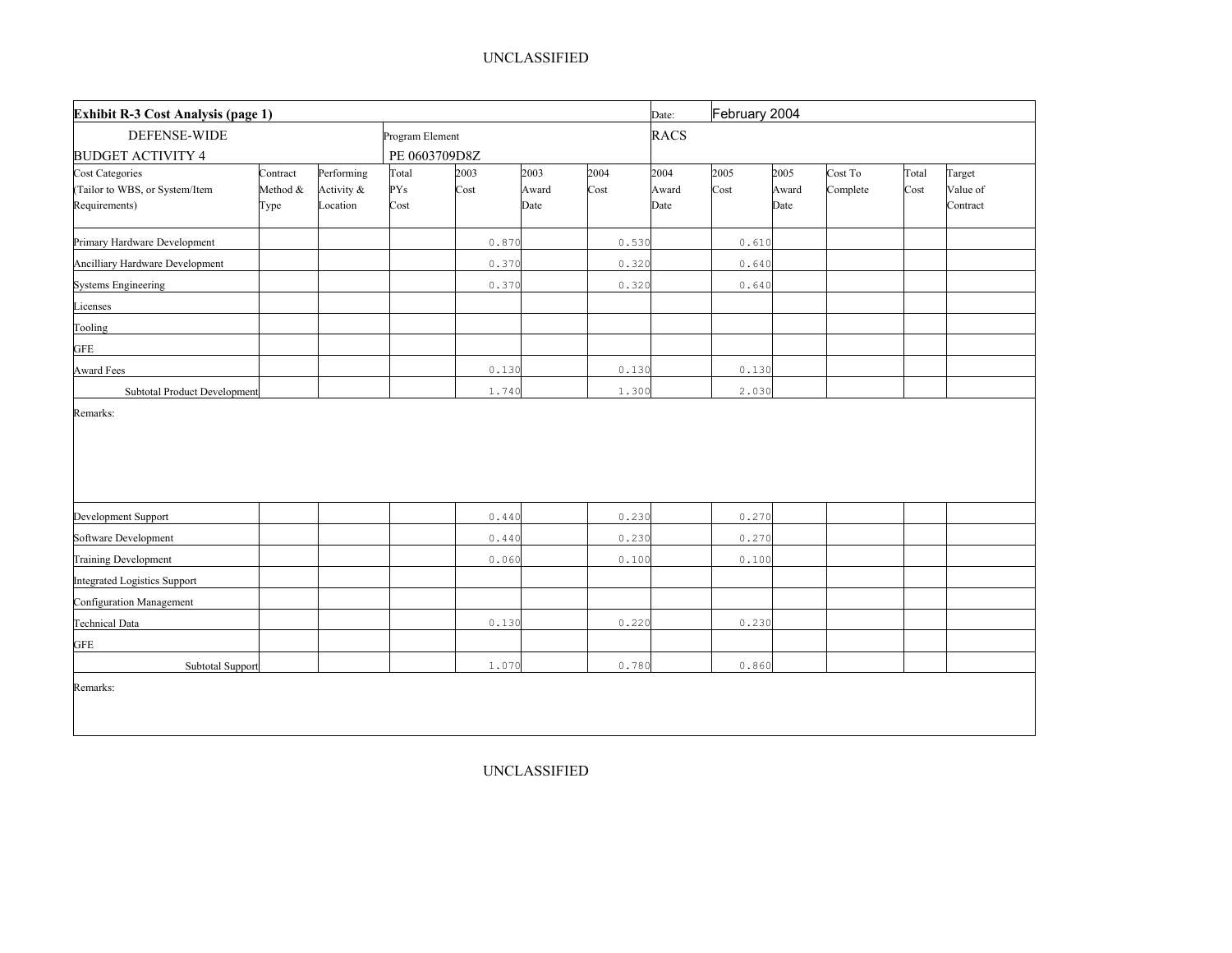**Exhibit R-3 Cost Analysis (page 1)**

Date: February 2004

DEFENSE-WIDE
BUDGET ACTIVITY 4

Program Element
PE 0603709D8Z

RACS

| Cost Categories (Tailor to WBS, or System/Item Requirements) | Contract Method & Type | Performing Activity & Location | Total PYs Cost | 2003 Cost | 2003 Award Date | 2004 Cost | 2004 Award Date | 2005 Cost | 2005 Award Date | Cost To Complete | Total Cost | Target Value of Contract |
|---|---|---|---|---|---|---|---|---|---|---|---|---|
| Primary Hardware Development | | | | 0.870 | | 0.530 | | 0.610 | | | | |
| Ancilliary Hardware Development | | | | 0.370 | | 0.320 | | 0.640 | | | | |
| Systems Engineering | | | | 0.370 | | 0.320 | | 0.640 | | | | |
| Licenses | | | | | | | | | | | | |
| Tooling | | | | | | | | | | | | |
| GFE | | | | | | | | | | | | |
| Award Fees | | | | 0.130 | | 0.130 | | 0.130 | | | | |
| Subtotal Product Development | | | | 1.740 | | 1.300 | | 2.030 | | | | |

Remarks:

| Cost Categories | Contract Method & Type | Performing Activity & Location | Total PYs Cost | 2003 Cost | 2003 Award Date | 2004 Cost | 2004 Award Date | 2005 Cost | 2005 Award Date | Cost To Complete | Total Cost | Target Value of Contract |
|---|---|---|---|---|---|---|---|---|---|---|---|---|
| Development Support | | | | 0.440 | | 0.230 | | 0.270 | | | | |
| Software Development | | | | 0.440 | | 0.230 | | 0.270 | | | | |
| Training Development | | | | 0.060 | | 0.100 | | 0.100 | | | | |
| Integrated Logistics Support | | | | | | | | | | | | |
| Configuration Management | | | | | | | | | | | | |
| Technical Data | | | | 0.130 | | 0.220 | | 0.230 | | | | |
| GFE | | | | | | | | | | | | |
| Subtotal Support | | | | 1.070 | | 0.780 | | 0.860 | | | | |

Remarks: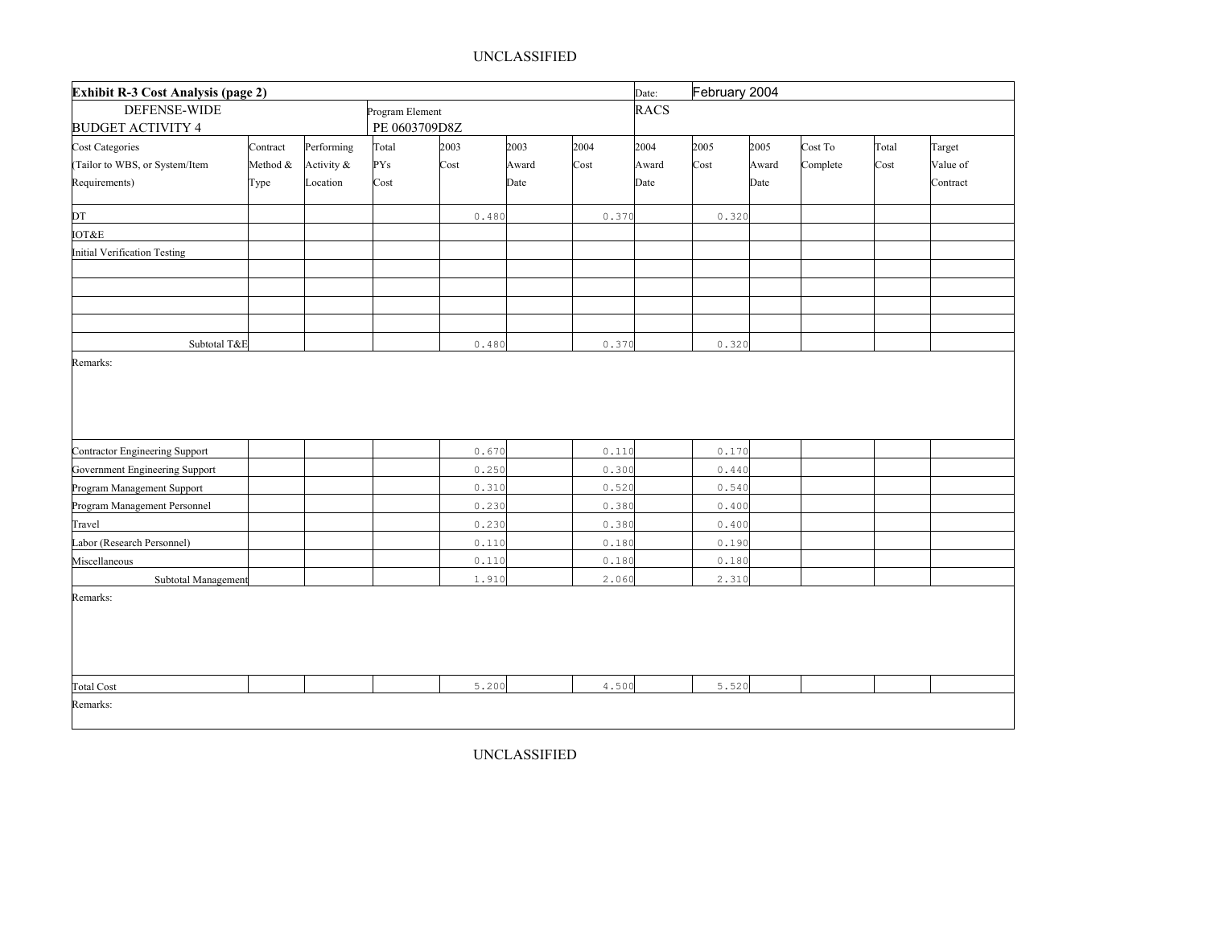UNCLASSIFIED

| Exhibit R-3 Cost Analysis (page 2) | | | | | | | Date: | February 2004 | | | | |
|---|---|---|---|---|---|---|---|---|---|---|---|---|
| DEFENSE-WIDE<br>BUDGET ACTIVITY 4 | | | Program Element<br>PE 0603709D8Z | | | | RACS | | | | | |
| Cost Categories (Tailor to WBS, or System/Item Requirements) | Contract Method & Type | Performing Activity & Location | Total PYs Cost | 2003 Cost | 2003 Award Date | 2004 Cost | 2004 Award Date | 2005 Cost | 2005 Award Date | Cost To Complete | Total Cost | Target Value of Contract |
| DT | | | | 0.480 | | 0.370 | | 0.320 | | | | |
| IOT&E | | | | | | | | | | | | |
| Initial Verification Testing | | | | | | | | | | | | |
| | | | | | | | | | | | | |
| | | | | | | | | | | | | |
| | | | | | | | | | | | | |
| | | | | | | | | | | | | |
| Subtotal T&E | | | | 0.480 | | 0.370 | | 0.320 | | | | |
| Remarks: | | | | | | | | | | | | |
| Contractor Engineering Support | | | | 0.670 | | 0.110 | | 0.170 | | | | |
| Government Engineering Support | | | | 0.250 | | 0.300 | | 0.440 | | | | |
| Program Management Support | | | | 0.310 | | 0.520 | | 0.540 | | | | |
| Program Management Personnel | | | | 0.230 | | 0.380 | | 0.400 | | | | |
| Travel | | | | 0.230 | | 0.380 | | 0.400 | | | | |
| Labor (Research Personnel) | | | | 0.110 | | 0.180 | | 0.190 | | | | |
| Miscellaneous | | | | 0.110 | | 0.180 | | 0.180 | | | | |
| Subtotal Management | | | | 1.910 | | 2.060 | | 2.310 | | | | |
| Remarks: | | | | | | | | | | | | |
| Total Cost | | | | 5.200 | | 4.500 | | 5.520 | | | | |
| Remarks: | | | | | | | | | | | | |

UNCLASSIFIED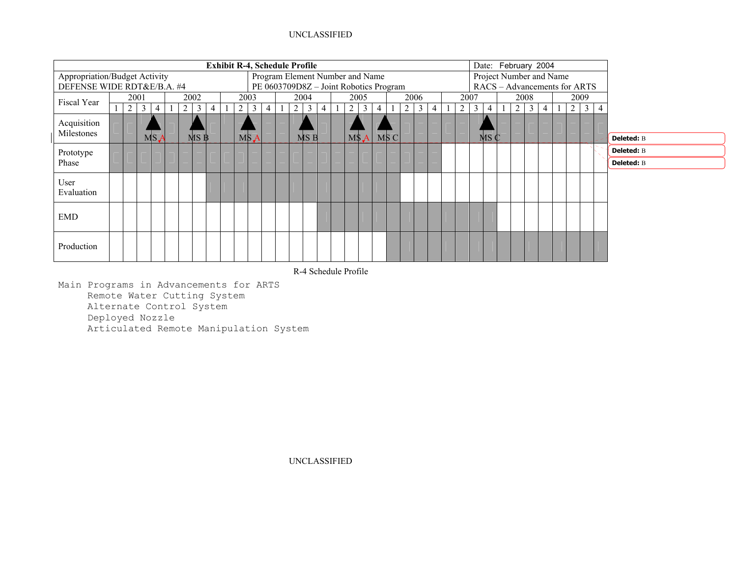| Exhibit R-4, Schedule Profile | | Date: February 2004 |
|---|---|---|
| Appropriation/Budget Activity<br>DEFENSE WIDE RDT&E/B.A. #4 | Program Element Number and Name<br>PE 0603709D8Z – Joint Robotics Program | Project Number and Name<br>RACS – Advancements for ARTS |

| Fiscal Year | 2001 | | | | 2002 | | | | 2003 | | | | 2004 | | | | 2005 | | | | 2006 | | | | 2007 | | | | 2008 | | | | 2009 | | | |
|---|---|---|---|---|---|---|---|---|---|---|---|---|---|---|---|---|---|---|---|---|---|---|---|---|---|---|---|---|---|---|---|---|---|---|---|---|
| | 1 | 2 | 3 | 4 | 1 | 2 | 3 | 4 | 1 | 2 | 3 | 4 | 1 | 2 | 3 | 4 | 1 | 2 | 3 | 4 | 1 | 2 | 3 | 4 | 1 | 2 | 3 | 4 | 1 | 2 | 3 | 4 | 1 | 2 | 3 | 4 |
| Acquisition Milestones | | | | MS A | | | MS B | | | | MS A | | | | MS B | | | | MS A | MS C | | | | | | | | MS C | | | | | | | | |
| Prototype Phase | ■ | ■ | ■ | ■ | ■ | ■ | ■ | ■ | ■ | ■ | ■ | ■ | ■ | ■ | ■ | ■ | ■ | ■ | ■ | ■ | ■ | ■ | ■ | ■ | | | | | | | | | | | | |
| User Evaluation | | | | | | | | ■ | ■ | ■ | ■ | ■ | ■ | ■ | ■ | ■ | ■ | ■ | ■ | ■ | ■ | | | | | | | | | | | | | | | |
| EMD | | | | | | | | | | | | | | | | ■ | ■ | ■ | ■ | ■ | ■ | ■ | ■ | ■ | ■ | ■ | ■ | ■ | | | | | | | | |
| Production | | | | | | | | | | | | | | | | | | | | | ■ | ■ | ■ | ■ | ■ | ■ | ■ | ■ | ■ | ■ | ■ | ■ | ■ | ■ | ■ | ■ |

R-4 Schedule Profile

Main Programs in Advancements for ARTS
- Remote Water Cutting System
- Alternate Control System
- Deployed Nozzle
- Articulated Remote Manipulation System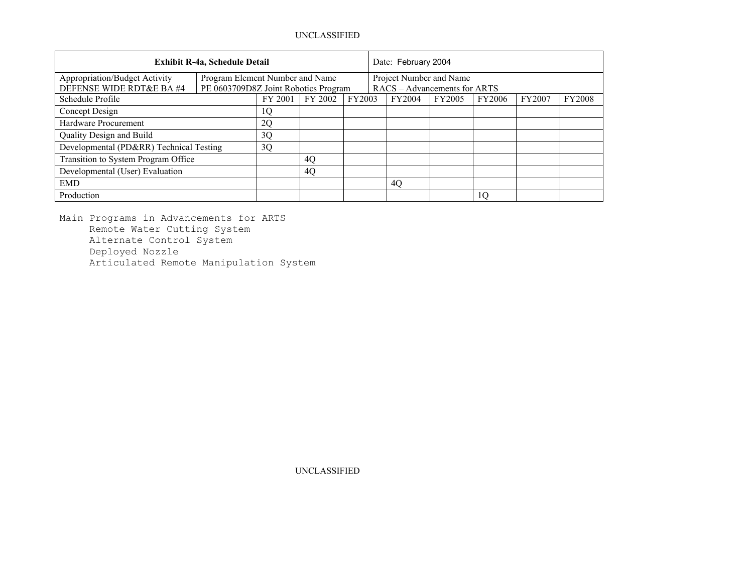| Exhibit R-4a, Schedule Detail | | | | Date: February 2004 | | | | |
|---|---|---|---|---|---|---|---|---|
| Appropriation/Budget Activity<br>DEFENSE WIDE RDT&E BA #4 | Program Element Number and Name<br>PE 0603709D8Z Joint Robotics Program | | | Project Number and Name<br>RACS – Advancements for ARTS | | | | |
| Schedule Profile | FY 2001 | FY 2002 | FY2003 | FY2004 | FY2005 | FY2006 | FY2007 | FY2008 |
| Concept Design | 1Q | | | | | | | |
| Hardware Procurement | 2Q | | | | | | | |
| Quality Design and Build | 3Q | | | | | | | |
| Developmental (PD&RR) Technical Testing | 3Q | | | | | | | |
| Transition to System Program Office | | 4Q | | | | | | |
| Developmental (User) Evaluation | | 4Q | | | | | | |
| EMD | | | | 4Q | | | | |
| Production | | | | | | 1Q | | |

Main Programs in Advancements for ARTS
- Remote Water Cutting System
- Alternate Control System
- Deployed Nozzle
- Articulated Remote Manipulation System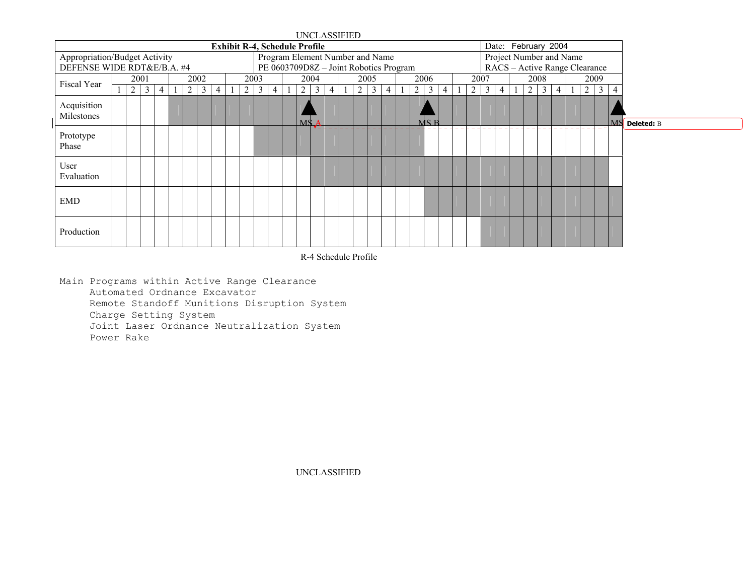UNCLASSIFIED

| Exhibit R-4, Schedule Profile | | Date: February 2004 |
|---|---|---|
| Appropriation/Budget Activity<br>DEFENSE WIDE RDT&E/B.A. #4 | Program Element Number and Name<br>PE 0603709D8Z – Joint Robotics Program | Project Number and Name<br>RACS – Active Range Clearance |

| Fiscal Year | 2001 | | | | 2002 | | | | 2003 | | | | 2004 | | | | 2005 | | | | 2006 | | | | 2007 | | | | 2008 | | | | 2009 | | | |
|---|---|---|---|---|---|---|---|---|---|---|---|---|---|---|---|---|---|---|---|---|---|---|---|---|---|---|---|---|---|---|---|---|---|---|---|---|
| | 1 | 2 | 3 | 4 | 1 | 2 | 3 | 4 | 1 | 2 | 3 | 4 | 1 | 2 | 3 | 4 | 1 | 2 | 3 | 4 | 1 | 2 | 3 | 4 | 1 | 2 | 3 | 4 | 1 | 2 | 3 | 4 | 1 | 2 | 3 | 4 |
| Acquisition Milestones | | | | | | | | | | | | | | MS A | | | | | | | | | MS B | | | | | | | | | | | | | MS |
| Prototype Phase | | | | | | | | | | | | | | | | | | | | | | | | | | | | | | | | | | | | |
| User Evaluation | | | | | | | | | | | | | | | | | | | | | | | | | | | | | | | | | | | | |
| EMD | | | | | | | | | | | | | | | | | | | | | | | | | | | | | | | | | | | | |
| Production | | | | | | | | | | | | | | | | | | | | | | | | | | | | | | | | | | | | |

Deleted: B

R-4 Schedule Profile

Main Programs within Active Range Clearance
- Automated Ordnance Excavator
- Remote Standoff Munitions Disruption System
- Charge Setting System
- Joint Laser Ordnance Neutralization System
- Power Rake

UNCLASSIFIED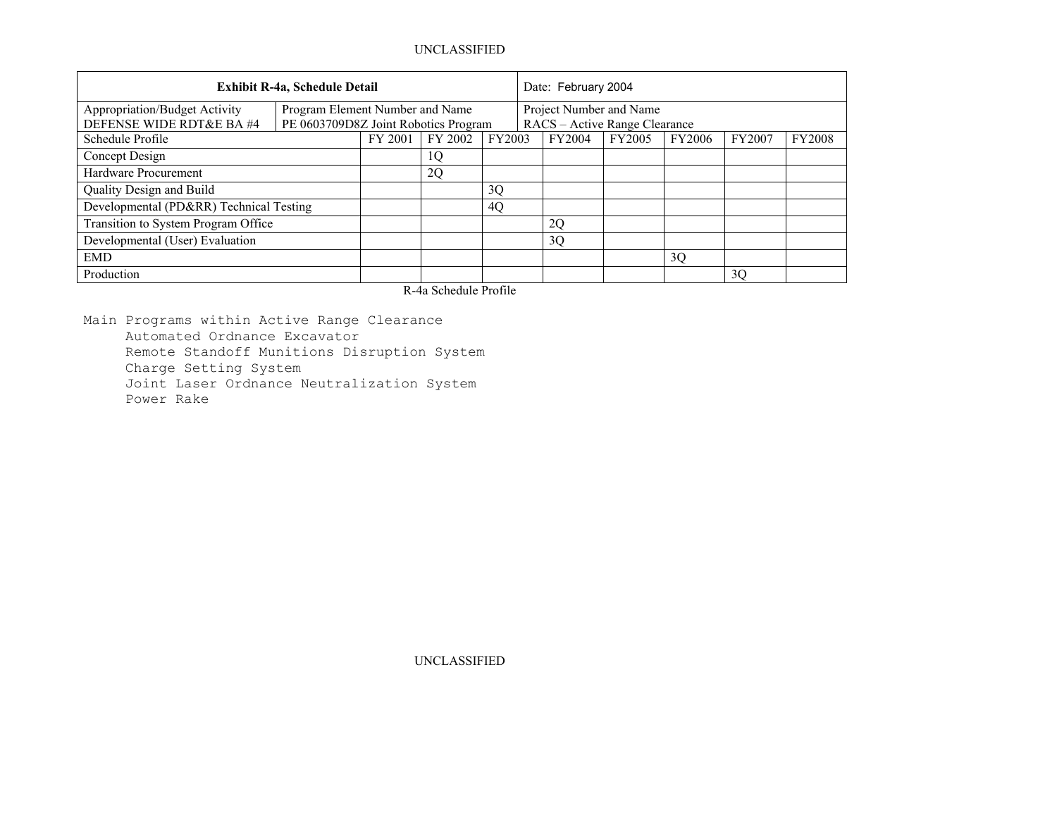UNCLASSIFIED

| Exhibit R-4a, Schedule Detail | | | | | Date: February 2004 | | | | | |
|---|---|---|---|---|---|---|---|---|---|---|
| Appropriation/Budget Activity<br>DEFENSE WIDE RDT&E BA #4 | Program Element Number and Name<br>PE 0603709D8Z Joint Robotics Program | | | | Project Number and Name<br>RACS – Active Range Clearance | | | | | |
| Schedule Profile | | FY 2001 | FY 2002 | FY2003 | FY2004 | FY2005 | FY2006 | FY2007 | FY2008 |
| Concept Design | | | 1Q | | | | | | |
| Hardware Procurement | | | 2Q | | | | | | |
| Quality Design and Build | | | | 3Q | | | | | |
| Developmental (PD&RR) Technical Testing | | | | 4Q | | | | | |
| Transition to System Program Office | | | | | 2Q | | | | |
| Developmental (User) Evaluation | | | | | 3Q | | | | |
| EMD | | | | | | | 3Q | | |
| Production | | | | | | | | 3Q | |

R-4a Schedule Profile

Main Programs within Active Range Clearance
- Automated Ordnance Excavator
- Remote Standoff Munitions Disruption System
- Charge Setting System
- Joint Laser Ordnance Neutralization System
- Power Rake

UNCLASSIFIED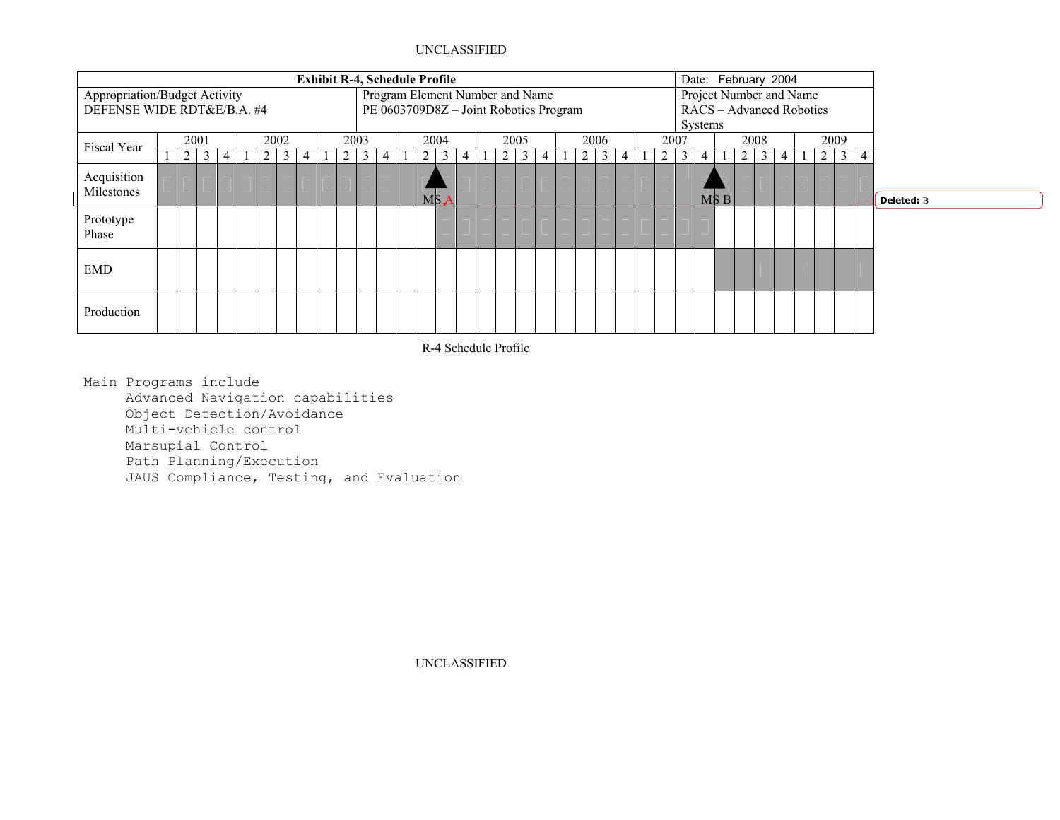| Exhibit R-4, Schedule Profile | | Date: February 2004 |
|---|---|---|
| Appropriation/Budget Activity<br>DEFENSE WIDE RDT&E/B.A. #4 | Program Element Number and Name<br>PE 0603709D8Z – Joint Robotics Program | Project Number and Name<br>RACS – Advanced Robotics Systems |

| Fiscal Year | 2001 | | | | 2002 | | | | 2003 | | | | 2004 | | | | 2005 | | | | 2006 | | | | 2007 | | | | 2008 | | | | 2009 | | | |
|---|---|---|---|---|---|---|---|---|---|---|---|---|---|---|---|---|---|---|---|---|---|---|---|---|---|---|---|---|---|---|---|---|---|---|---|---|
| | 1 | 2 | 3 | 4 | 1 | 2 | 3 | 4 | 1 | 2 | 3 | 4 | 1 | 2 | 3 | 4 | 1 | 2 | 3 | 4 | 1 | 2 | 3 | 4 | 1 | 2 | 3 | 4 | 1 | 2 | 3 | 4 | 1 | 2 | 3 | 4 |
| Acquisition Milestones | | | | | | | | | | | | | | | MS A | | | | | | | | | | | | | | MS B | | | | | | | |
| Prototype Phase | | | | | | | | | | | | | | | | | | | | | | | | | | | | | | | | | | | | |
| EMD | | | | | | | | | | | | | | | | | | | | | | | | | | | | | | | | | | | | |
| Production | | | | | | | | | | | | | | | | | | | | | | | | | | | | | | | | | | | | |

R-4 Schedule Profile

```
Main Programs include
     Advanced Navigation capabilities
     Object Detection/Avoidance
     Multi-vehicle control
     Marsupial Control
     Path Planning/Execution
     JAUS Compliance, Testing, and Evaluation
```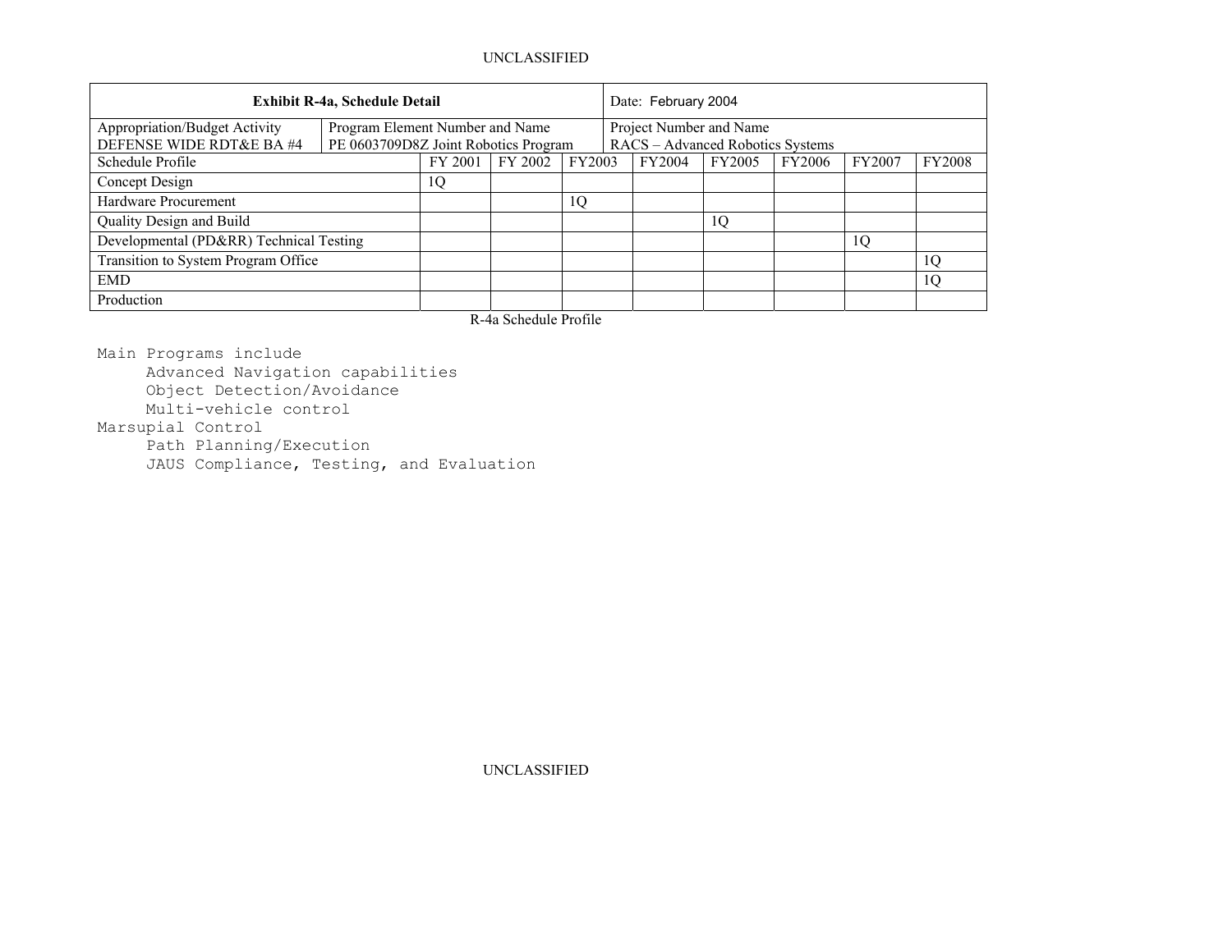| Exhibit R-4a, Schedule Detail | | | | Date: February 2004 | | | | |
|---|---|---|---|---|---|---|---|---|
| Appropriation/Budget Activity<br>DEFENSE WIDE RDT&E BA #4 | Program Element Number and Name<br>PE 0603709D8Z Joint Robotics Program | | | Project Number and Name<br>RACS – Advanced Robotics Systems | | | | |
| Schedule Profile | FY 2001 | FY 2002 | FY2003 | FY2004 | FY2005 | FY2006 | FY2007 | FY2008 |
| Concept Design | 1Q | | | | | | | |
| Hardware Procurement | | | 1Q | | | | | |
| Quality Design and Build | | | | | 1Q | | | |
| Developmental (PD&RR) Technical Testing | | | | | | | 1Q | |
| Transition to System Program Office | | | | | | | | 1Q |
| EMD | | | | | | | | 1Q |
| Production | | | | | | | | |

R-4a Schedule Profile

```
Main Programs include
     Advanced Navigation capabilities
     Object Detection/Avoidance
     Multi-vehicle control
Marsupial Control
     Path Planning/Execution
     JAUS Compliance, Testing, and Evaluation
```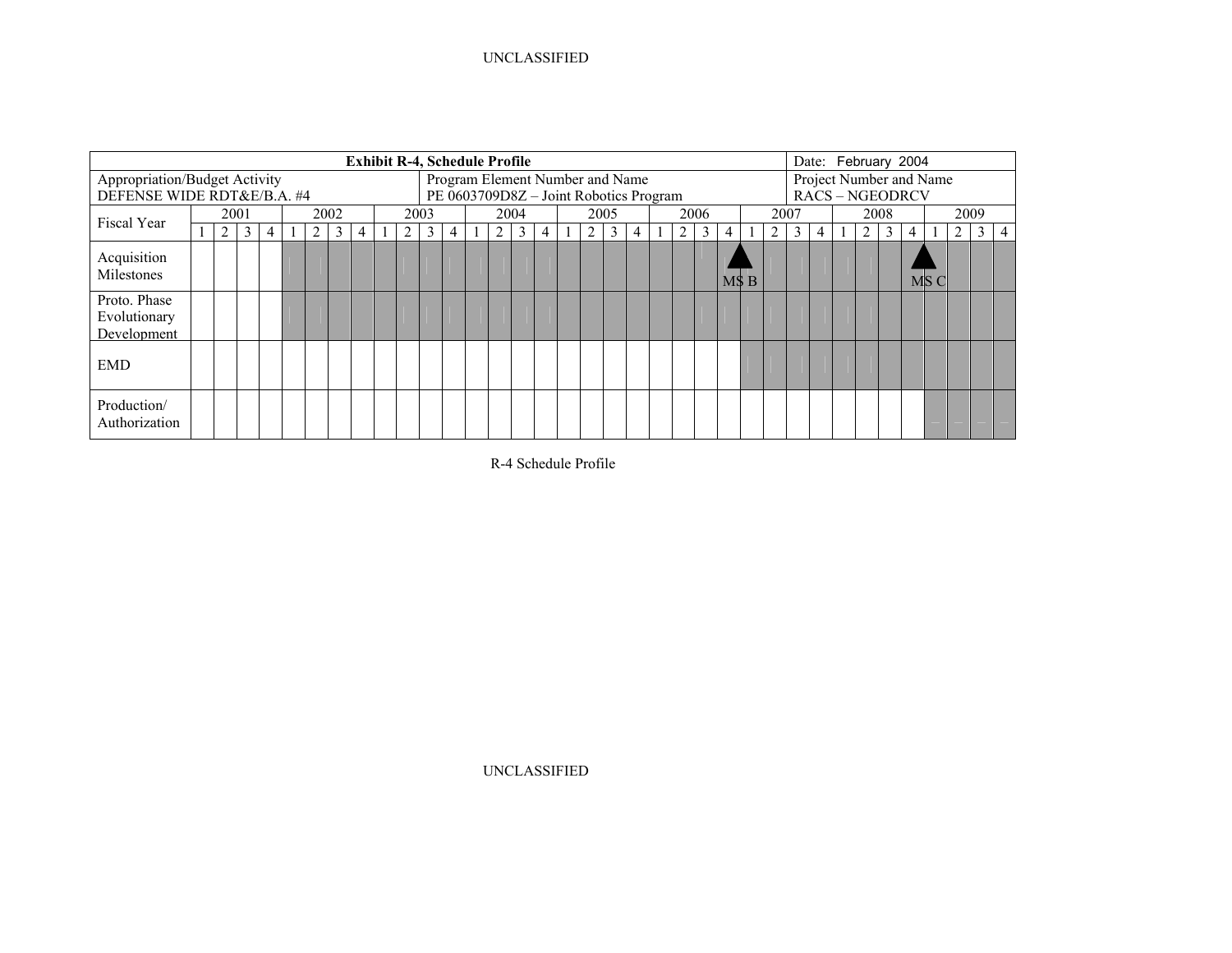| Exhibit R-4, Schedule Profile | | | Date: February 2004 |
|---|---|---|---|
| Appropriation/Budget Activity<br>DEFENSE WIDE RDT&E/B.A. #4 | Program Element Number and Name<br>PE 0603709D8Z – Joint Robotics Program | | Project Number and Name<br>RACS – NGEODRCV |

| Fiscal Year | 2001 | | | | 2002 | | | | 2003 | | | | 2004 | | | | 2005 | | | | 2006 | | | | 2007 | | | | 2008 | | | | 2009 | | | |
|---|---|---|---|---|---|---|---|---|---|---|---|---|---|---|---|---|---|---|---|---|---|---|---|---|---|---|---|---|---|---|---|---|---|---|---|---|
| | 1 | 2 | 3 | 4 | 1 | 2 | 3 | 4 | 1 | 2 | 3 | 4 | 1 | 2 | 3 | 4 | 1 | 2 | 3 | 4 | 1 | 2 | 3 | 4 | 1 | 2 | 3 | 4 | 1 | 2 | 3 | 4 | 1 | 2 | 3 | 4 |
| Acquisition Milestones | | | | | | | | | | | | | | | | | | | | | | | | MS B | | | | | | | | MS C | | | | |
| Proto. Phase Evolutionary Development | | | | | | | | | | | | | | | | | | | | | | | | | | | | | | | | | | | | |
| EMD | | | | | | | | | | | | | | | | | | | | | | | | | | | | | | | | | | | | |
| Production/ Authorization | | | | | | | | | | | | | | | | | | | | | | | | | | | | | | | | | | | | |

R-4 Schedule Profile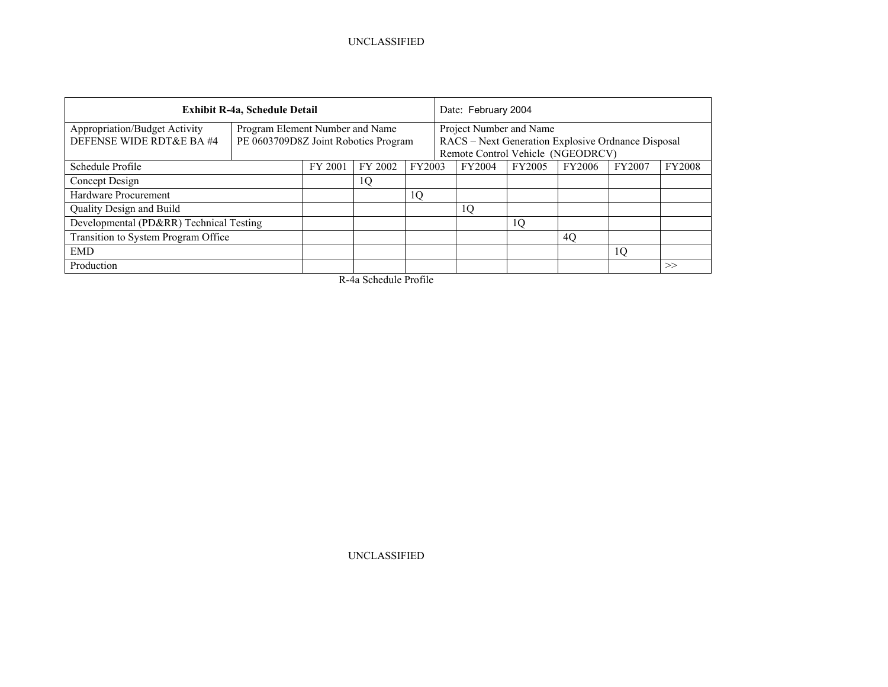| Exhibit R-4a, Schedule Detail | | Date: February 2004 | | | | | | | |
|---|---|---|---|---|---|---|---|---|---|
| Appropriation/Budget Activity<br>DEFENSE WIDE RDT&E BA #4 | Program Element Number and Name<br>PE 0603709D8Z Joint Robotics Program | Project Number and Name<br>RACS – Next Generation Explosive Ordnance Disposal Remote Control Vehicle (NGEODRCV) | | | | | | | |
| Schedule Profile | | FY 2001 | FY 2002 | FY2003 | FY2004 | FY2005 | FY2006 | FY2007 | FY2008 |
| Concept Design | | | 1Q | | | | | | |
| Hardware Procurement | | | | 1Q | | | | | |
| Quality Design and Build | | | | | 1Q | | | | |
| Developmental (PD&RR) Technical Testing | | | | | | 1Q | | | |
| Transition to System Program Office | | | | | | | 4Q | | |
| EMD | | | | | | | | 1Q | |
| Production | | | | | | | | | >> |

R-4a Schedule Profile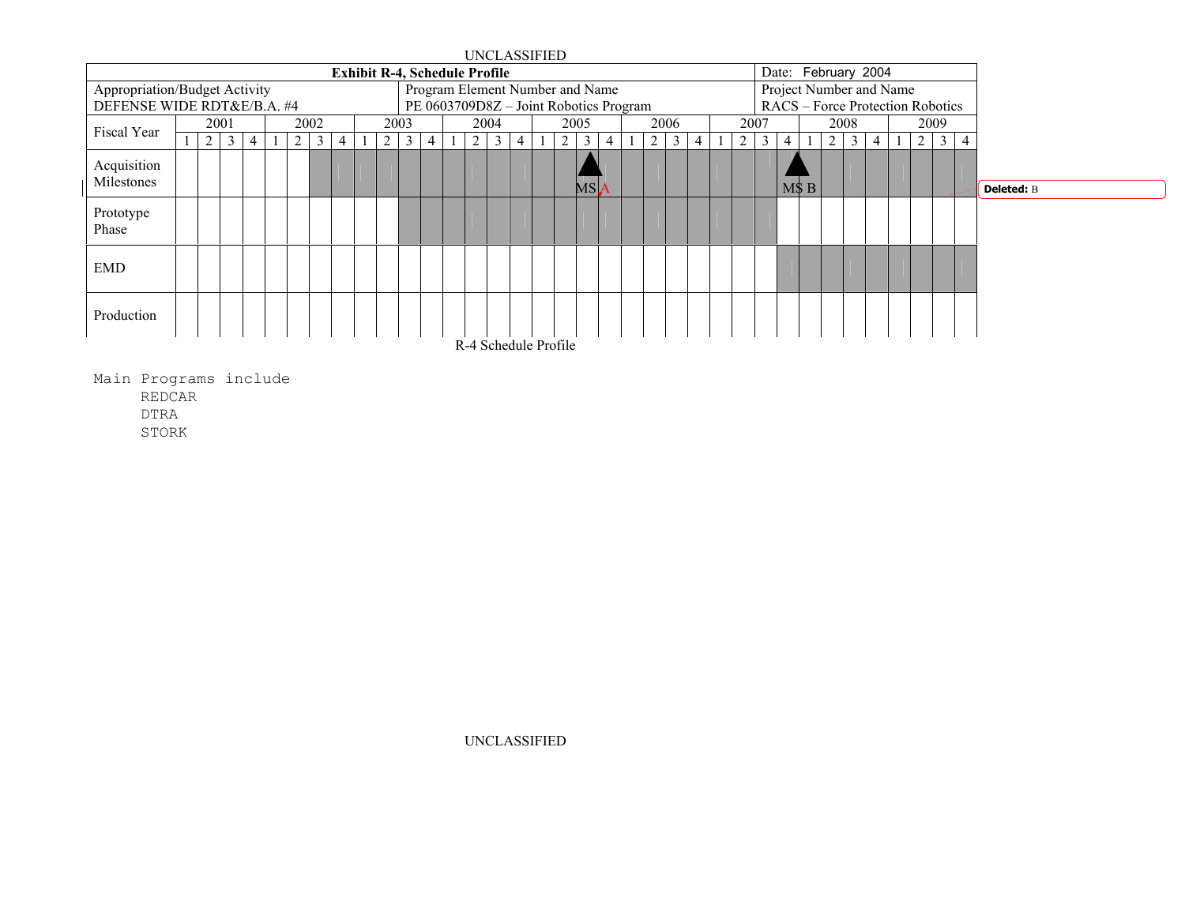UNCLASSIFIED

| **Exhibit R-4, Schedule Profile** | | Date: February 2004 |
|---|---|---|
| Appropriation/Budget Activity<br>DEFENSE WIDE RDT&E/B.A. #4 | Program Element Number and Name<br>PE 0603709D8Z – Joint Robotics Program | Project Number and Name<br>RACS – Force Protection Robotics |

| Fiscal Year | 2001 | | | | 2002 | | | | 2003 | | | | 2004 | | | | 2005 | | | | 2006 | | | | 2007 | | | | 2008 | | | | 2009 | | | |
|---|---|---|---|---|---|---|---|---|---|---|---|---|---|---|---|---|---|---|---|---|---|---|---|---|---|---|---|---|---|---|---|---|---|---|---|---|
| | 1 | 2 | 3 | 4 | 1 | 2 | 3 | 4 | 1 | 2 | 3 | 4 | 1 | 2 | 3 | 4 | 1 | 2 | 3 | 4 | 1 | 2 | 3 | 4 | 1 | 2 | 3 | 4 | 1 | 2 | 3 | 4 | 1 | 2 | 3 | 4 |
| Acquisition Milestones | | | | | | | | | | | | | | | | | | | MS A | | | | | | | | | MS B | | | | | | | | |
| Prototype Phase | | | | | | | | | | | | | | | | | | | | | | | | | | | | | | | | | | | | |
| EMD | | | | | | | | | | | | | | | | | | | | | | | | | | | | | | | | | | | | |
| Production | | | | | | | | | | | | | | | | | | | | | | | | | | | | | | | | | | | | |

R-4 Schedule Profile

Main Programs include

- REDCAR
- DTRA
- STORK

UNCLASSIFIED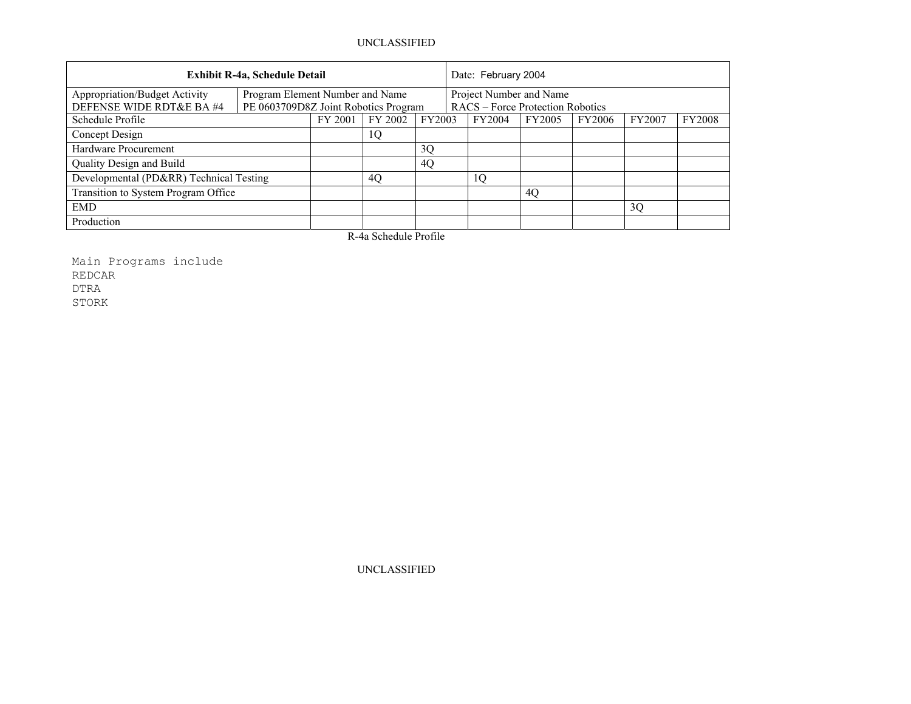| Exhibit R-4a, Schedule Detail | | | | | Date: February 2004 | | | | |
|---|---|---|---|---|---|---|---|---|---|
| Appropriation/Budget Activity<br>DEFENSE WIDE RDT&E BA #4 | Program Element Number and Name<br>PE 0603709D8Z Joint Robotics Program | | | | Project Number and Name<br>RACS – Force Protection Robotics | | | | |
| Schedule Profile | | FY 2001 | FY 2002 | FY2003 | FY2004 | FY2005 | FY2006 | FY2007 | FY2008 |
| Concept Design | | | 1Q | | | | | | |
| Hardware Procurement | | | | 3Q | | | | | |
| Quality Design and Build | | | | 4Q | | | | | |
| Developmental (PD&RR) Technical Testing | | | 4Q | | 1Q | | | | |
| Transition to System Program Office | | | | | | 4Q | | | |
| EMD | | | | | | | | 3Q | |
| Production | | | | | | | | | |

R-4a Schedule Profile

Main Programs include
REDCAR
DTRA
STORK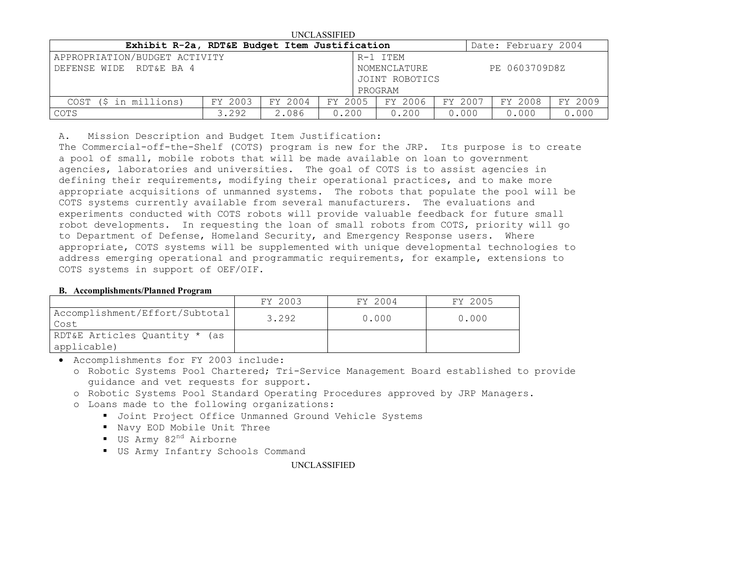| Exhibit R-2a, RDT&E Budget Item Justification | | | | | | Date: February 2004 | |
|---|---|---|---|---|---|---|---|
| APPROPRIATION/BUDGET ACTIVITY<br>DEFENSE WIDE RDT&E BA 4 | | | | R-1 ITEM NOMENCLATURE<br>JOINT ROBOTICS PROGRAM | | PE 0603709D8Z | |
| COST ($ in millions) | FY 2003 | FY 2004 | FY 2005 | FY 2006 | FY 2007 | FY 2008 | FY 2009 |
| COTS | 3.292 | 2.086 | 0.200 | 0.200 | 0.000 | 0.000 | 0.000 |

A. Mission Description and Budget Item Justification:
The Commercial-off-the-Shelf (COTS) program is new for the JRP. Its purpose is to create a pool of small, mobile robots that will be made available on loan to government agencies, laboratories and universities. The goal of COTS is to assist agencies in defining their requirements, modifying their operational practices, and to make more appropriate acquisitions of unmanned systems. The robots that populate the pool will be COTS systems currently available from several manufacturers. The evaluations and experiments conducted with COTS robots will provide valuable feedback for future small robot developments. In requesting the loan of small robots from COTS, priority will go to Department of Defense, Homeland Security, and Emergency Response users. Where appropriate, COTS systems will be supplemented with unique developmental technologies to address emerging operational and programmatic requirements, for example, extensions to COTS systems in support of OEF/OIF.

**B. Accomplishments/Planned Program**

| | FY 2003 | FY 2004 | FY 2005 |
|---|---|---|---|
| Accomplishment/Effort/Subtotal Cost | 3.292 | 0.000 | 0.000 |
| RDT&E Articles Quantity * (as applicable) | | | |

- Accomplishments for FY 2003 include:
  - Robotic Systems Pool Chartered; Tri-Service Management Board established to provide guidance and vet requests for support.
  - Robotic Systems Pool Standard Operating Procedures approved by JRP Managers.
  - Loans made to the following organizations:
    - Joint Project Office Unmanned Ground Vehicle Systems
    - Navy EOD Mobile Unit Three
    - US Army 82nd Airborne
    - US Army Infantry Schools Command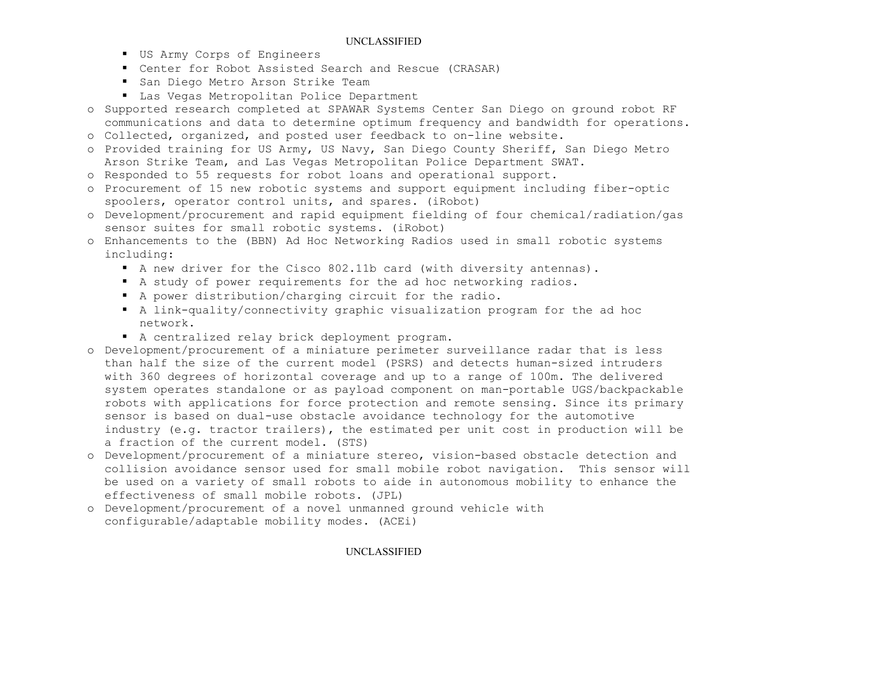- US Army Corps of Engineers
  - Center for Robot Assisted Search and Rescue (CRASAR)
  - San Diego Metro Arson Strike Team
  - Las Vegas Metropolitan Police Department
- Supported research completed at SPAWAR Systems Center San Diego on ground robot RF communications and data to determine optimum frequency and bandwidth for operations.
- Collected, organized, and posted user feedback to on-line website.
- Provided training for US Army, US Navy, San Diego County Sheriff, San Diego Metro Arson Strike Team, and Las Vegas Metropolitan Police Department SWAT.
- Responded to 55 requests for robot loans and operational support.
- Procurement of 15 new robotic systems and support equipment including fiber-optic spoolers, operator control units, and spares. (iRobot)
- Development/procurement and rapid equipment fielding of four chemical/radiation/gas sensor suites for small robotic systems. (iRobot)
- Enhancements to the (BBN) Ad Hoc Networking Radios used in small robotic systems including:
  - A new driver for the Cisco 802.11b card (with diversity antennas).
  - A study of power requirements for the ad hoc networking radios.
  - A power distribution/charging circuit for the radio.
  - A link-quality/connectivity graphic visualization program for the ad hoc network.
  - A centralized relay brick deployment program.
- Development/procurement of a miniature perimeter surveillance radar that is less than half the size of the current model (PSRS) and detects human-sized intruders with 360 degrees of horizontal coverage and up to a range of 100m. The delivered system operates standalone or as payload component on man-portable UGS/backpackable robots with applications for force protection and remote sensing. Since its primary sensor is based on dual-use obstacle avoidance technology for the automotive industry (e.g. tractor trailers), the estimated per unit cost in production will be a fraction of the current model. (STS)
- Development/procurement of a miniature stereo, vision-based obstacle detection and collision avoidance sensor used for small mobile robot navigation. This sensor will be used on a variety of small robots to aide in autonomous mobility to enhance the effectiveness of small mobile robots. (JPL)
- Development/procurement of a novel unmanned ground vehicle with configurable/adaptable mobility modes. (ACEi)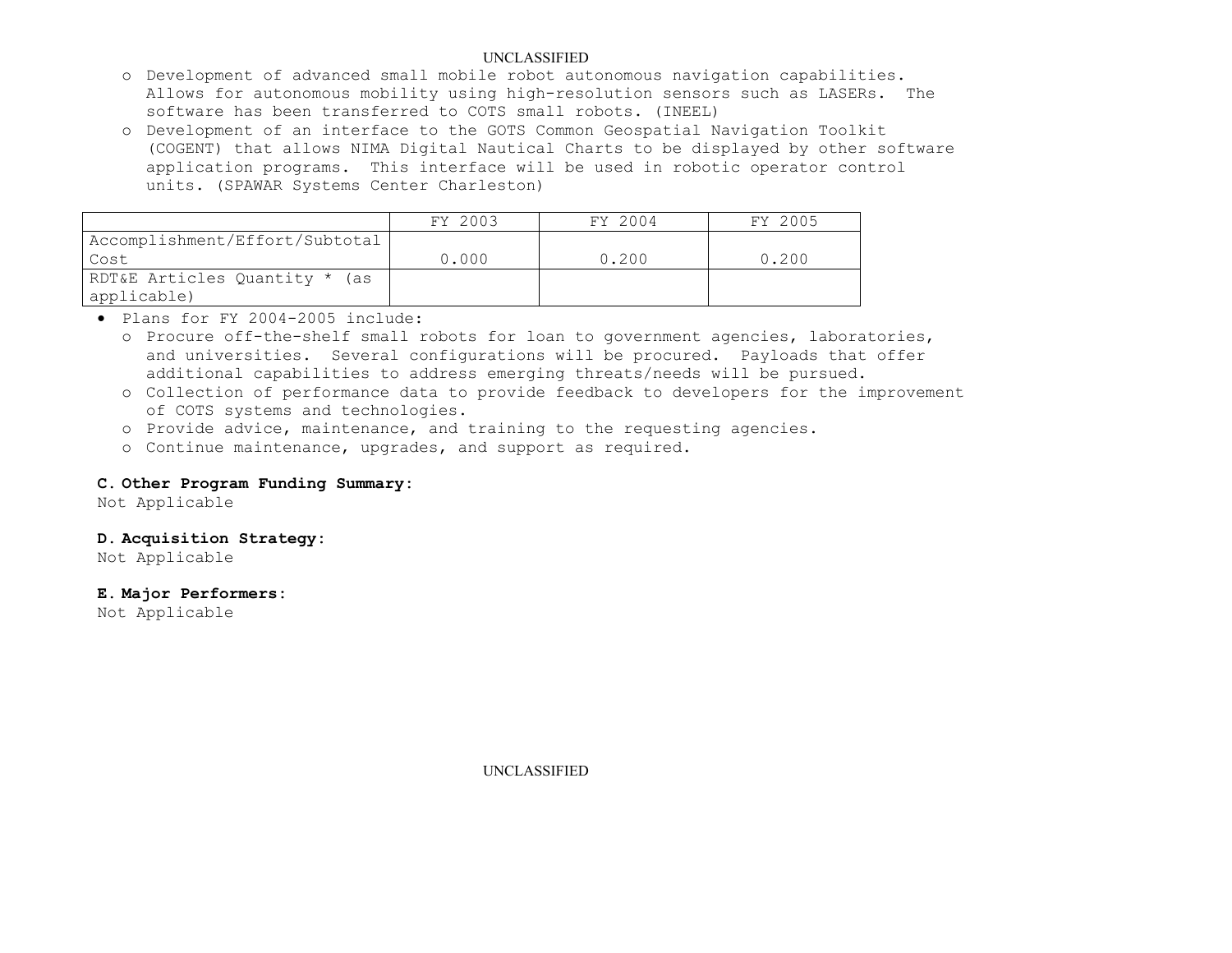- Development of advanced small mobile robot autonomous navigation capabilities. Allows for autonomous mobility using high-resolution sensors such as LASERs. The software has been transferred to COTS small robots. (INEEL)
- Development of an interface to the GOTS Common Geospatial Navigation Toolkit (COGENT) that allows NIMA Digital Nautical Charts to be displayed by other software application programs. This interface will be used in robotic operator control units. (SPAWAR Systems Center Charleston)

| | FY 2003 | FY 2004 | FY 2005 |
|---|---|---|---|
| Accomplishment/Effort/Subtotal Cost | 0.000 | 0.200 | 0.200 |
| RDT&E Articles Quantity * (as applicable) | | | |

- Plans for FY 2004-2005 include:
  - Procure off-the-shelf small robots for loan to government agencies, laboratories, and universities. Several configurations will be procured. Payloads that offer additional capabilities to address emerging threats/needs will be pursued.
  - Collection of performance data to provide feedback to developers for the improvement of COTS systems and technologies.
  - Provide advice, maintenance, and training to the requesting agencies.
  - Continue maintenance, upgrades, and support as required.

**C. Other Program Funding Summary:**
Not Applicable

**D. Acquisition Strategy:**
Not Applicable

**E. Major Performers:**
Not Applicable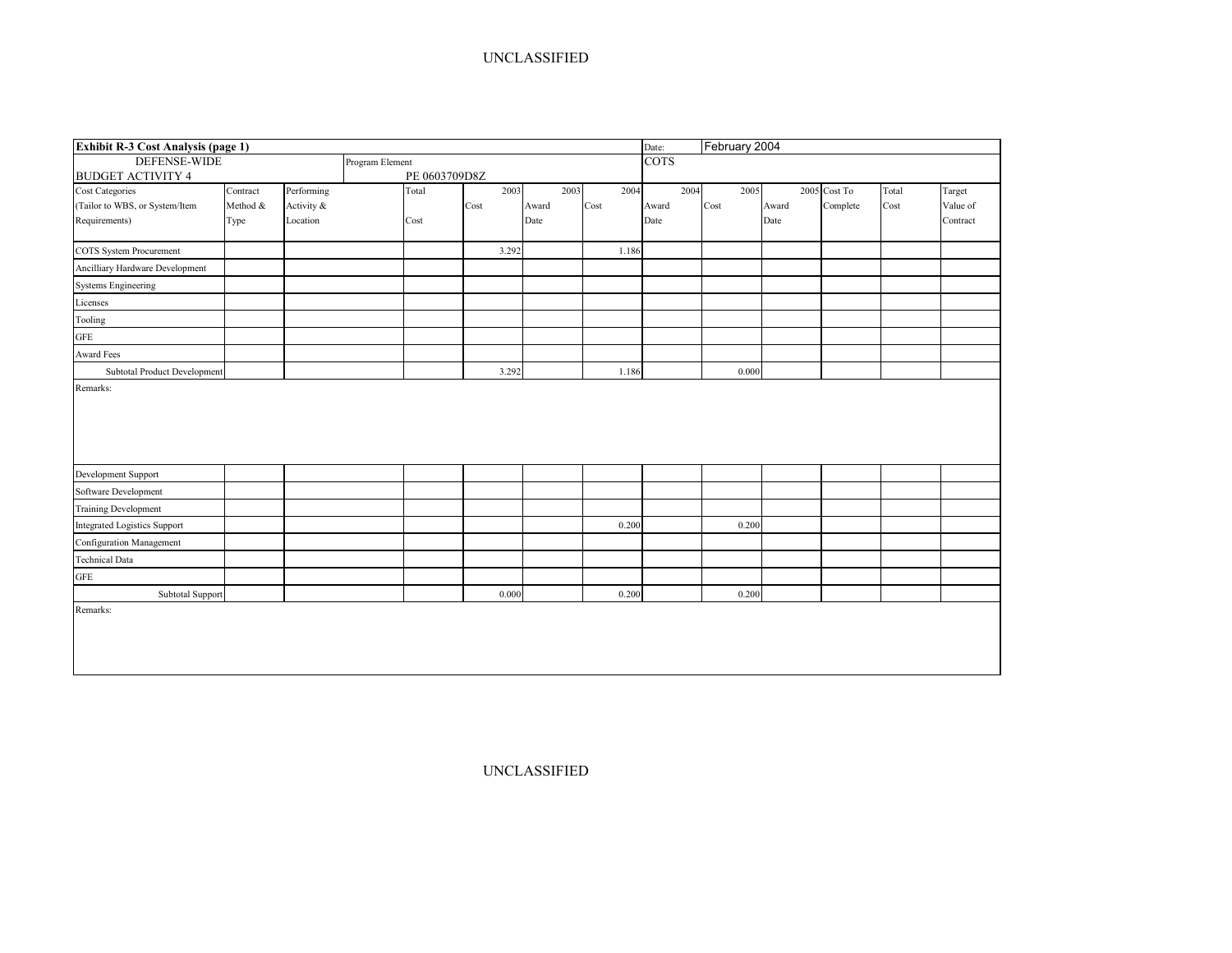**Exhibit R-3 Cost Analysis (page 1)**

| | | | | | | | | | | | | |
|---|---|---|---|---|---|---|---|---|---|---|---|---|
| **Exhibit R-3 Cost Analysis (page 1)** | | | | | | | Date: | February 2004 | | | | |
| DEFENSE-WIDE<br>BUDGET ACTIVITY 4 | | Program Element<br>PE 0603709D8Z | | | | | COTS | | | | | |
| Cost Categories (Tailor to WBS, or System/Item Requirements) | Contract Method & Type | Performing Activity & Location | Total Cost | 2003 Cost | 2003 Award Date | 2004 Cost | 2004 Award Date | 2005 Cost | 2005 Award Date | Cost To Complete | Total Cost | Target Value of Contract |
| COTS System Procurement | | | | 3.292 | | 1.186 | | | | | | |
| Ancilliary Hardware Development | | | | | | | | | | | | |
| Systems Engineering | | | | | | | | | | | | |
| Licenses | | | | | | | | | | | | |
| Tooling | | | | | | | | | | | | |
| GFE | | | | | | | | | | | | |
| Award Fees | | | | | | | | | | | | |
| Subtotal Product Development | | | | 3.292 | | 1.186 | | 0.000 | | | | |
| Remarks: | | | | | | | | | | | | |
| Development Support | | | | | | | | | | | | |
| Software Development | | | | | | | | | | | | |
| Training Development | | | | | | | | | | | | |
| Integrated Logistics Support | | | | | | 0.200 | | 0.200 | | | | |
| Configuration Management | | | | | | | | | | | | |
| Technical Data | | | | | | | | | | | | |
| GFE | | | | | | | | | | | | |
| Subtotal Support | | | | 0.000 | | 0.200 | | 0.200 | | | | |
| Remarks: | | | | | | | | | | | | |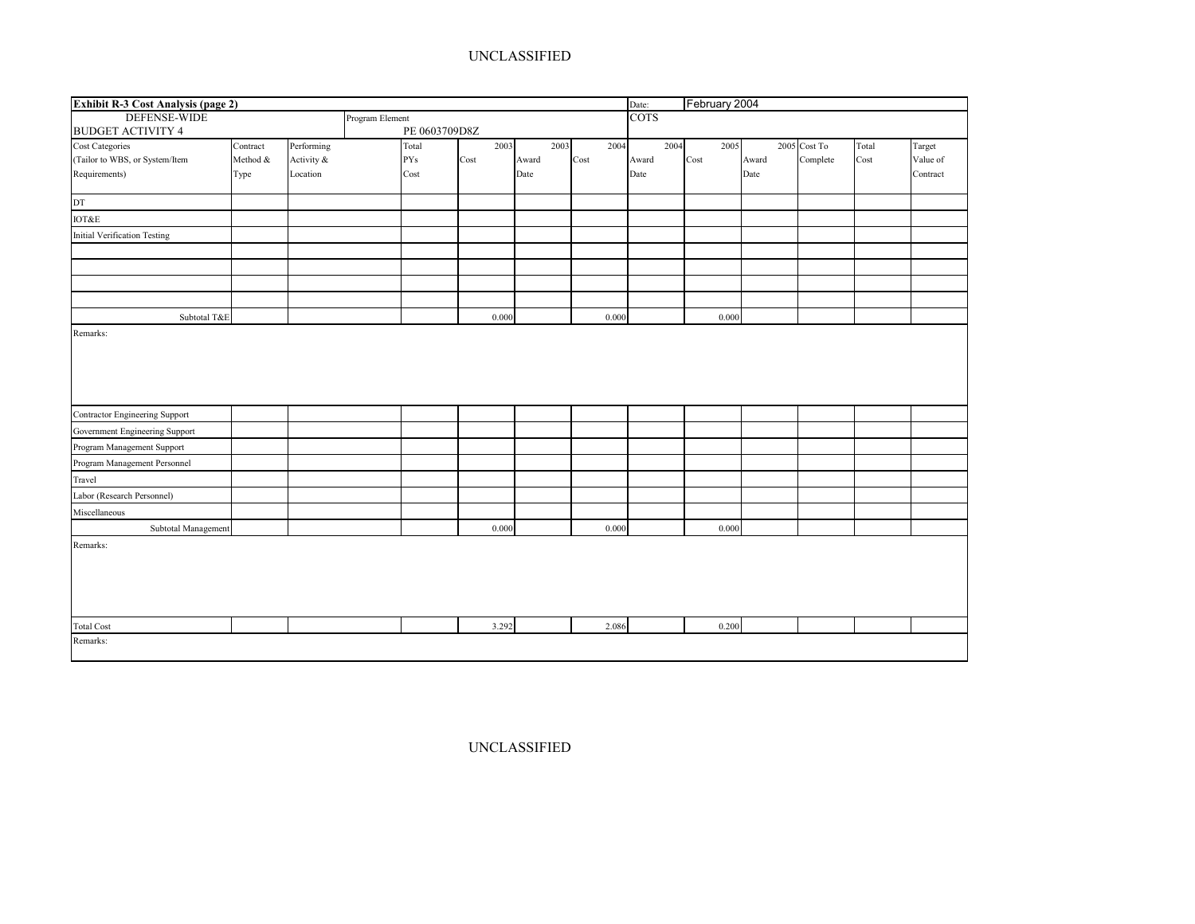| Exhibit R-3 Cost Analysis (page 2) | | | | | | | | Date: | February 2004 | | | | |
|---|---|---|---|---|---|---|---|---|---|---|---|---|---|
| DEFENSE-WIDE<br>BUDGET ACTIVITY 4 | | | Program Element<br>PE 0603709D8Z | | | | | COTS | | | | | |
| Cost Categories<br>(Tailor to WBS, or System/Item Requirements) | Contract Method & Type | Performing Activity & Location | | Total PYs Cost | 2003 Cost | 2003 Award Date | 2004 Cost | 2004 Award Date | 2005 Cost | 2005 Award Date | Cost To Complete | Total Cost | Target Value of Contract |
| DT | | | | | | | | | | | | | |
| IOT&E | | | | | | | | | | | | | |
| Initial Verification Testing | | | | | | | | | | | | | |
| | | | | | | | | | | | | | |
| | | | | | | | | | | | | | |
| | | | | | | | | | | | | | |
| | | | | | | | | | | | | | |
| Subtotal T&E | | | | | 0.000 | | 0.000 | | 0.000 | | | | |
| Remarks: | | | | | | | | | | | | | |
| Contractor Engineering Support | | | | | | | | | | | | | |
| Government Engineering Support | | | | | | | | | | | | | |
| Program Management Support | | | | | | | | | | | | | |
| Program Management Personnel | | | | | | | | | | | | | |
| Travel | | | | | | | | | | | | | |
| Labor (Research Personnel) | | | | | | | | | | | | | |
| Miscellaneous | | | | | | | | | | | | | |
| Subtotal Management | | | | | 0.000 | | 0.000 | | 0.000 | | | | |
| Remarks: | | | | | | | | | | | | | |
| Total Cost | | | | | 3.292 | | 2.086 | | 0.200 | | | | |
| Remarks: | | | | | | | | | | | | | |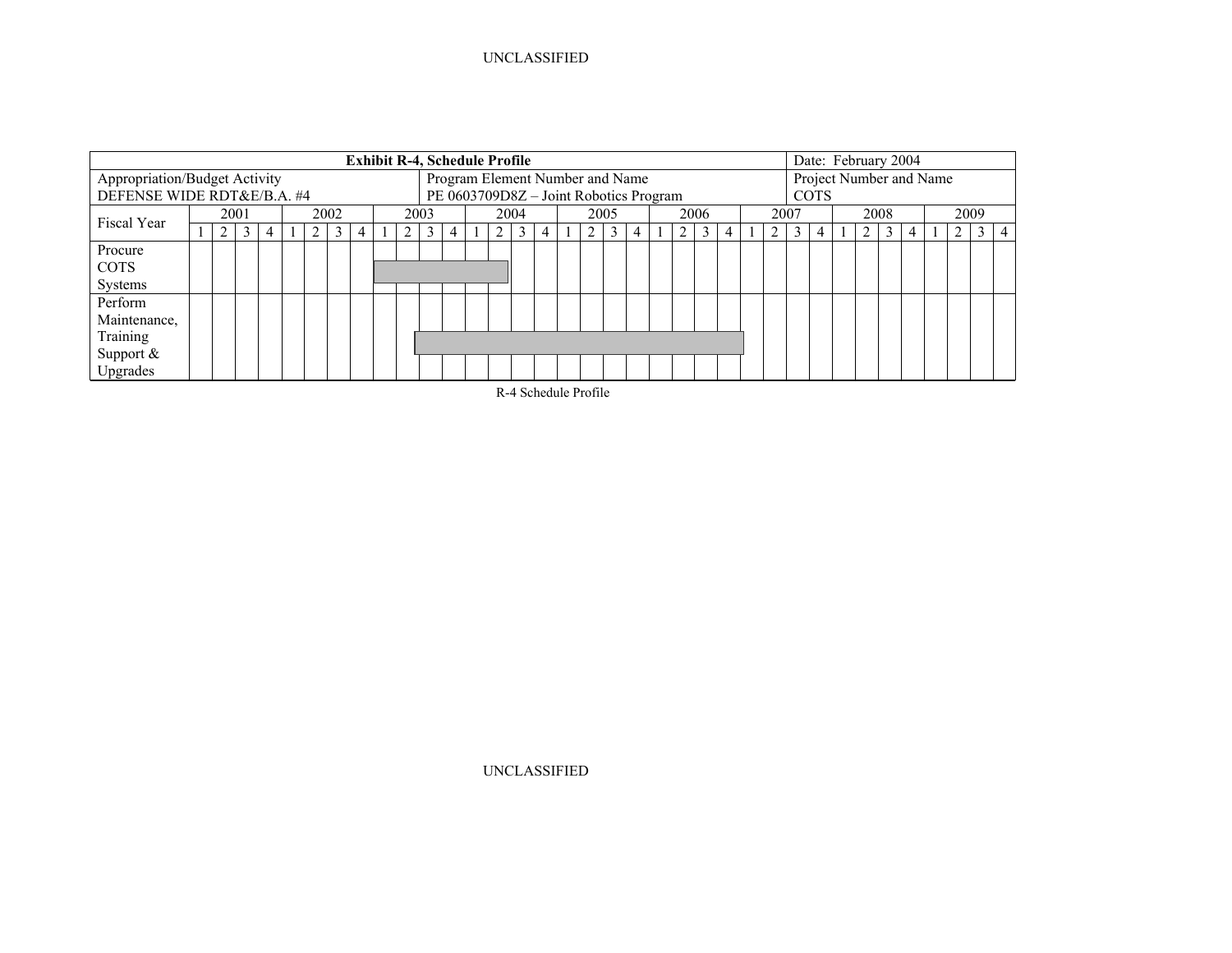**Exhibit R-4, Schedule Profile** — Date: February 2004

| Appropriation/Budget Activity | Program Element Number and Name | Project Number and Name |
|---|---|---|
| DEFENSE WIDE RDT&E/B.A. #4 | PE 0603709D8Z – Joint Robotics Program | COTS |

| Fiscal Year | 2001 | | | | 2002 | | | | 2003 | | | | 2004 | | | | 2005 | | | | 2006 | | | | 2007 | | | | 2008 | | | | 2009 | | | |
|---|---|---|---|---|---|---|---|---|---|---|---|---|---|---|---|---|---|---|---|---|---|---|---|---|---|---|---|---|---|---|---|---|---|---|---|---|
| | 1 | 2 | 3 | 4 | 1 | 2 | 3 | 4 | 1 | 2 | 3 | 4 | 1 | 2 | 3 | 4 | 1 | 2 | 3 | 4 | 1 | 2 | 3 | 4 | 1 | 2 | 3 | 4 | 1 | 2 | 3 | 4 | 1 | 2 | 3 | 4 |
| Procure COTS Systems | | | | | | | | | ■ | ■ | ■ | ■ | ■ | ■ | | | | | | | | | | | | | | | | | | | | | | |
| Perform Maintenance, Training Support & Upgrades | | | | | | | | | | | ■ | ■ | ■ | ■ | ■ | ■ | ■ | ■ | ■ | ■ | ■ | ■ | ■ | ■ | | | | | | | | | | | | |

R-4 Schedule Profile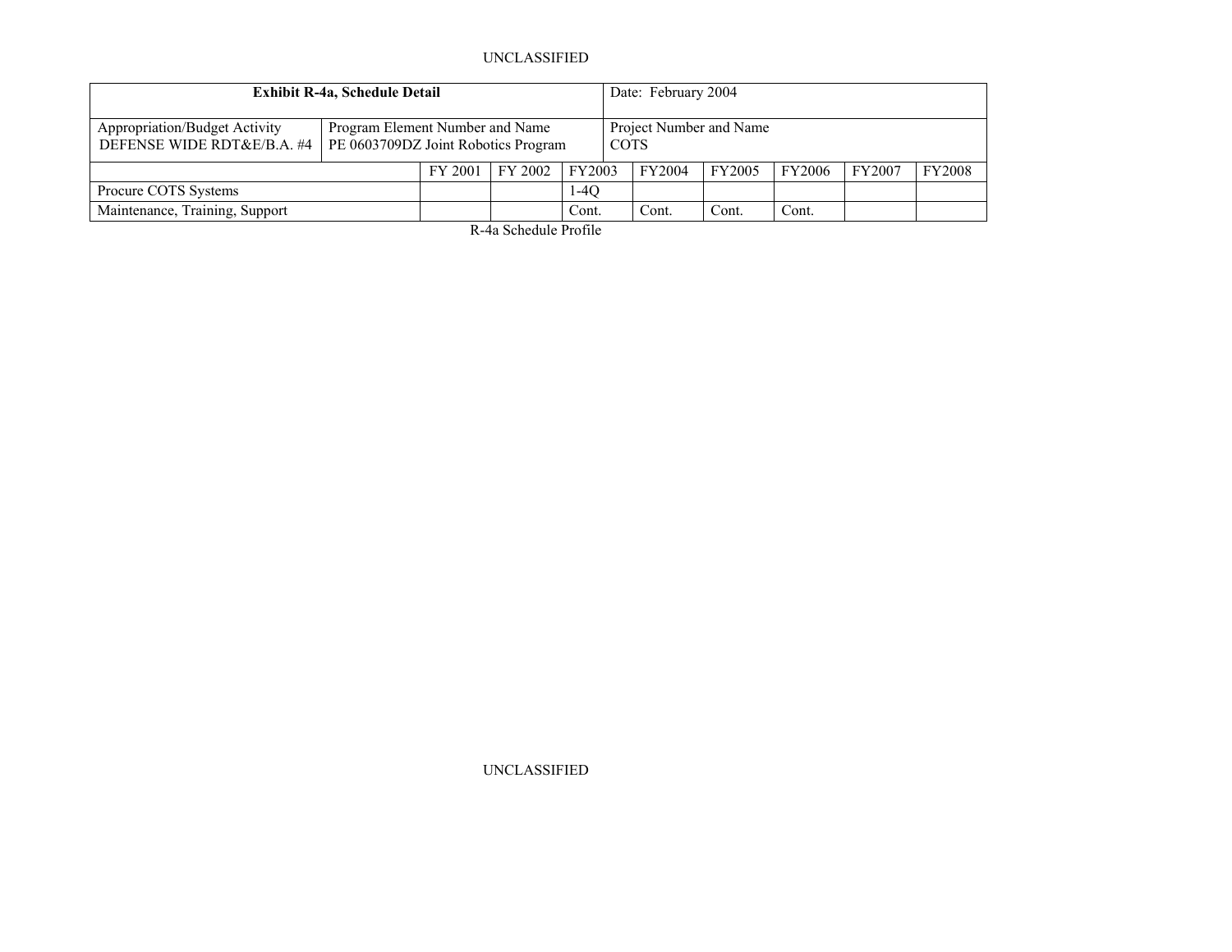| Exhibit R-4a, Schedule Detail | | Date: February 2004 |
|---|---|---|
| Appropriation/Budget Activity<br>DEFENSE WIDE RDT&E/B.A. #4 | Program Element Number and Name<br>PE 0603709DZ Joint Robotics Program | Project Number and Name<br>COTS |

| | FY 2001 | FY 2002 | FY2003 | FY2004 | FY2005 | FY2006 | FY2007 | FY2008 |
|---|---|---|---|---|---|---|---|---|
| Procure COTS Systems | | | 1-4Q | | | | | |
| Maintenance, Training, Support | | | Cont. | Cont. | Cont. | Cont. | | |

R-4a Schedule Profile